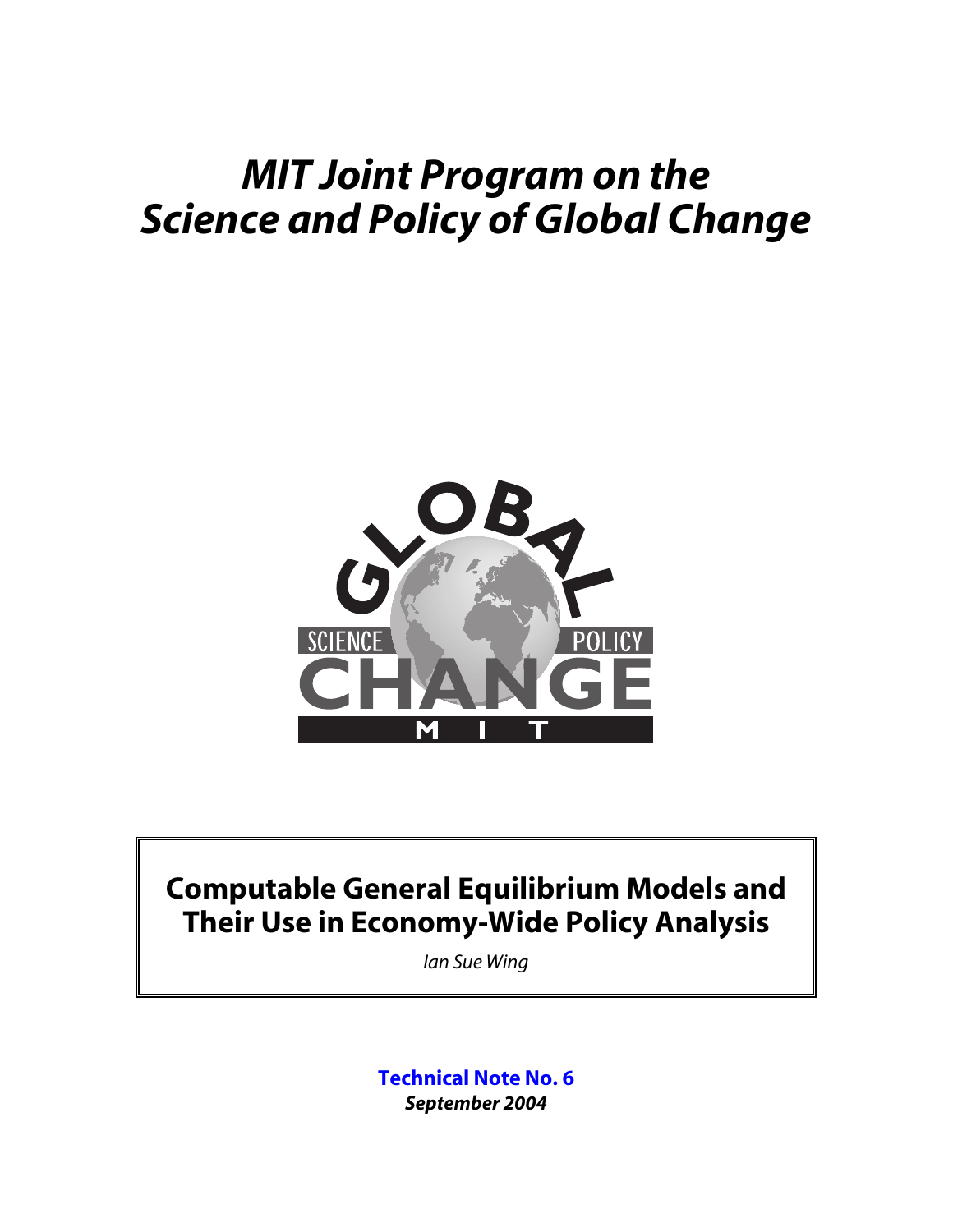# *MIT Joint Program on the Science and Policy of Global Change*

## Computable General Equilibrium Models and Their Use in Economy-Wide Policy Analysis

*Ian Sue Wing*

**Technical Note No. 6**
***September 2004***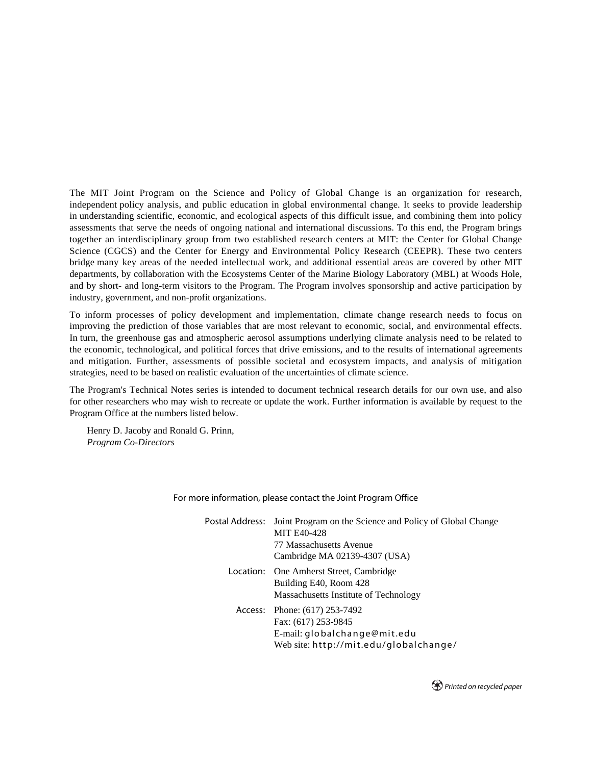The MIT Joint Program on the Science and Policy of Global Change is an organization for research, independent policy analysis, and public education in global environmental change. It seeks to provide leadership in understanding scientific, economic, and ecological aspects of this difficult issue, and combining them into policy assessments that serve the needs of ongoing national and international discussions. To this end, the Program brings together an interdisciplinary group from two established research centers at MIT: the Center for Global Change Science (CGCS) and the Center for Energy and Environmental Policy Research (CEEPR). These two centers bridge many key areas of the needed intellectual work, and additional essential areas are covered by other MIT departments, by collaboration with the Ecosystems Center of the Marine Biology Laboratory (MBL) at Woods Hole, and by short- and long-term visitors to the Program. The Program involves sponsorship and active participation by industry, government, and non-profit organizations.

To inform processes of policy development and implementation, climate change research needs to focus on improving the prediction of those variables that are most relevant to economic, social, and environmental effects. In turn, the greenhouse gas and atmospheric aerosol assumptions underlying climate analysis need to be related to the economic, technological, and political forces that drive emissions, and to the results of international agreements and mitigation. Further, assessments of possible societal and ecosystem impacts, and analysis of mitigation strategies, need to be based on realistic evaluation of the uncertainties of climate science.

The Program's Technical Notes series is intended to document technical research details for our own use, and also for other researchers who may wish to recreate or update the work. Further information is available by request to the Program Office at the numbers listed below.

Henry D. Jacoby and Ronald G. Prinn,
*Program Co-Directors*

For more information, please contact the Joint Program Office

Postal Address: Joint Program on the Science and Policy of Global Change
MIT E40-428
77 Massachusetts Avenue
Cambridge MA 02139-4307 (USA)

Location: One Amherst Street, Cambridge
Building E40, Room 428
Massachusetts Institute of Technology

Access: Phone: (617) 253-7492
Fax: (617) 253-9845
E-mail: globalchange@mit.edu
Web site: http://mit.edu/globalchange/

*Printed on recycled paper*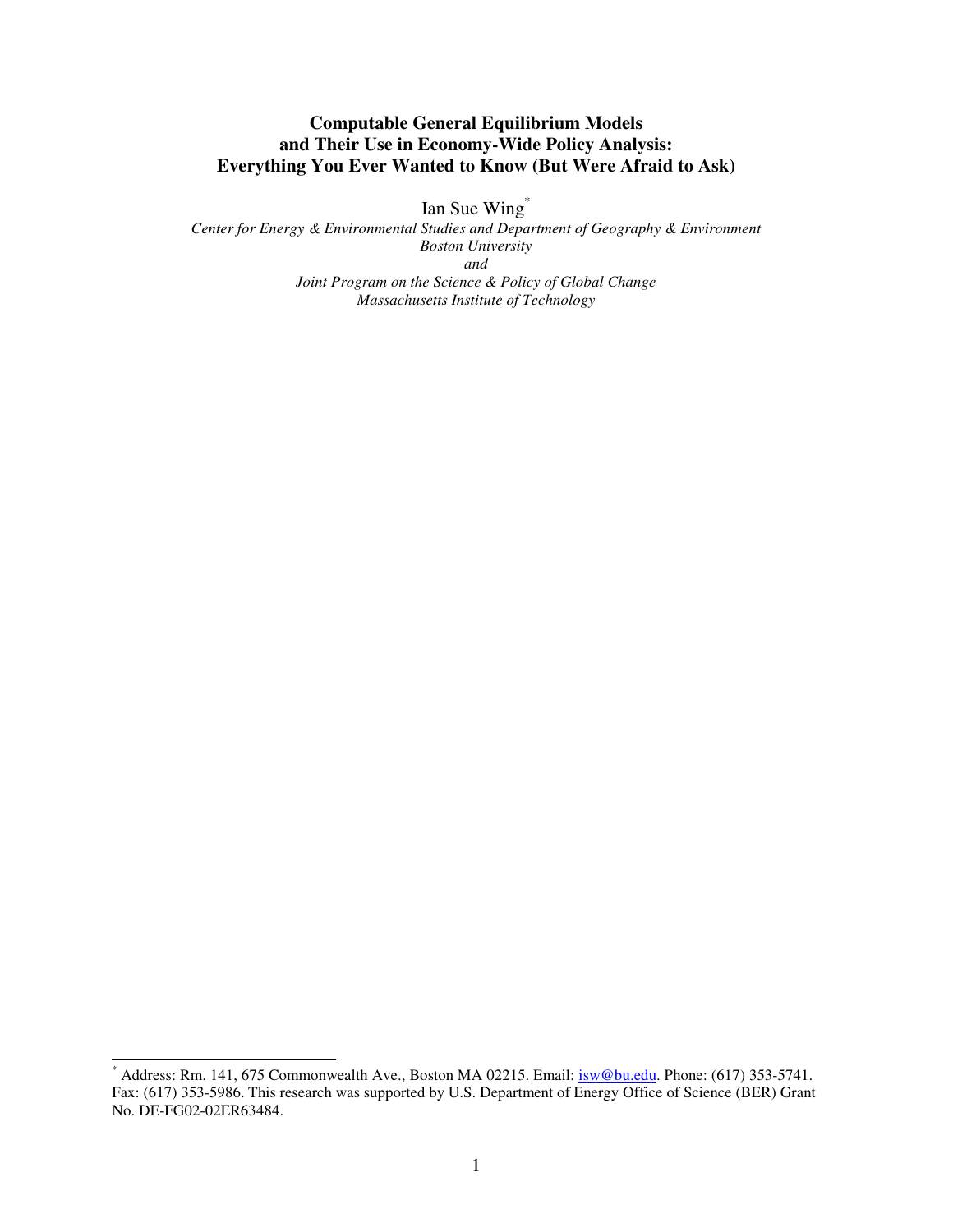# Computable General Equilibrium Models and Their Use in Economy-Wide Policy Analysis: Everything You Ever Wanted to Know (But Were Afraid to Ask)

Ian Sue Wing[*]

*Center for Energy & Environmental Studies and Department of Geography & Environment*
*Boston University*
*and*
*Joint Program on the Science & Policy of Global Change*
*Massachusetts Institute of Technology*

---

[*] Address: Rm. 141, 675 Commonwealth Ave., Boston MA 02215. Email: isw@bu.edu. Phone: (617) 353-5741. Fax: (617) 353-5986. This research was supported by U.S. Department of Energy Office of Science (BER) Grant No. DE-FG02-02ER63484.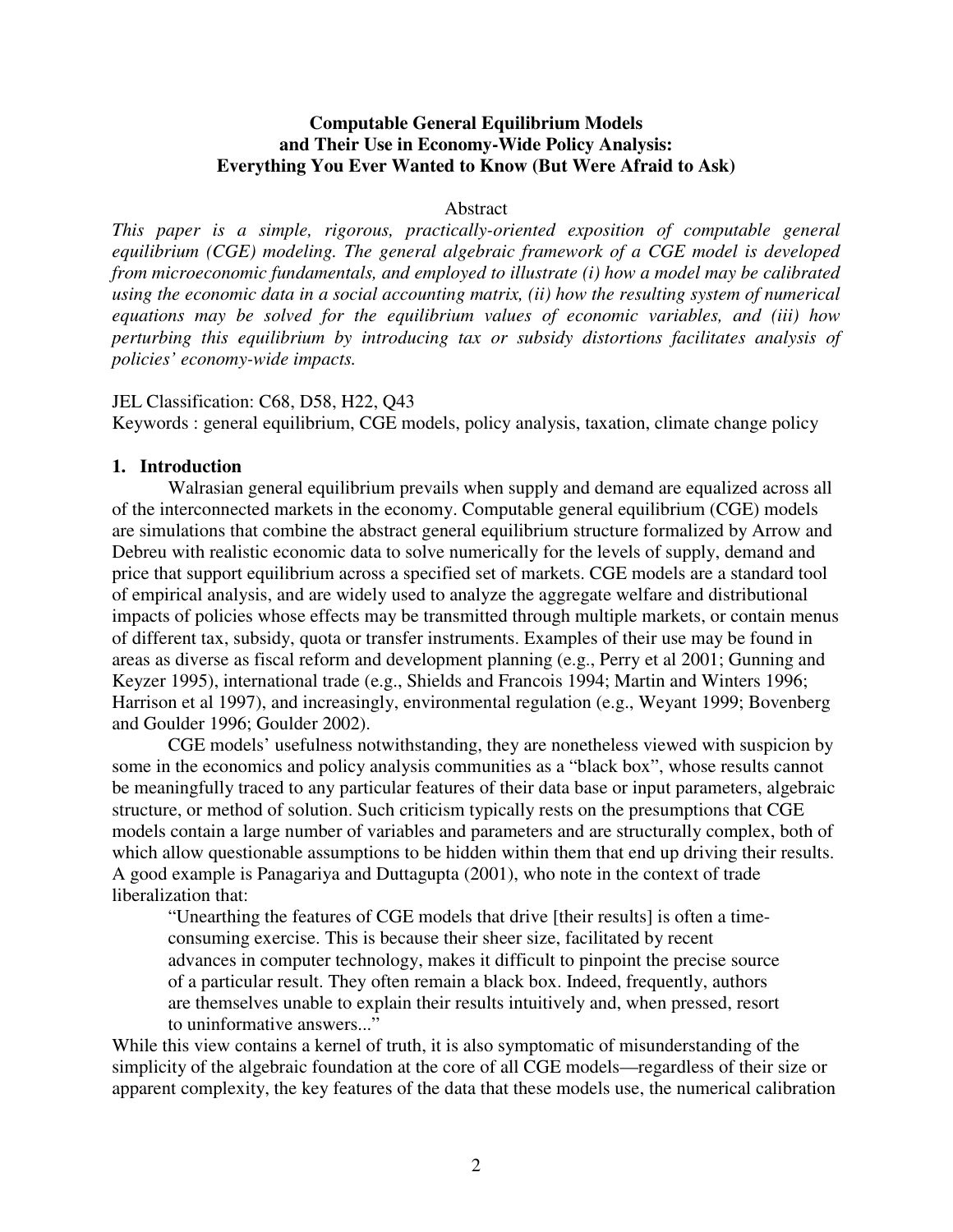**Computable General Equilibrium Models and Their Use in Economy-Wide Policy Analysis: Everything You Ever Wanted to Know (But Were Afraid to Ask)**

Abstract

*This paper is a simple, rigorous, practically-oriented exposition of computable general equilibrium (CGE) modeling. The general algebraic framework of a CGE model is developed from microeconomic fundamentals, and employed to illustrate (i) how a model may be calibrated using the economic data in a social accounting matrix, (ii) how the resulting system of numerical equations may be solved for the equilibrium values of economic variables, and (iii) how perturbing this equilibrium by introducing tax or subsidy distortions facilitates analysis of policies' economy-wide impacts.*

JEL Classification: C68, D58, H22, Q43

Keywords : general equilibrium, CGE models, policy analysis, taxation, climate change policy

## 1. Introduction

Walrasian general equilibrium prevails when supply and demand are equalized across all of the interconnected markets in the economy. Computable general equilibrium (CGE) models are simulations that combine the abstract general equilibrium structure formalized by Arrow and Debreu with realistic economic data to solve numerically for the levels of supply, demand and price that support equilibrium across a specified set of markets. CGE models are a standard tool of empirical analysis, and are widely used to analyze the aggregate welfare and distributional impacts of policies whose effects may be transmitted through multiple markets, or contain menus of different tax, subsidy, quota or transfer instruments. Examples of their use may be found in areas as diverse as fiscal reform and development planning (e.g., Perry et al 2001; Gunning and Keyzer 1995), international trade (e.g., Shields and Francois 1994; Martin and Winters 1996; Harrison et al 1997), and increasingly, environmental regulation (e.g., Weyant 1999; Bovenberg and Goulder 1996; Goulder 2002).

CGE models' usefulness notwithstanding, they are nonetheless viewed with suspicion by some in the economics and policy analysis communities as a "black box", whose results cannot be meaningfully traced to any particular features of their data base or input parameters, algebraic structure, or method of solution. Such criticism typically rests on the presumptions that CGE models contain a large number of variables and parameters and are structurally complex, both of which allow questionable assumptions to be hidden within them that end up driving their results. A good example is Panagariya and Duttagupta (2001), who note in the context of trade liberalization that:

> "Unearthing the features of CGE models that drive [their results] is often a time-consuming exercise. This is because their sheer size, facilitated by recent advances in computer technology, makes it difficult to pinpoint the precise source of a particular result. They often remain a black box. Indeed, frequently, authors are themselves unable to explain their results intuitively and, when pressed, resort to uninformative answers..."

While this view contains a kernel of truth, it is also symptomatic of misunderstanding of the simplicity of the algebraic foundation at the core of all CGE models—regardless of their size or apparent complexity, the key features of the data that these models use, the numerical calibration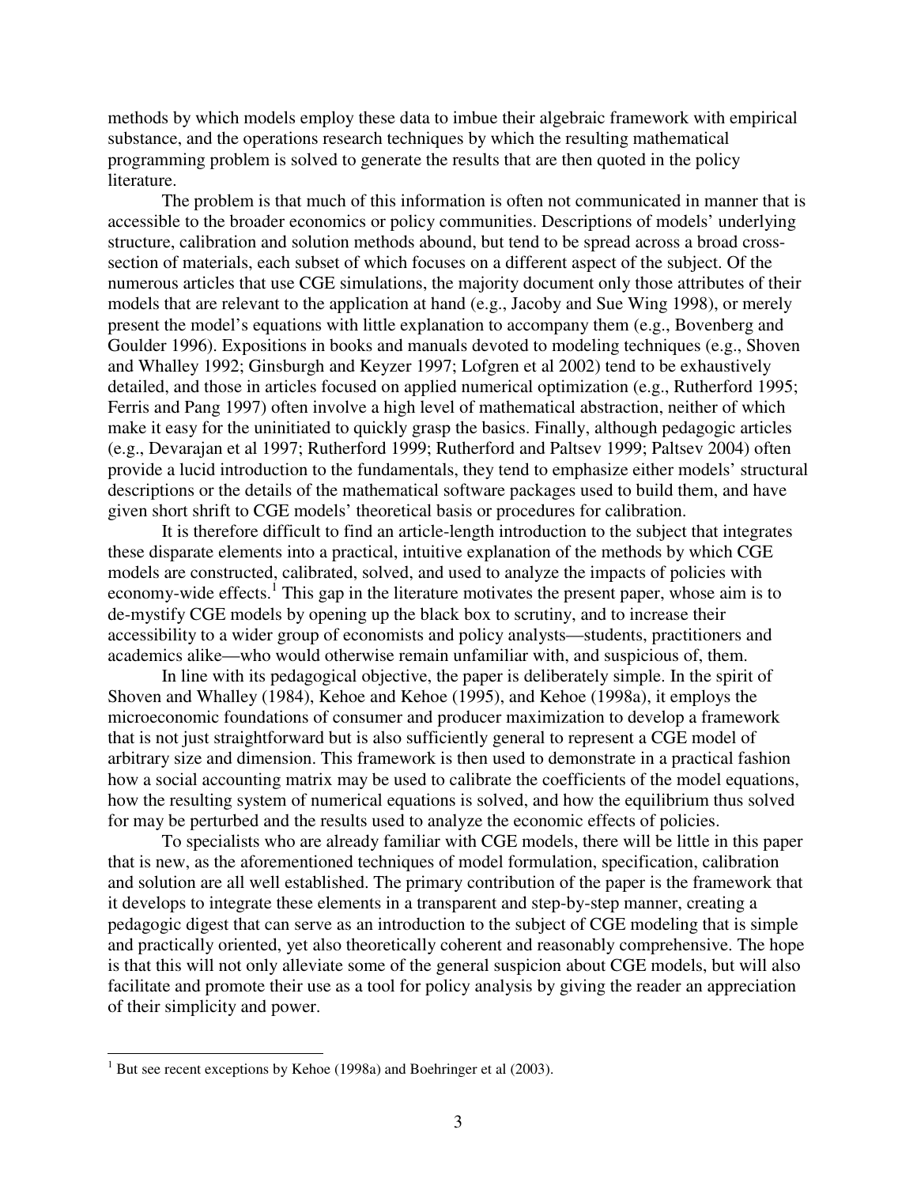methods by which models employ these data to imbue their algebraic framework with empirical substance, and the operations research techniques by which the resulting mathematical programming problem is solved to generate the results that are then quoted in the policy literature.

The problem is that much of this information is often not communicated in manner that is accessible to the broader economics or policy communities. Descriptions of models' underlying structure, calibration and solution methods abound, but tend to be spread across a broad cross-section of materials, each subset of which focuses on a different aspect of the subject. Of the numerous articles that use CGE simulations, the majority document only those attributes of their models that are relevant to the application at hand (e.g., Jacoby and Sue Wing 1998), or merely present the model's equations with little explanation to accompany them (e.g., Bovenberg and Goulder 1996). Expositions in books and manuals devoted to modeling techniques (e.g., Shoven and Whalley 1992; Ginsburgh and Keyzer 1997; Lofgren et al 2002) tend to be exhaustively detailed, and those in articles focused on applied numerical optimization (e.g., Rutherford 1995; Ferris and Pang 1997) often involve a high level of mathematical abstraction, neither of which make it easy for the uninitiated to quickly grasp the basics. Finally, although pedagogic articles (e.g., Devarajan et al 1997; Rutherford 1999; Rutherford and Paltsev 1999; Paltsev 2004) often provide a lucid introduction to the fundamentals, they tend to emphasize either models' structural descriptions or the details of the mathematical software packages used to build them, and have given short shrift to CGE models' theoretical basis or procedures for calibration.

It is therefore difficult to find an article-length introduction to the subject that integrates these disparate elements into a practical, intuitive explanation of the methods by which CGE models are constructed, calibrated, solved, and used to analyze the impacts of policies with economy-wide effects.[1] This gap in the literature motivates the present paper, whose aim is to de-mystify CGE models by opening up the black box to scrutiny, and to increase their accessibility to a wider group of economists and policy analysts—students, practitioners and academics alike—who would otherwise remain unfamiliar with, and suspicious of, them.

In line with its pedagogical objective, the paper is deliberately simple. In the spirit of Shoven and Whalley (1984), Kehoe and Kehoe (1995), and Kehoe (1998a), it employs the microeconomic foundations of consumer and producer maximization to develop a framework that is not just straightforward but is also sufficiently general to represent a CGE model of arbitrary size and dimension. This framework is then used to demonstrate in a practical fashion how a social accounting matrix may be used to calibrate the coefficients of the model equations, how the resulting system of numerical equations is solved, and how the equilibrium thus solved for may be perturbed and the results used to analyze the economic effects of policies.

To specialists who are already familiar with CGE models, there will be little in this paper that is new, as the aforementioned techniques of model formulation, specification, calibration and solution are all well established. The primary contribution of the paper is the framework that it develops to integrate these elements in a transparent and step-by-step manner, creating a pedagogic digest that can serve as an introduction to the subject of CGE modeling that is simple and practically oriented, yet also theoretically coherent and reasonably comprehensive. The hope is that this will not only alleviate some of the general suspicion about CGE models, but will also facilitate and promote their use as a tool for policy analysis by giving the reader an appreciation of their simplicity and power.

[1] But see recent exceptions by Kehoe (1998a) and Boehringer et al (2003).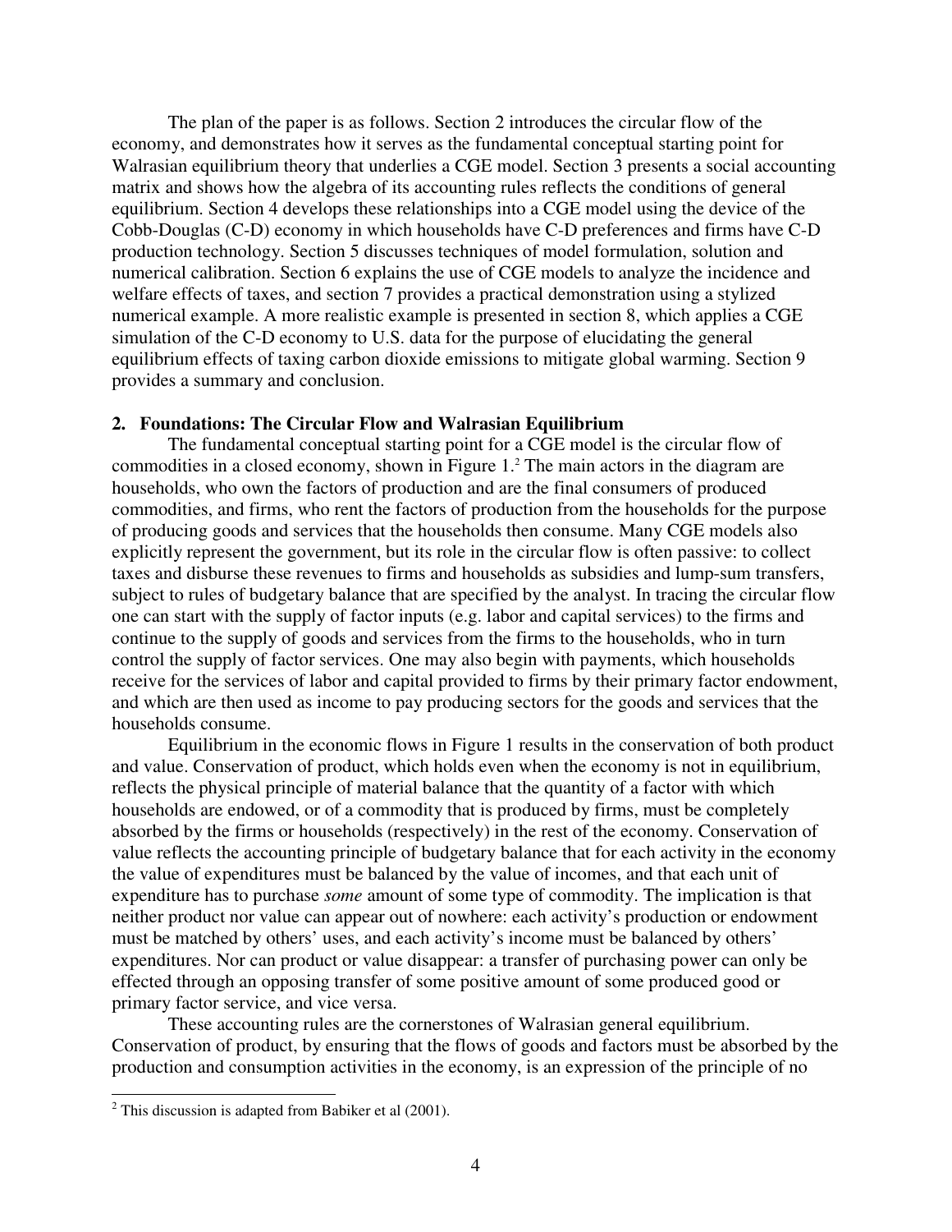The plan of the paper is as follows. Section 2 introduces the circular flow of the economy, and demonstrates how it serves as the fundamental conceptual starting point for Walrasian equilibrium theory that underlies a CGE model. Section 3 presents a social accounting matrix and shows how the algebra of its accounting rules reflects the conditions of general equilibrium. Section 4 develops these relationships into a CGE model using the device of the Cobb-Douglas (C-D) economy in which households have C-D preferences and firms have C-D production technology. Section 5 discusses techniques of model formulation, solution and numerical calibration. Section 6 explains the use of CGE models to analyze the incidence and welfare effects of taxes, and section 7 provides a practical demonstration using a stylized numerical example. A more realistic example is presented in section 8, which applies a CGE simulation of the C-D economy to U.S. data for the purpose of elucidating the general equilibrium effects of taxing carbon dioxide emissions to mitigate global warming. Section 9 provides a summary and conclusion.

## 2. Foundations: The Circular Flow and Walrasian Equilibrium

The fundamental conceptual starting point for a CGE model is the circular flow of commodities in a closed economy, shown in Figure 1.[2] The main actors in the diagram are households, who own the factors of production and are the final consumers of produced commodities, and firms, who rent the factors of production from the households for the purpose of producing goods and services that the households then consume. Many CGE models also explicitly represent the government, but its role in the circular flow is often passive: to collect taxes and disburse these revenues to firms and households as subsidies and lump-sum transfers, subject to rules of budgetary balance that are specified by the analyst. In tracing the circular flow one can start with the supply of factor inputs (e.g. labor and capital services) to the firms and continue to the supply of goods and services from the firms to the households, who in turn control the supply of factor services. One may also begin with payments, which households receive for the services of labor and capital provided to firms by their primary factor endowment, and which are then used as income to pay producing sectors for the goods and services that the households consume.

Equilibrium in the economic flows in Figure 1 results in the conservation of both product and value. Conservation of product, which holds even when the economy is not in equilibrium, reflects the physical principle of material balance that the quantity of a factor with which households are endowed, or of a commodity that is produced by firms, must be completely absorbed by the firms or households (respectively) in the rest of the economy. Conservation of value reflects the accounting principle of budgetary balance that for each activity in the economy the value of expenditures must be balanced by the value of incomes, and that each unit of expenditure has to purchase *some* amount of some type of commodity. The implication is that neither product nor value can appear out of nowhere: each activity's production or endowment must be matched by others' uses, and each activity's income must be balanced by others' expenditures. Nor can product or value disappear: a transfer of purchasing power can only be effected through an opposing transfer of some positive amount of some produced good or primary factor service, and vice versa.

These accounting rules are the cornerstones of Walrasian general equilibrium. Conservation of product, by ensuring that the flows of goods and factors must be absorbed by the production and consumption activities in the economy, is an expression of the principle of no

[2] This discussion is adapted from Babiker et al (2001).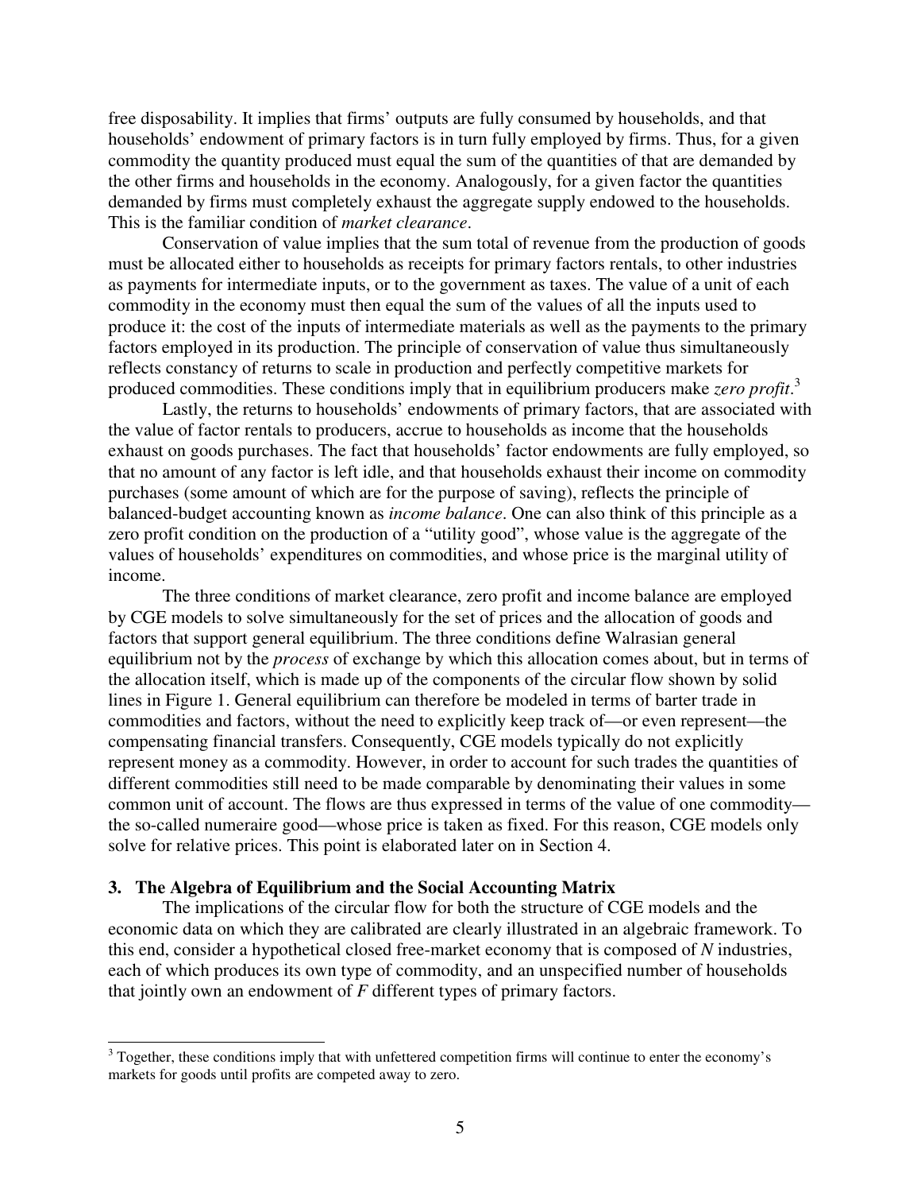free disposability. It implies that firms' outputs are fully consumed by households, and that households' endowment of primary factors is in turn fully employed by firms. Thus, for a given commodity the quantity produced must equal the sum of the quantities of that are demanded by the other firms and households in the economy. Analogously, for a given factor the quantities demanded by firms must completely exhaust the aggregate supply endowed to the households. This is the familiar condition of *market clearance*.

Conservation of value implies that the sum total of revenue from the production of goods must be allocated either to households as receipts for primary factors rentals, to other industries as payments for intermediate inputs, or to the government as taxes. The value of a unit of each commodity in the economy must then equal the sum of the values of all the inputs used to produce it: the cost of the inputs of intermediate materials as well as the payments to the primary factors employed in its production. The principle of conservation of value thus simultaneously reflects constancy of returns to scale in production and perfectly competitive markets for produced commodities. These conditions imply that in equilibrium producers make *zero profit*.[3]

Lastly, the returns to households' endowments of primary factors, that are associated with the value of factor rentals to producers, accrue to households as income that the households exhaust on goods purchases. The fact that households' factor endowments are fully employed, so that no amount of any factor is left idle, and that households exhaust their income on commodity purchases (some amount of which are for the purpose of saving), reflects the principle of balanced-budget accounting known as *income balance*. One can also think of this principle as a zero profit condition on the production of a "utility good", whose value is the aggregate of the values of households' expenditures on commodities, and whose price is the marginal utility of income.

The three conditions of market clearance, zero profit and income balance are employed by CGE models to solve simultaneously for the set of prices and the allocation of goods and factors that support general equilibrium. The three conditions define Walrasian general equilibrium not by the *process* of exchange by which this allocation comes about, but in terms of the allocation itself, which is made up of the components of the circular flow shown by solid lines in Figure 1. General equilibrium can therefore be modeled in terms of barter trade in commodities and factors, without the need to explicitly keep track of—or even represent—the compensating financial transfers. Consequently, CGE models typically do not explicitly represent money as a commodity. However, in order to account for such trades the quantities of different commodities still need to be made comparable by denominating their values in some common unit of account. The flows are thus expressed in terms of the value of one commodity—the so-called numeraire good—whose price is taken as fixed. For this reason, CGE models only solve for relative prices. This point is elaborated later on in Section 4.

## 3. The Algebra of Equilibrium and the Social Accounting Matrix

The implications of the circular flow for both the structure of CGE models and the economic data on which they are calibrated are clearly illustrated in an algebraic framework. To this end, consider a hypothetical closed free-market economy that is composed of $N$ industries, each of which produces its own type of commodity, and an unspecified number of households that jointly own an endowment of $F$ different types of primary factors.

[3] Together, these conditions imply that with unfettered competition firms will continue to enter the economy's markets for goods until profits are competed away to zero.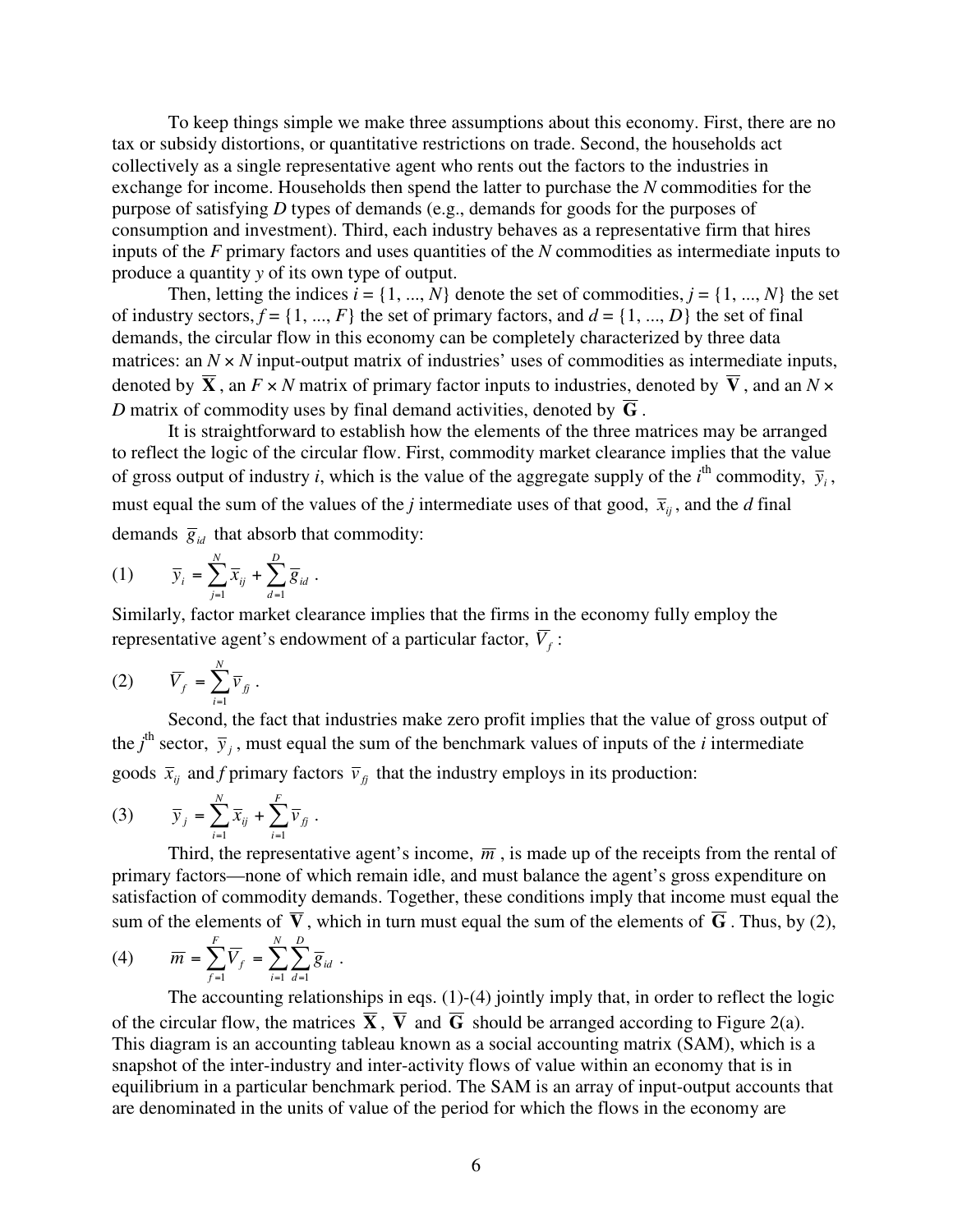To keep things simple we make three assumptions about this economy. First, there are no tax or subsidy distortions, or quantitative restrictions on trade. Second, the households act collectively as a single representative agent who rents out the factors to the industries in exchange for income. Households then spend the latter to purchase the $N$ commodities for the purpose of satisfying $D$ types of demands (e.g., demands for goods for the purposes of consumption and investment). Third, each industry behaves as a representative firm that hires inputs of the $F$ primary factors and uses quantities of the $N$ commodities as intermediate inputs to produce a quantity $y$ of its own type of output.

Then, letting the indices $i = \{1, ..., N\}$ denote the set of commodities, $j = \{1, ..., N\}$ the set of industry sectors, $f = \{1, ..., F\}$ the set of primary factors, and $d = \{1, ..., D\}$ the set of final demands, the circular flow in this economy can be completely characterized by three data matrices: an $N \times N$ input-output matrix of industries' uses of commodities as intermediate inputs, denoted by $\overline{\mathbf{X}}$, an $F \times N$ matrix of primary factor inputs to industries, denoted by $\overline{\mathbf{V}}$, and an $N \times D$ matrix of commodity uses by final demand activities, denoted by $\overline{\mathbf{G}}$.

It is straightforward to establish how the elements of the three matrices may be arranged to reflect the logic of the circular flow. First, commodity market clearance implies that the value of gross output of industry $i$, which is the value of the aggregate supply of the $i^{\text{th}}$ commodity, $\overline{y}_i$, must equal the sum of the values of the $j$ intermediate uses of that good, $\overline{x}_{ij}$, and the $d$ final demands $\overline{g}_{id}$ that absorb that commodity:

$$(1) \qquad \overline{y}_i = \sum_{j=1}^{N} \overline{x}_{ij} + \sum_{d=1}^{D} \overline{g}_{id} \,.$$

Similarly, factor market clearance implies that the firms in the economy fully employ the representative agent's endowment of a particular factor, $\overline{V}_f$:

$$(2) \qquad \overline{V}_f = \sum_{i=1}^{N} \overline{v}_{fj} \,.$$

Second, the fact that industries make zero profit implies that the value of gross output of the $j^{\text{th}}$ sector, $\overline{y}_j$, must equal the sum of the benchmark values of inputs of the $i$ intermediate goods $\overline{x}_{ij}$ and $f$ primary factors $\overline{v}_{fj}$ that the industry employs in its production:

$$(3) \qquad \overline{y}_j = \sum_{i=1}^{N} \overline{x}_{ij} + \sum_{i=1}^{F} \overline{v}_{fj} \,.$$

Third, the representative agent's income, $\overline{m}$, is made up of the receipts from the rental of primary factors—none of which remain idle, and must balance the agent's gross expenditure on satisfaction of commodity demands. Together, these conditions imply that income must equal the sum of the elements of $\overline{\mathbf{V}}$, which in turn must equal the sum of the elements of $\overline{\mathbf{G}}$. Thus, by (2),

$$(4) \qquad \overline{m} = \sum_{f=1}^{F} \overline{V}_f = \sum_{i=1}^{N} \sum_{d=1}^{D} \overline{g}_{id} \,.$$

The accounting relationships in eqs. (1)-(4) jointly imply that, in order to reflect the logic of the circular flow, the matrices $\overline{\mathbf{X}}$, $\overline{\mathbf{V}}$ and $\overline{\mathbf{G}}$ should be arranged according to Figure 2(a). This diagram is an accounting tableau known as a social accounting matrix (SAM), which is a snapshot of the inter-industry and inter-activity flows of value within an economy that is in equilibrium in a particular benchmark period. The SAM is an array of input-output accounts that are denominated in the units of value of the period for which the flows in the economy are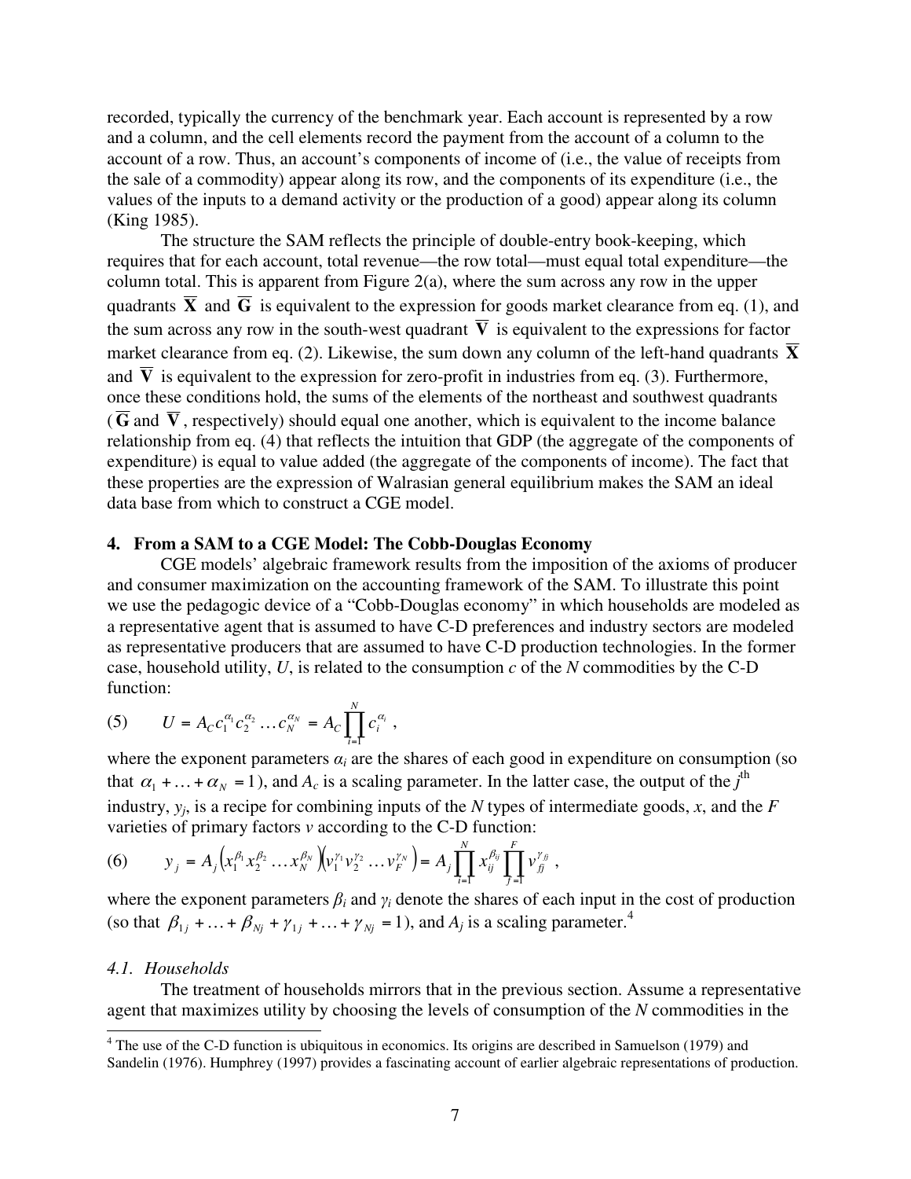recorded, typically the currency of the benchmark year. Each account is represented by a row and a column, and the cell elements record the payment from the account of a column to the account of a row. Thus, an account's components of income of (i.e., the value of receipts from the sale of a commodity) appear along its row, and the components of its expenditure (i.e., the values of the inputs to a demand activity or the production of a good) appear along its column (King 1985).

The structure the SAM reflects the principle of double-entry book-keeping, which requires that for each account, total revenue—the row total—must equal total expenditure—the column total. This is apparent from Figure 2(a), where the sum across any row in the upper quadrants $\overline{\mathbf{X}}$ and $\overline{\mathbf{G}}$ is equivalent to the expression for goods market clearance from eq. (1), and the sum across any row in the south-west quadrant $\overline{\mathbf{V}}$ is equivalent to the expressions for factor market clearance from eq. (2). Likewise, the sum down any column of the left-hand quadrants $\overline{\mathbf{X}}$ and $\overline{\mathbf{V}}$ is equivalent to the expression for zero-profit in industries from eq. (3). Furthermore, once these conditions hold, the sums of the elements of the northeast and southwest quadrants ($\overline{\mathbf{G}}$ and $\overline{\mathbf{V}}$, respectively) should equal one another, which is equivalent to the income balance relationship from eq. (4) that reflects the intuition that GDP (the aggregate of the components of expenditure) is equal to value added (the aggregate of the components of income). The fact that these properties are the expression of Walrasian general equilibrium makes the SAM an ideal data base from which to construct a CGE model.

## 4. From a SAM to a CGE Model: The Cobb-Douglas Economy

CGE models' algebraic framework results from the imposition of the axioms of producer and consumer maximization on the accounting framework of the SAM. To illustrate this point we use the pedagogic device of a "Cobb-Douglas economy" in which households are modeled as a representative agent that is assumed to have C-D preferences and industry sectors are modeled as representative producers that are assumed to have C-D production technologies. In the former case, household utility, $U$, is related to the consumption $c$ of the $N$ commodities by the C-D function:

$$(5) \qquad U = A_C c_1^{\alpha_1} c_2^{\alpha_2} \ldots c_N^{\alpha_N} = A_C \prod_{i=1}^{N} c_i^{\alpha_i} ,$$

where the exponent parameters $\alpha_i$ are the shares of each good in expenditure on consumption (so that $\alpha_1 + \ldots + \alpha_N = 1$), and $A_c$ is a scaling parameter. In the latter case, the output of the $j^{\text{th}}$ industry, $y_j$, is a recipe for combining inputs of the $N$ types of intermediate goods, $x$, and the $F$ varieties of primary factors $v$ according to the C-D function:

$$(6) \qquad y_j = A_j \left( x_1^{\beta_1} x_2^{\beta_2} \ldots x_N^{\beta_N} \right)\left( v_1^{\gamma_1} v_2^{\gamma_2} \ldots v_F^{\gamma_N} \right) = A_j \prod_{i=1}^{N} x_{ij}^{\beta_{ij}} \prod_{f=1}^{F} v_{fj}^{\gamma_{fj}} ,$$

where the exponent parameters $\beta_i$ and $\gamma_i$ denote the shares of each input in the cost of production (so that $\beta_{1j} + \ldots + \beta_{Nj} + \gamma_{1j} + \ldots + \gamma_{Nj} = 1$), and $A_j$ is a scaling parameter.[4]

### 4.1. Households

The treatment of households mirrors that in the previous section. Assume a representative agent that maximizes utility by choosing the levels of consumption of the $N$ commodities in the

[4] The use of the C-D function is ubiquitous in economics. Its origins are described in Samuelson (1979) and Sandelin (1976). Humphrey (1997) provides a fascinating account of earlier algebraic representations of production.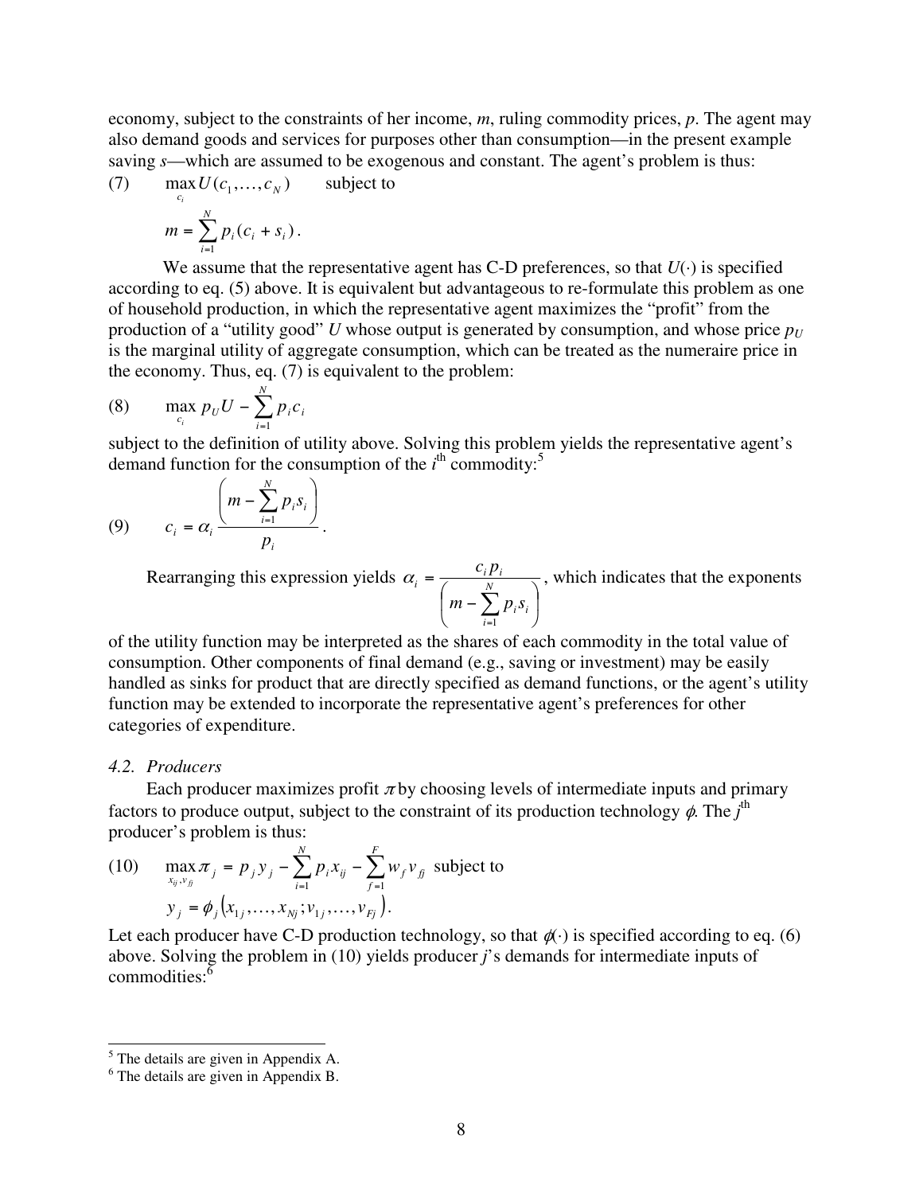economy, subject to the constraints of her income, $m$, ruling commodity prices, $p$. The agent may also demand goods and services for purposes other than consumption—in the present example saving $s$—which are assumed to be exogenous and constant. The agent's problem is thus:

$$(7) \qquad \max_{c_i} U(c_1, \ldots, c_N) \qquad \text{subject to}$$

$$m = \sum_{i=1}^{N} p_i (c_i + s_i).$$

We assume that the representative agent has C-D preferences, so that $U(\cdot)$ is specified according to eq. (5) above. It is equivalent but advantageous to re-formulate this problem as one of household production, in which the representative agent maximizes the "profit" from the production of a "utility good" $U$ whose output is generated by consumption, and whose price $p_U$ is the marginal utility of aggregate consumption, which can be treated as the numeraire price in the economy. Thus, eq. (7) is equivalent to the problem:

$$(8) \qquad \max_{c_i} \; p_U U - \sum_{i=1}^{N} p_i c_i$$

subject to the definition of utility above. Solving this problem yields the representative agent's demand function for the consumption of the $i^{\text{th}}$ commodity:[5]

$$(9) \qquad c_i = \alpha_i \frac{\left( m - \sum_{i=1}^{N} p_i s_i \right)}{p_i}.$$

Rearranging this expression yields $\alpha_i = \dfrac{c_i p_i}{\left( m - \sum_{i=1}^{N} p_i s_i \right)}$, which indicates that the exponents of the utility function may be interpreted as the shares of each commodity in the total value of consumption. Other components of final demand (e.g., saving or investment) may be easily handled as sinks for product that are directly specified as demand functions, or the agent's utility function may be extended to incorporate the representative agent's preferences for other categories of expenditure.

### *4.2. Producers*

Each producer maximizes profit $\pi$ by choosing levels of intermediate inputs and primary factors to produce output, subject to the constraint of its production technology $\phi$. The $j^{\text{th}}$ producer's problem is thus:

$$(10) \qquad \max_{x_{ij}, v_{fj}} \pi_j = p_j y_j - \sum_{i=1}^{N} p_i x_{ij} - \sum_{f=1}^{F} w_f v_{fj} \; \text{ subject to}$$

$$y_j = \phi_j \left( x_{1j}, \ldots, x_{Nj}; v_{1j}, \ldots, v_{Fj} \right).$$

Let each producer have C-D production technology, so that $\phi(\cdot)$ is specified according to eq. (6) above. Solving the problem in (10) yields producer $j$'s demands for intermediate inputs of commodities:[6]

---

[5] The details are given in Appendix A.

[6] The details are given in Appendix B.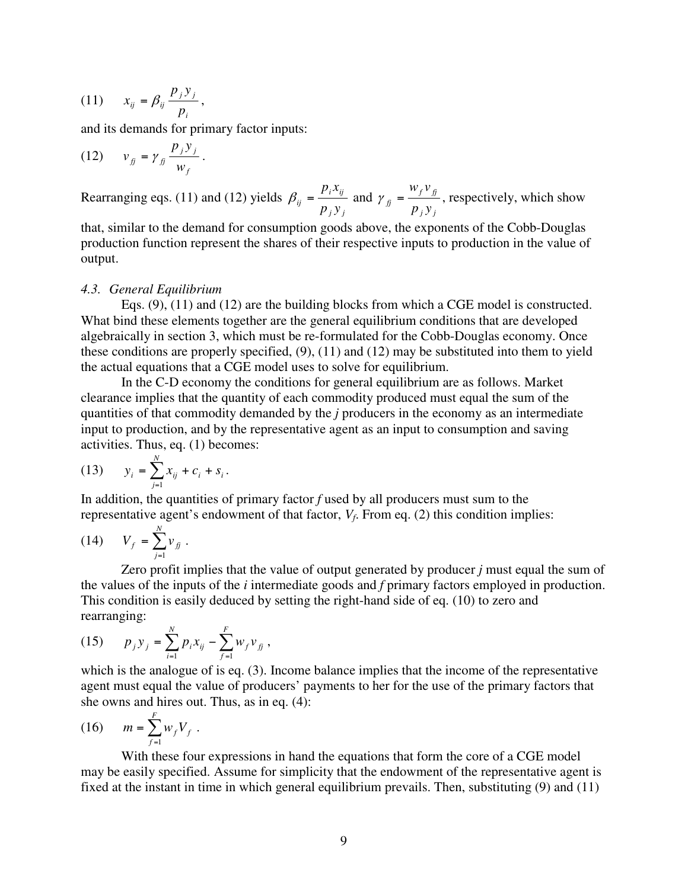$$(11) \quad x_{ij} = \beta_{ij} \frac{p_j y_j}{p_i},$$

and its demands for primary factor inputs:

$$(12) \quad v_{fj} = \gamma_{fj} \frac{p_j y_j}{w_f}.$$

Rearranging eqs. (11) and (12) yields $\beta_{ij} = \dfrac{p_i x_{ij}}{p_j y_j}$ and $\gamma_{fj} = \dfrac{w_f v_{fj}}{p_j y_j}$, respectively, which show that, similar to the demand for consumption goods above, the exponents of the Cobb-Douglas production function represent the shares of their respective inputs to production in the value of output.

*4.3. General Equilibrium*

Eqs. (9), (11) and (12) are the building blocks from which a CGE model is constructed. What bind these elements together are the general equilibrium conditions that are developed algebraically in section 3, which must be re-formulated for the Cobb-Douglas economy. Once these conditions are properly specified, (9), (11) and (12) may be substituted into them to yield the actual equations that a CGE model uses to solve for equilibrium.

In the C-D economy the conditions for general equilibrium are as follows. Market clearance implies that the quantity of each commodity produced must equal the sum of the quantities of that commodity demanded by the *j* producers in the economy as an intermediate input to production, and by the representative agent as an input to consumption and saving activities. Thus, eq. (1) becomes:

$$(13) \quad y_i = \sum_{j=1}^{N} x_{ij} + c_i + s_i.$$

In addition, the quantities of primary factor *f* used by all producers must sum to the representative agent's endowment of that factor, $V_f$. From eq. (2) this condition implies:

$$(14) \quad V_f = \sum_{j=1}^{N} v_{fj}.$$

Zero profit implies that the value of output generated by producer *j* must equal the sum of the values of the inputs of the *i* intermediate goods and *f* primary factors employed in production. This condition is easily deduced by setting the right-hand side of eq. (10) to zero and rearranging:

$$(15) \quad p_j y_j = \sum_{i=1}^{N} p_i x_{ij} - \sum_{f=1}^{F} w_f v_{fj},$$

which is the analogue of is eq. (3). Income balance implies that the income of the representative agent must equal the value of producers' payments to her for the use of the primary factors that she owns and hires out. Thus, as in eq. (4):

$$(16) \quad m = \sum_{f=1}^{F} w_f V_f.$$

With these four expressions in hand the equations that form the core of a CGE model may be easily specified. Assume for simplicity that the endowment of the representative agent is fixed at the instant in time in which general equilibrium prevails. Then, substituting (9) and (11)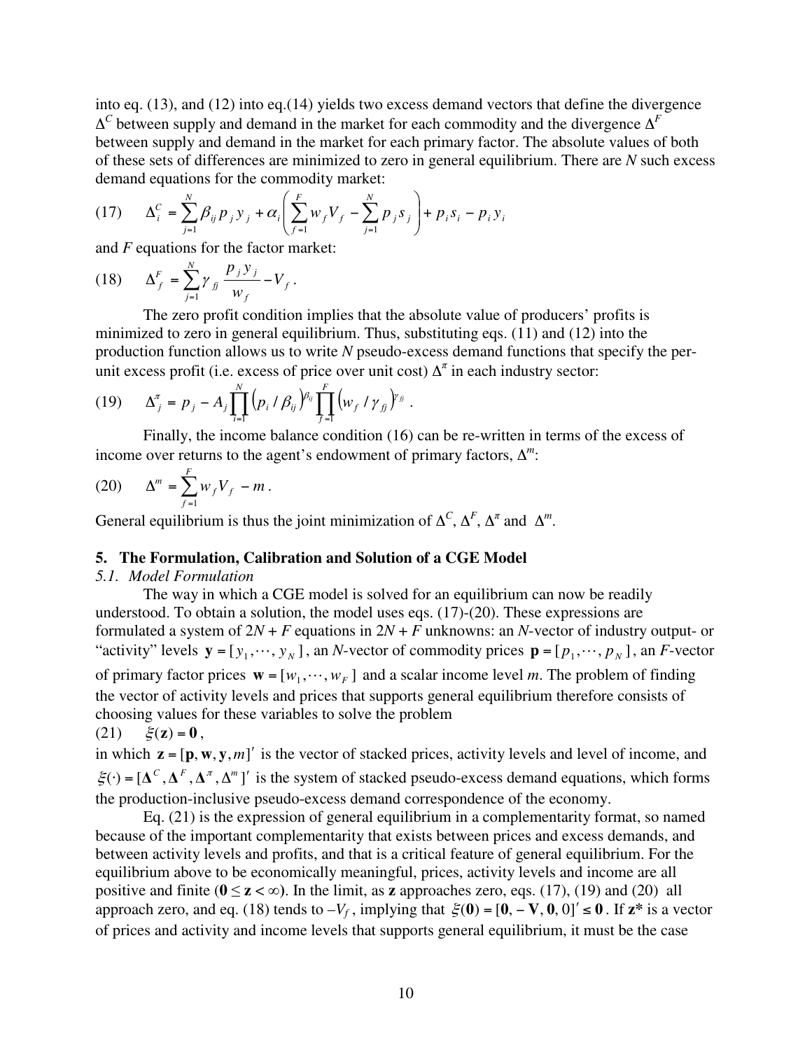into eq. (13), and (12) into eq.(14) yields two excess demand vectors that define the divergence $\Delta^C$ between supply and demand in the market for each commodity and the divergence $\Delta^F$ between supply and demand in the market for each primary factor. The absolute values of both of these sets of differences are minimized to zero in general equilibrium. There are $N$ such excess demand equations for the commodity market:

$$(17) \qquad \Delta_i^C = \sum_{j=1}^{N} \beta_{ij} p_j y_j + \alpha_i \left( \sum_{f=1}^{F} w_f V_f - \sum_{j=1}^{N} p_j s_j \right) + p_i s_i - p_i y_i$$

and $F$ equations for the factor market:

$$(18) \qquad \Delta_f^F = \sum_{j=1}^{N} \gamma_{fj} \frac{p_j y_j}{w_f} - V_f \, .$$

The zero profit condition implies that the absolute value of producers' profits is minimized to zero in general equilibrium. Thus, substituting eqs. (11) and (12) into the production function allows us to write $N$ pseudo-excess demand functions that specify the per-unit excess profit (i.e. excess of price over unit cost) $\Delta^\pi$ in each industry sector:

$$(19) \qquad \Delta_j^\pi = p_j - A_j \prod_{i=1}^{N} \left( p_i / \beta_{ij} \right)^{\beta_{ij}} \prod_{f=1}^{F} \left( w_f / \gamma_{fj} \right)^{\gamma_{fj}} \, .$$

Finally, the income balance condition (16) can be re-written in terms of the excess of income over returns to the agent's endowment of primary factors, $\Delta^m$:

$$(20) \qquad \Delta^m = \sum_{f=1}^{F} w_f V_f - m \, .$$

General equilibrium is thus the joint minimization of $\Delta^C$, $\Delta^F$, $\Delta^\pi$ and $\Delta^m$.

## 5. The Formulation, Calibration and Solution of a CGE Model

### *5.1. Model Formulation*

The way in which a CGE model is solved for an equilibrium can now be readily understood. To obtain a solution, the model uses eqs. (17)-(20). These expressions are formulated a system of $2N + F$ equations in $2N + F$ unknowns: an $N$-vector of industry output- or "activity" levels $\mathbf{y} = [y_1, \cdots, y_N]$, an $N$-vector of commodity prices $\mathbf{p} = [p_1, \cdots, p_N]$, an $F$-vector of primary factor prices $\mathbf{w} = [w_1, \cdots, w_F]$ and a scalar income level $m$. The problem of finding the vector of activity levels and prices that supports general equilibrium therefore consists of choosing values for these variables to solve the problem

$$(21) \qquad \xi(\mathbf{z}) = \mathbf{0} \, ,$$

in which $\mathbf{z} = [\mathbf{p}, \mathbf{w}, \mathbf{y}, m]'$ is the vector of stacked prices, activity levels and level of income, and $\xi(\cdot) = [\mathbf{\Delta}^C, \mathbf{\Delta}^F, \mathbf{\Delta}^\pi, \Delta^m]'$ is the system of stacked pseudo-excess demand equations, which forms the production-inclusive pseudo-excess demand correspondence of the economy.

Eq. (21) is the expression of general equilibrium in a complementarity format, so named because of the important complementarity that exists between prices and excess demands, and between activity levels and profits, and that is a critical feature of general equilibrium. For the equilibrium above to be economically meaningful, prices, activity levels and income are all positive and finite ($\mathbf{0} \leq \mathbf{z} < \infty$). In the limit, as $\mathbf{z}$ approaches zero, eqs. (17), (19) and (20) all approach zero, and eq. (18) tends to $-V_f$, implying that $\xi(\mathbf{0}) = [\mathbf{0}, -\mathbf{V}, \mathbf{0}, 0]' \leq \mathbf{0}$. If $\mathbf{z}^*$ is a vector of prices and activity and income levels that supports general equilibrium, it must be the case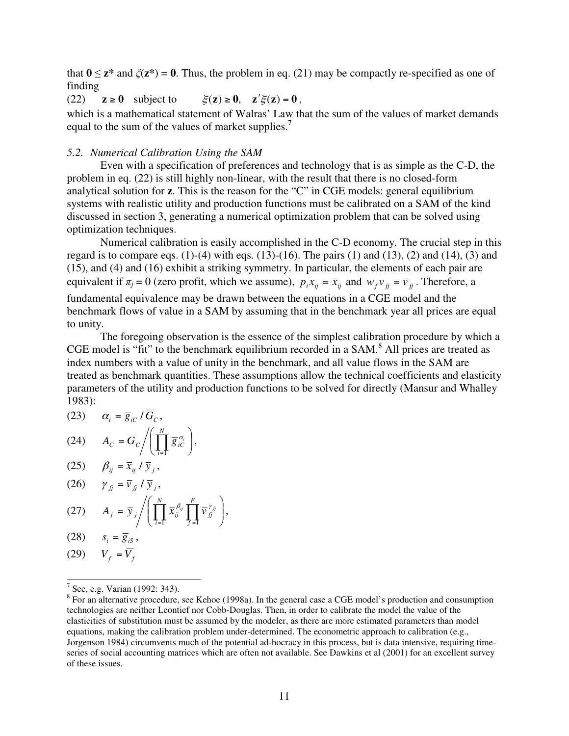that $\mathbf{0} \leq \mathbf{z}^*$ and $\xi(\mathbf{z}^*) = \mathbf{0}$. Thus, the problem in eq. (21) may be compactly re-specified as one of finding

$$\text{(22)} \qquad \mathbf{z} \geq \mathbf{0} \quad \text{subject to} \qquad \xi(\mathbf{z}) \geq \mathbf{0}, \quad \mathbf{z}'\xi(\mathbf{z}) = \mathbf{0},$$

which is a mathematical statement of Walras' Law that the sum of the values of market demands equal to the sum of the values of market supplies.[7]

*5.2. Numerical Calibration Using the SAM*

Even with a specification of preferences and technology that is as simple as the C-D, the problem in eq. (22) is still highly non-linear, with the result that there is no closed-form analytical solution for $\mathbf{z}$. This is the reason for the "C" in CGE models: general equilibrium systems with realistic utility and production functions must be calibrated on a SAM of the kind discussed in section 3, generating a numerical optimization problem that can be solved using optimization techniques.

Numerical calibration is easily accomplished in the C-D economy. The crucial step in this regard is to compare eqs. (1)-(4) with eqs. (13)-(16). The pairs (1) and (13), (2) and (14), (3) and (15), and (4) and (16) exhibit a striking symmetry. In particular, the elements of each pair are equivalent if $\pi_j = 0$ (zero profit, which we assume), $p_i x_{ij} = \bar{x}_{ij}$ and $w_f v_{fj} = \bar{v}_{fj}$. Therefore, a fundamental equivalence may be drawn between the equations in a CGE model and the benchmark flows of value in a SAM by assuming that in the benchmark year all prices are equal to unity.

The foregoing observation is the essence of the simplest calibration procedure by which a CGE model is "fit" to the benchmark equilibrium recorded in a SAM.[8] All prices are treated as index numbers with a value of unity in the benchmark, and all value flows in the SAM are treated as benchmark quantities. These assumptions allow the technical coefficients and elasticity parameters of the utility and production functions to be solved for directly (Mansur and Whalley 1983):

$$\text{(23)} \qquad \alpha_i = \bar{g}_{iC} / \bar{G}_C,$$

$$\text{(24)} \qquad A_C = \bar{G}_C \bigg/ \left( \prod_{i=1}^{N} \bar{g}_{iC}^{\alpha_i} \right),$$

$$\text{(25)} \qquad \beta_{ij} = \bar{x}_{ij} / \bar{y}_j,$$

$$\text{(26)} \qquad \gamma_{fj} = \bar{v}_{fj} / \bar{y}_j,$$

$$\text{(27)} \qquad A_j = \bar{y}_j \bigg/ \left( \prod_{i=1}^{N} \bar{x}_{ij}^{\beta_{ij}} \prod_{f=1}^{F} \bar{v}_{fj}^{\gamma_{fj}} \right),$$

$$\text{(28)} \qquad s_i = \bar{g}_{iS},$$

$$\text{(29)} \qquad V_f = \bar{V}_f$$

---

[7] See, e.g. Varian (1992: 343).

[8] For an alternative procedure, see Kehoe (1998a). In the general case a CGE model's production and consumption technologies are neither Leontief nor Cobb-Douglas. Then, in order to calibrate the model the value of the elasticities of substitution must be assumed by the modeler, as there are more estimated parameters than model equations, making the calibration problem under-determined. The econometric approach to calibration (e.g., Jorgenson 1984) circumvents much of the potential ad-hocracy in this process, but is data intensive, requiring time-series of social accounting matrices which are often not available. See Dawkins et al (2001) for an excellent survey of these issues.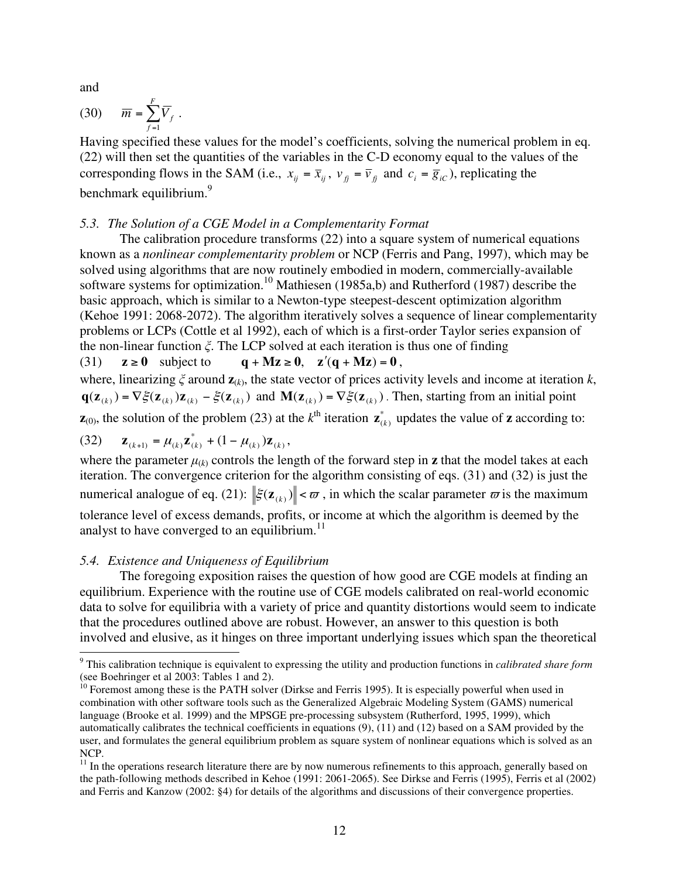and

$$(30) \qquad \overline{m} = \sum_{f=1}^{F} \overline{V}_f \ .$$

Having specified these values for the model's coefficients, solving the numerical problem in eq. (22) will then set the quantities of the variables in the C-D economy equal to the values of the corresponding flows in the SAM (i.e., $x_{ij} = \overline{x}_{ij}$, $v_{fj} = \overline{v}_{fj}$ and $c_i = \overline{g}_{iC}$), replicating the benchmark equilibrium.[9]

### *5.3. The Solution of a CGE Model in a Complementarity Format*

The calibration procedure transforms (22) into a square system of numerical equations known as a *nonlinear complementarity problem* or NCP (Ferris and Pang, 1997), which may be solved using algorithms that are now routinely embodied in modern, commercially-available software systems for optimization.[10] Mathiesen (1985a,b) and Rutherford (1987) describe the basic approach, which is similar to a Newton-type steepest-descent optimization algorithm (Kehoe 1991: 2068-2072). The algorithm iteratively solves a sequence of linear complementarity problems or LCPs (Cottle et al 1992), each of which is a first-order Taylor series expansion of the non-linear function $\xi$. The LCP solved at each iteration is thus one of finding

$$(31) \qquad \mathbf{z} \geq \mathbf{0} \quad \text{subject to} \qquad \mathbf{q} + \mathbf{M}\mathbf{z} \geq \mathbf{0}, \quad \mathbf{z}'(\mathbf{q} + \mathbf{M}\mathbf{z}) = \mathbf{0}\,,$$

where, linearizing $\xi$ around $\mathbf{z}_{(k)}$, the state vector of prices activity levels and income at iteration $k$, $\mathbf{q}(\mathbf{z}_{(k)}) = \nabla\xi(\mathbf{z}_{(k)})\mathbf{z}_{(k)} - \xi(\mathbf{z}_{(k)})$ and $\mathbf{M}(\mathbf{z}_{(k)}) = \nabla\xi(\mathbf{z}_{(k)})$. Then, starting from an initial point $\mathbf{z}_{(0)}$, the solution of the problem (23) at the $k^{\text{th}}$ iteration $\mathbf{z}^*_{(k)}$ updates the value of $\mathbf{z}$ according to:

$$(32) \qquad \mathbf{z}_{(k+1)} = \mu_{(k)}\mathbf{z}^*_{(k)} + (1 - \mu_{(k)})\mathbf{z}_{(k)}\,,$$

where the parameter $\mu_{(k)}$ controls the length of the forward step in $\mathbf{z}$ that the model takes at each iteration. The convergence criterion for the algorithm consisting of eqs. (31) and (32) is just the numerical analogue of eq. (21): $\left\|\xi(\mathbf{z}_{(k)})\right\| < \varpi$, in which the scalar parameter $\varpi$ is the maximum tolerance level of excess demands, profits, or income at which the algorithm is deemed by the analyst to have converged to an equilibrium.[11]

### *5.4. Existence and Uniqueness of Equilibrium*

The foregoing exposition raises the question of how good are CGE models at finding an equilibrium. Experience with the routine use of CGE models calibrated on real-world economic data to solve for equilibria with a variety of price and quantity distortions would seem to indicate that the procedures outlined above are robust. However, an answer to this question is both involved and elusive, as it hinges on three important underlying issues which span the theoretical

---

[9] This calibration technique is equivalent to expressing the utility and production functions in *calibrated share form* (see Boehringer et al 2003: Tables 1 and 2).

[10] Foremost among these is the PATH solver (Dirkse and Ferris 1995). It is especially powerful when used in combination with other software tools such as the Generalized Algebraic Modeling System (GAMS) numerical language (Brooke et al. 1999) and the MPSGE pre-processing subsystem (Rutherford, 1995, 1999), which automatically calibrates the technical coefficients in equations (9), (11) and (12) based on a SAM provided by the user, and formulates the general equilibrium problem as square system of nonlinear equations which is solved as an NCP.

[11] In the operations research literature there are by now numerous refinements to this approach, generally based on the path-following methods described in Kehoe (1991: 2061-2065). See Dirkse and Ferris (1995), Ferris et al (2002) and Ferris and Kanzow (2002: §4) for details of the algorithms and discussions of their convergence properties.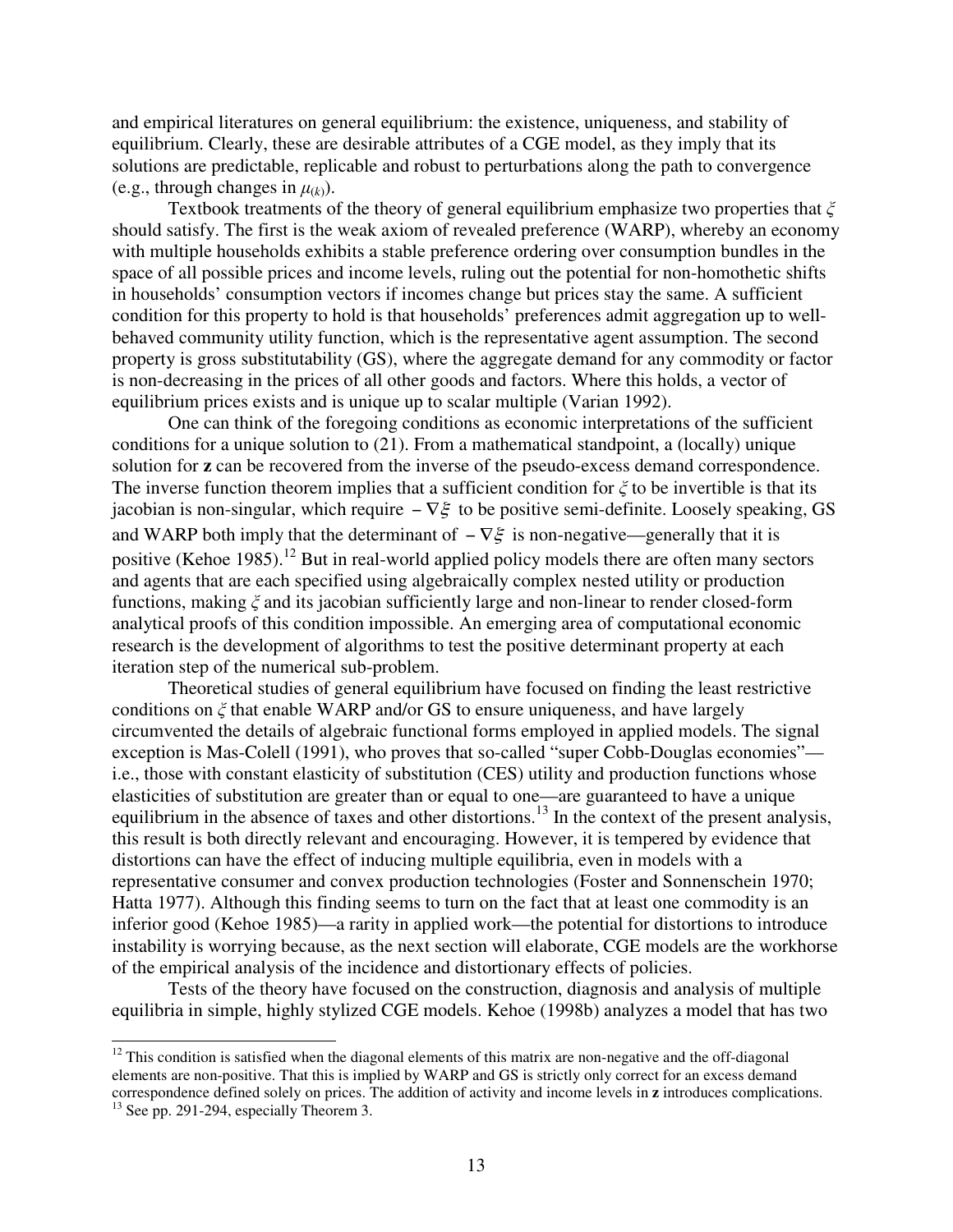and empirical literatures on general equilibrium: the existence, uniqueness, and stability of equilibrium. Clearly, these are desirable attributes of a CGE model, as they imply that its solutions are predictable, replicable and robust to perturbations along the path to convergence (e.g., through changes in $\mu_{(k)}$).

Textbook treatments of the theory of general equilibrium emphasize two properties that $\xi$ should satisfy. The first is the weak axiom of revealed preference (WARP), whereby an economy with multiple households exhibits a stable preference ordering over consumption bundles in the space of all possible prices and income levels, ruling out the potential for non-homothetic shifts in households' consumption vectors if incomes change but prices stay the same. A sufficient condition for this property to hold is that households' preferences admit aggregation up to well-behaved community utility function, which is the representative agent assumption. The second property is gross substitutability (GS), where the aggregate demand for any commodity or factor is non-decreasing in the prices of all other goods and factors. Where this holds, a vector of equilibrium prices exists and is unique up to scalar multiple (Varian 1992).

One can think of the foregoing conditions as economic interpretations of the sufficient conditions for a unique solution to (21). From a mathematical standpoint, a (locally) unique solution for **z** can be recovered from the inverse of the pseudo-excess demand correspondence. The inverse function theorem implies that a sufficient condition for $\xi$ to be invertible is that its jacobian is non-singular, which require $-\nabla\xi$ to be positive semi-definite. Loosely speaking, GS and WARP both imply that the determinant of $-\nabla\xi$ is non-negative—generally that it is positive (Kehoe 1985).[12] But in real-world applied policy models there are often many sectors and agents that are each specified using algebraically complex nested utility or production functions, making $\xi$ and its jacobian sufficiently large and non-linear to render closed-form analytical proofs of this condition impossible. An emerging area of computational economic research is the development of algorithms to test the positive determinant property at each iteration step of the numerical sub-problem.

Theoretical studies of general equilibrium have focused on finding the least restrictive conditions on $\xi$ that enable WARP and/or GS to ensure uniqueness, and have largely circumvented the details of algebraic functional forms employed in applied models. The signal exception is Mas-Colell (1991), who proves that so-called "super Cobb-Douglas economies"—i.e., those with constant elasticity of substitution (CES) utility and production functions whose elasticities of substitution are greater than or equal to one—are guaranteed to have a unique equilibrium in the absence of taxes and other distortions.[13] In the context of the present analysis, this result is both directly relevant and encouraging. However, it is tempered by evidence that distortions can have the effect of inducing multiple equilibria, even in models with a representative consumer and convex production technologies (Foster and Sonnenschein 1970; Hatta 1977). Although this finding seems to turn on the fact that at least one commodity is an inferior good (Kehoe 1985)—a rarity in applied work—the potential for distortions to introduce instability is worrying because, as the next section will elaborate, CGE models are the workhorse of the empirical analysis of the incidence and distortionary effects of policies.

Tests of the theory have focused on the construction, diagnosis and analysis of multiple equilibria in simple, highly stylized CGE models. Kehoe (1998b) analyzes a model that has two

---

[12] This condition is satisfied when the diagonal elements of this matrix are non-negative and the off-diagonal elements are non-positive. That this is implied by WARP and GS is strictly only correct for an excess demand correspondence defined solely on prices. The addition of activity and income levels in **z** introduces complications.

[13] See pp. 291-294, especially Theorem 3.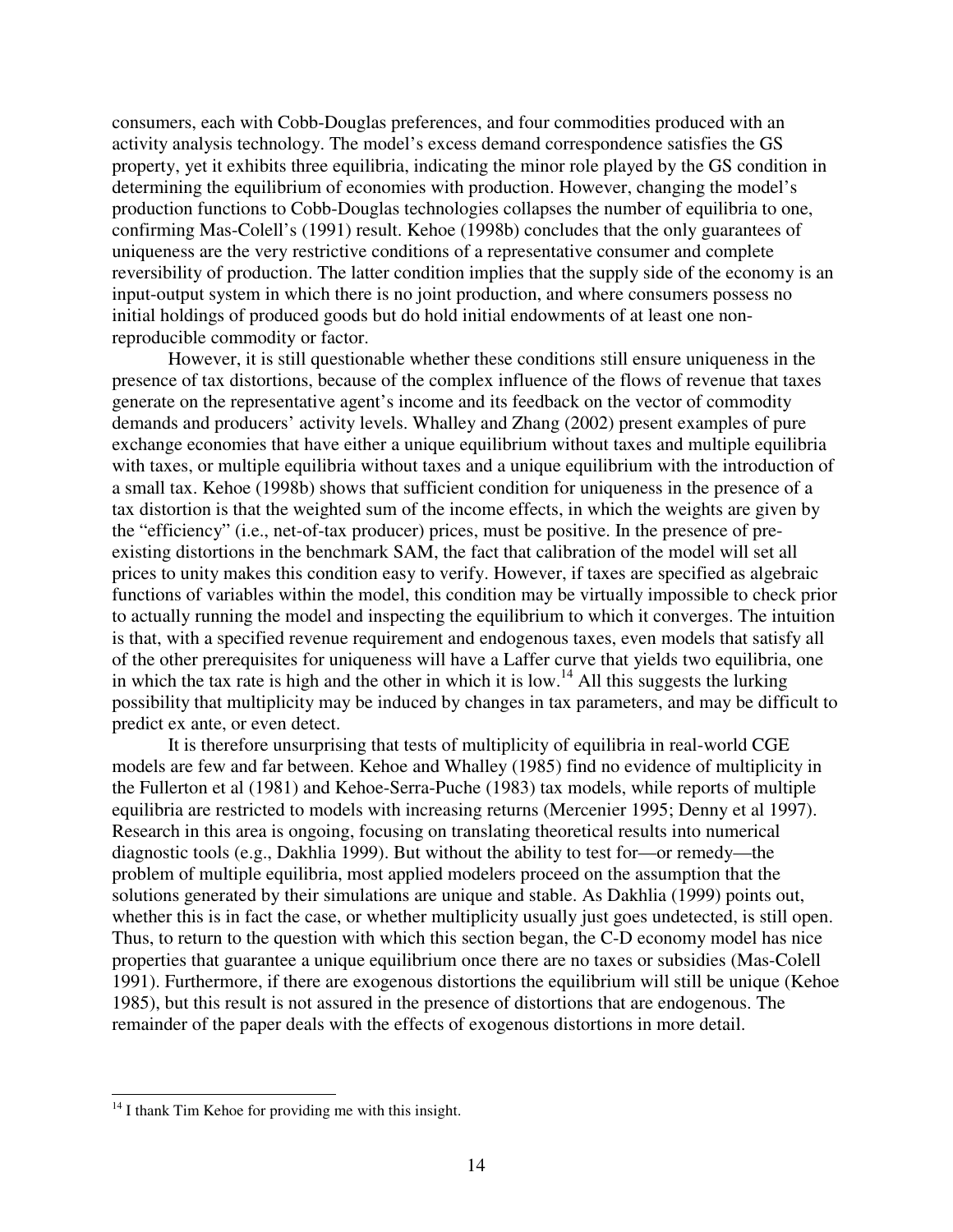consumers, each with Cobb-Douglas preferences, and four commodities produced with an activity analysis technology. The model's excess demand correspondence satisfies the GS property, yet it exhibits three equilibria, indicating the minor role played by the GS condition in determining the equilibrium of economies with production. However, changing the model's production functions to Cobb-Douglas technologies collapses the number of equilibria to one, confirming Mas-Colell's (1991) result. Kehoe (1998b) concludes that the only guarantees of uniqueness are the very restrictive conditions of a representative consumer and complete reversibility of production. The latter condition implies that the supply side of the economy is an input-output system in which there is no joint production, and where consumers possess no initial holdings of produced goods but do hold initial endowments of at least one non-reproducible commodity or factor.

However, it is still questionable whether these conditions still ensure uniqueness in the presence of tax distortions, because of the complex influence of the flows of revenue that taxes generate on the representative agent's income and its feedback on the vector of commodity demands and producers' activity levels. Whalley and Zhang (2002) present examples of pure exchange economies that have either a unique equilibrium without taxes and multiple equilibria with taxes, or multiple equilibria without taxes and a unique equilibrium with the introduction of a small tax. Kehoe (1998b) shows that sufficient condition for uniqueness in the presence of a tax distortion is that the weighted sum of the income effects, in which the weights are given by the "efficiency" (i.e., net-of-tax producer) prices, must be positive. In the presence of pre-existing distortions in the benchmark SAM, the fact that calibration of the model will set all prices to unity makes this condition easy to verify. However, if taxes are specified as algebraic functions of variables within the model, this condition may be virtually impossible to check prior to actually running the model and inspecting the equilibrium to which it converges. The intuition is that, with a specified revenue requirement and endogenous taxes, even models that satisfy all of the other prerequisites for uniqueness will have a Laffer curve that yields two equilibria, one in which the tax rate is high and the other in which it is low.[14] All this suggests the lurking possibility that multiplicity may be induced by changes in tax parameters, and may be difficult to predict ex ante, or even detect.

It is therefore unsurprising that tests of multiplicity of equilibria in real-world CGE models are few and far between. Kehoe and Whalley (1985) find no evidence of multiplicity in the Fullerton et al (1981) and Kehoe-Serra-Puche (1983) tax models, while reports of multiple equilibria are restricted to models with increasing returns (Mercenier 1995; Denny et al 1997). Research in this area is ongoing, focusing on translating theoretical results into numerical diagnostic tools (e.g., Dakhlia 1999). But without the ability to test for—or remedy—the problem of multiple equilibria, most applied modelers proceed on the assumption that the solutions generated by their simulations are unique and stable. As Dakhlia (1999) points out, whether this is in fact the case, or whether multiplicity usually just goes undetected, is still open. Thus, to return to the question with which this section began, the C-D economy model has nice properties that guarantee a unique equilibrium once there are no taxes or subsidies (Mas-Colell 1991). Furthermore, if there are exogenous distortions the equilibrium will still be unique (Kehoe 1985), but this result is not assured in the presence of distortions that are endogenous. The remainder of the paper deals with the effects of exogenous distortions in more detail.

---

[14] I thank Tim Kehoe for providing me with this insight.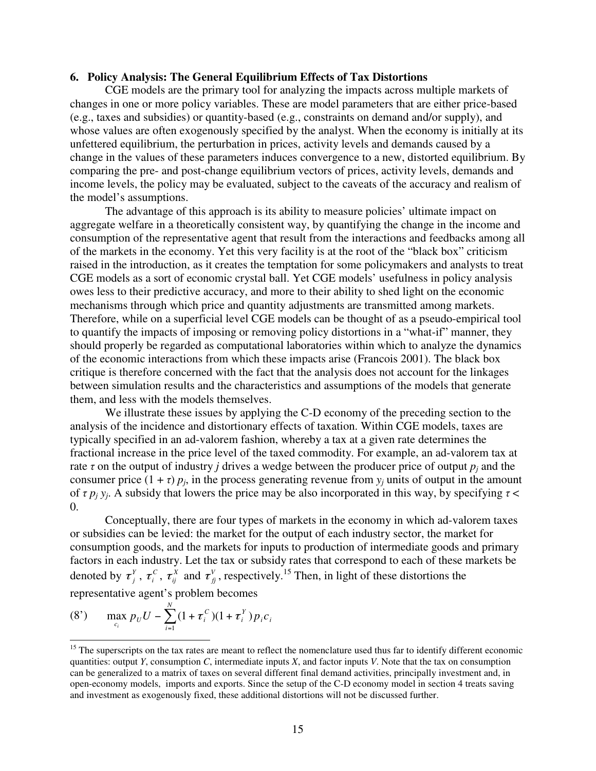## 6. Policy Analysis: The General Equilibrium Effects of Tax Distortions

CGE models are the primary tool for analyzing the impacts across multiple markets of changes in one or more policy variables. These are model parameters that are either price-based (e.g., taxes and subsidies) or quantity-based (e.g., constraints on demand and/or supply), and whose values are often exogenously specified by the analyst. When the economy is initially at its unfettered equilibrium, the perturbation in prices, activity levels and demands caused by a change in the values of these parameters induces convergence to a new, distorted equilibrium. By comparing the pre- and post-change equilibrium vectors of prices, activity levels, demands and income levels, the policy may be evaluated, subject to the caveats of the accuracy and realism of the model's assumptions.

The advantage of this approach is its ability to measure policies' ultimate impact on aggregate welfare in a theoretically consistent way, by quantifying the change in the income and consumption of the representative agent that result from the interactions and feedbacks among all of the markets in the economy. Yet this very facility is at the root of the "black box" criticism raised in the introduction, as it creates the temptation for some policymakers and analysts to treat CGE models as a sort of economic crystal ball. Yet CGE models' usefulness in policy analysis owes less to their predictive accuracy, and more to their ability to shed light on the economic mechanisms through which price and quantity adjustments are transmitted among markets. Therefore, while on a superficial level CGE models can be thought of as a pseudo-empirical tool to quantify the impacts of imposing or removing policy distortions in a "what-if" manner, they should properly be regarded as computational laboratories within which to analyze the dynamics of the economic interactions from which these impacts arise (Francois 2001). The black box critique is therefore concerned with the fact that the analysis does not account for the linkages between simulation results and the characteristics and assumptions of the models that generate them, and less with the models themselves.

We illustrate these issues by applying the C-D economy of the preceding section to the analysis of the incidence and distortionary effects of taxation. Within CGE models, taxes are typically specified in an ad-valorem fashion, whereby a tax at a given rate determines the fractional increase in the price level of the taxed commodity. For example, an ad-valorem tax at rate $\tau$ on the output of industry $j$ drives a wedge between the producer price of output $p_j$ and the consumer price $(1 + \tau)\, p_j$, in the process generating revenue from $y_j$ units of output in the amount of $\tau\, p_j\, y_j$. A subsidy that lowers the price may be also incorporated in this way, by specifying $\tau < 0$.

Conceptually, there are four types of markets in the economy in which ad-valorem taxes or subsidies can be levied: the market for the output of each industry sector, the market for consumption goods, and the markets for inputs to production of intermediate goods and primary factors in each industry. Let the tax or subsidy rates that correspond to each of these markets be denoted by $\tau_j^Y$, $\tau_i^C$, $\tau_{ij}^X$ and $\tau_{fj}^V$, respectively.[15] Then, in light of these distortions the representative agent's problem becomes

$$\text{(8')} \qquad \max_{c_i}\; p_U U - \sum_{i=1}^{N} (1+\tau_i^C)(1+\tau_i^Y)\, p_i c_i$$

[15] The superscripts on the tax rates are meant to reflect the nomenclature used thus far to identify different economic quantities: output $Y$, consumption $C$, intermediate inputs $X$, and factor inputs $V$. Note that the tax on consumption can be generalized to a matrix of taxes on several different final demand activities, principally investment and, in open-economy models, imports and exports. Since the setup of the C-D economy model in section 4 treats saving and investment as exogenously fixed, these additional distortions will not be discussed further.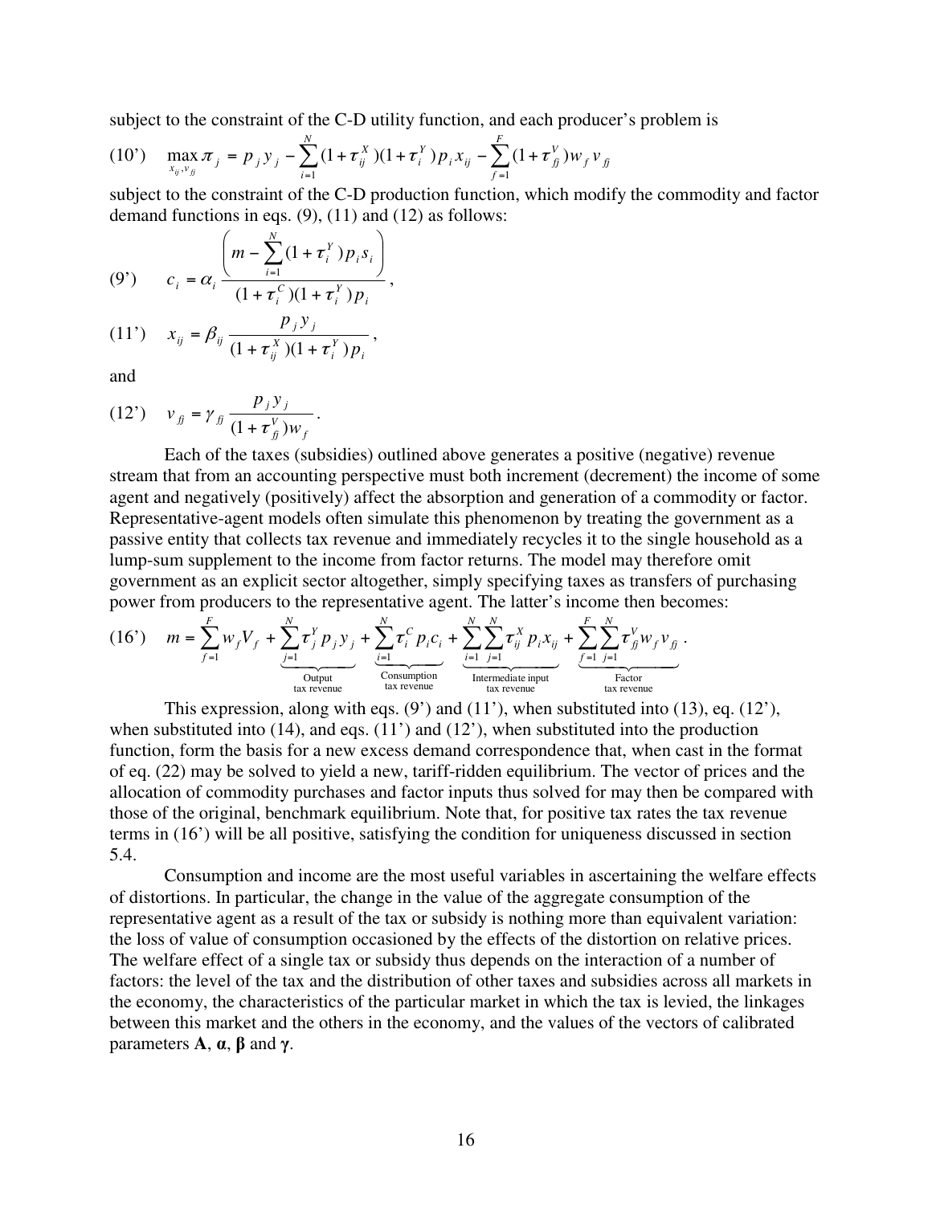subject to the constraint of the C-D utility function, and each producer's problem is

$$\text{(10')} \quad \max_{x_{ij}, v_{fj}} \pi_j = p_j y_j - \sum_{i=1}^{N} (1+\tau_{ij}^X)(1+\tau_i^Y) p_i x_{ij} - \sum_{f=1}^{F} (1+\tau_{fj}^V) w_f v_{fj}$$

subject to the constraint of the C-D production function, which modify the commodity and factor demand functions in eqs. (9), (11) and (12) as follows:

$$\text{(9')} \quad c_i = \alpha_i \frac{\left( m - \sum_{i=1}^{N} (1+\tau_i^Y) p_i s_i \right)}{(1+\tau_i^C)(1+\tau_i^Y) p_i},$$

$$\text{(11')} \quad x_{ij} = \beta_{ij} \frac{p_j y_j}{(1+\tau_{ij}^X)(1+\tau_i^Y) p_i},$$

and

$$\text{(12')} \quad v_{fj} = \gamma_{fj} \frac{p_j y_j}{(1+\tau_{fj}^V) w_f}.$$

Each of the taxes (subsidies) outlined above generates a positive (negative) revenue stream that from an accounting perspective must both increment (decrement) the income of some agent and negatively (positively) affect the absorption and generation of a commodity or factor. Representative-agent models often simulate this phenomenon by treating the government as a passive entity that collects tax revenue and immediately recycles it to the single household as a lump-sum supplement to the income from factor returns. The model may therefore omit government as an explicit sector altogether, simply specifying taxes as transfers of purchasing power from producers to the representative agent. The latter's income then becomes:

$$\text{(16')} \quad m = \sum_{f=1}^{F} w_f V_f + \underbrace{\sum_{j=1}^{N} \tau_j^Y p_j y_j}_{\substack{\text{Output} \\ \text{tax revenue}}} + \underbrace{\sum_{i=1}^{N} \tau_i^C p_i c_i}_{\substack{\text{Consumption} \\ \text{tax revenue}}} + \underbrace{\sum_{i=1}^{N} \sum_{j=1}^{N} \tau_{ij}^X p_i x_{ij}}_{\substack{\text{Intermediate input} \\ \text{tax revenue}}} + \underbrace{\sum_{f=1}^{F} \sum_{j=1}^{N} \tau_{fj}^V w_f v_{fj}}_{\substack{\text{Factor} \\ \text{tax revenue}}}.$$

This expression, along with eqs. (9') and (11'), when substituted into (13), eq. (12'), when substituted into (14), and eqs. (11') and (12'), when substituted into the production function, form the basis for a new excess demand correspondence that, when cast in the format of eq. (22) may be solved to yield a new, tariff-ridden equilibrium. The vector of prices and the allocation of commodity purchases and factor inputs thus solved for may then be compared with those of the original, benchmark equilibrium. Note that, for positive tax rates the tax revenue terms in (16') will be all positive, satisfying the condition for uniqueness discussed in section 5.4.

Consumption and income are the most useful variables in ascertaining the welfare effects of distortions. In particular, the change in the value of the aggregate consumption of the representative agent as a result of the tax or subsidy is nothing more than equivalent variation: the loss of value of consumption occasioned by the effects of the distortion on relative prices. The welfare effect of a single tax or subsidy thus depends on the interaction of a number of factors: the level of the tax and the distribution of other taxes and subsidies across all markets in the economy, the characteristics of the particular market in which the tax is levied, the linkages between this market and the others in the economy, and the values of the vectors of calibrated parameters $\mathbf{A}$, $\boldsymbol{\alpha}$, $\boldsymbol{\beta}$ and $\boldsymbol{\gamma}$.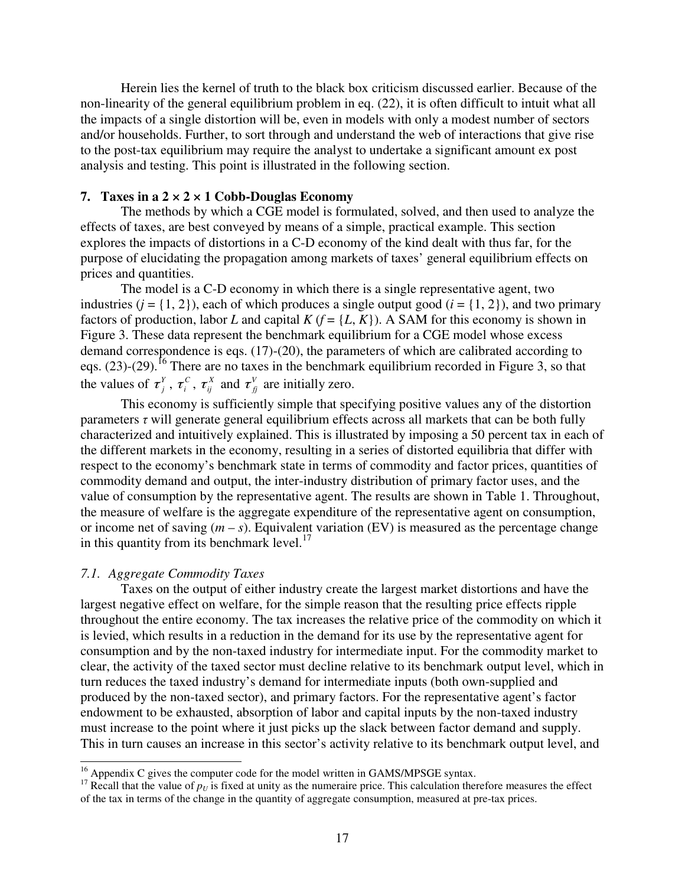Herein lies the kernel of truth to the black box criticism discussed earlier. Because of the non-linearity of the general equilibrium problem in eq. (22), it is often difficult to intuit what all the impacts of a single distortion will be, even in models with only a modest number of sectors and/or households. Further, to sort through and understand the web of interactions that give rise to the post-tax equilibrium may require the analyst to undertake a significant amount ex post analysis and testing. This point is illustrated in the following section.

## 7. Taxes in a 2 × 2 × 1 Cobb-Douglas Economy

The methods by which a CGE model is formulated, solved, and then used to analyze the effects of taxes, are best conveyed by means of a simple, practical example. This section explores the impacts of distortions in a C-D economy of the kind dealt with thus far, for the purpose of elucidating the propagation among markets of taxes' general equilibrium effects on prices and quantities.

The model is a C-D economy in which there is a single representative agent, two industries ($j = \{1, 2\}$), each of which produces a single output good ($i = \{1, 2\}$), and two primary factors of production, labor $L$ and capital $K$ ($f = \{L, K\}$). A SAM for this economy is shown in Figure 3. These data represent the benchmark equilibrium for a CGE model whose excess demand correspondence is eqs. (17)-(20), the parameters of which are calibrated according to eqs. (23)-(29).[16] There are no taxes in the benchmark equilibrium recorded in Figure 3, so that the values of $\tau_j^Y$, $\tau_i^C$, $\tau_{ij}^X$ and $\tau_{fj}^V$ are initially zero.

This economy is sufficiently simple that specifying positive values any of the distortion parameters $\tau$ will generate general equilibrium effects across all markets that can be both fully characterized and intuitively explained. This is illustrated by imposing a 50 percent tax in each of the different markets in the economy, resulting in a series of distorted equilibria that differ with respect to the economy's benchmark state in terms of commodity and factor prices, quantities of commodity demand and output, the inter-industry distribution of primary factor uses, and the value of consumption by the representative agent. The results are shown in Table 1. Throughout, the measure of welfare is the aggregate expenditure of the representative agent on consumption, or income net of saving ($m - s$). Equivalent variation (EV) is measured as the percentage change in this quantity from its benchmark level.[17]

### *7.1. Aggregate Commodity Taxes*

Taxes on the output of either industry create the largest market distortions and have the largest negative effect on welfare, for the simple reason that the resulting price effects ripple throughout the entire economy. The tax increases the relative price of the commodity on which it is levied, which results in a reduction in the demand for its use by the representative agent for consumption and by the non-taxed industry for intermediate input. For the commodity market to clear, the activity of the taxed sector must decline relative to its benchmark output level, which in turn reduces the taxed industry's demand for intermediate inputs (both own-supplied and produced by the non-taxed sector), and primary factors. For the representative agent's factor endowment to be exhausted, absorption of labor and capital inputs by the non-taxed industry must increase to the point where it just picks up the slack between factor demand and supply. This in turn causes an increase in this sector's activity relative to its benchmark output level, and

[16] Appendix C gives the computer code for the model written in GAMS/MPSGE syntax.

[17] Recall that the value of $p_U$ is fixed at unity as the numeraire price. This calculation therefore measures the effect of the tax in terms of the change in the quantity of aggregate consumption, measured at pre-tax prices.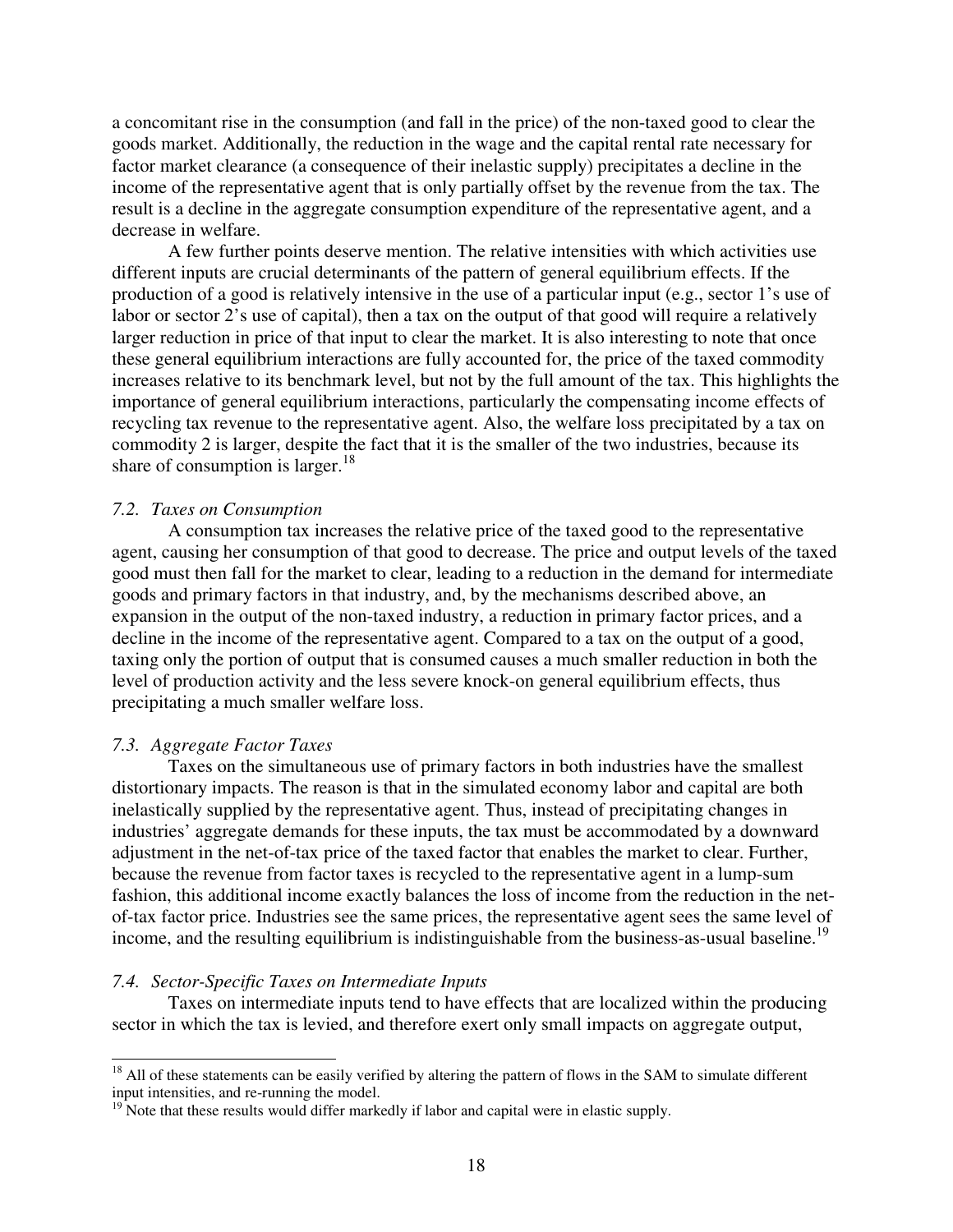a concomitant rise in the consumption (and fall in the price) of the non-taxed good to clear the goods market. Additionally, the reduction in the wage and the capital rental rate necessary for factor market clearance (a consequence of their inelastic supply) precipitates a decline in the income of the representative agent that is only partially offset by the revenue from the tax. The result is a decline in the aggregate consumption expenditure of the representative agent, and a decrease in welfare.

A few further points deserve mention. The relative intensities with which activities use different inputs are crucial determinants of the pattern of general equilibrium effects. If the production of a good is relatively intensive in the use of a particular input (e.g., sector 1's use of labor or sector 2's use of capital), then a tax on the output of that good will require a relatively larger reduction in price of that input to clear the market. It is also interesting to note that once these general equilibrium interactions are fully accounted for, the price of the taxed commodity increases relative to its benchmark level, but not by the full amount of the tax. This highlights the importance of general equilibrium interactions, particularly the compensating income effects of recycling tax revenue to the representative agent. Also, the welfare loss precipitated by a tax on commodity 2 is larger, despite the fact that it is the smaller of the two industries, because its share of consumption is larger.[18]

### *7.2. Taxes on Consumption*

A consumption tax increases the relative price of the taxed good to the representative agent, causing her consumption of that good to decrease. The price and output levels of the taxed good must then fall for the market to clear, leading to a reduction in the demand for intermediate goods and primary factors in that industry, and, by the mechanisms described above, an expansion in the output of the non-taxed industry, a reduction in primary factor prices, and a decline in the income of the representative agent. Compared to a tax on the output of a good, taxing only the portion of output that is consumed causes a much smaller reduction in both the level of production activity and the less severe knock-on general equilibrium effects, thus precipitating a much smaller welfare loss.

### *7.3. Aggregate Factor Taxes*

Taxes on the simultaneous use of primary factors in both industries have the smallest distortionary impacts. The reason is that in the simulated economy labor and capital are both inelastically supplied by the representative agent. Thus, instead of precipitating changes in industries' aggregate demands for these inputs, the tax must be accommodated by a downward adjustment in the net-of-tax price of the taxed factor that enables the market to clear. Further, because the revenue from factor taxes is recycled to the representative agent in a lump-sum fashion, this additional income exactly balances the loss of income from the reduction in the net-of-tax factor price. Industries see the same prices, the representative agent sees the same level of income, and the resulting equilibrium is indistinguishable from the business-as-usual baseline.[19]

### *7.4. Sector-Specific Taxes on Intermediate Inputs*

Taxes on intermediate inputs tend to have effects that are localized within the producing sector in which the tax is levied, and therefore exert only small impacts on aggregate output,

---

[18] All of these statements can be easily verified by altering the pattern of flows in the SAM to simulate different input intensities, and re-running the model.

[19] Note that these results would differ markedly if labor and capital were in elastic supply.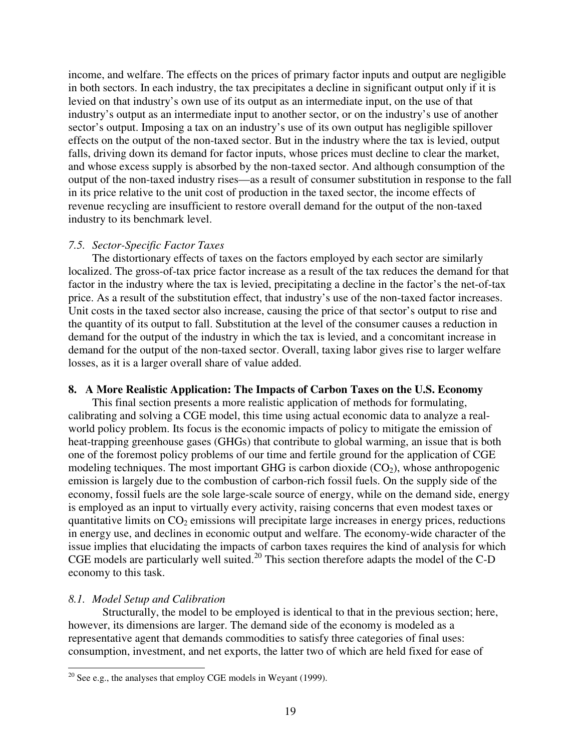income, and welfare. The effects on the prices of primary factor inputs and output are negligible in both sectors. In each industry, the tax precipitates a decline in significant output only if it is levied on that industry's own use of its output as an intermediate input, on the use of that industry's output as an intermediate input to another sector, or on the industry's use of another sector's output. Imposing a tax on an industry's use of its own output has negligible spillover effects on the output of the non-taxed sector. But in the industry where the tax is levied, output falls, driving down its demand for factor inputs, whose prices must decline to clear the market, and whose excess supply is absorbed by the non-taxed sector. And although consumption of the output of the non-taxed industry rises—as a result of consumer substitution in response to the fall in its price relative to the unit cost of production in the taxed sector, the income effects of revenue recycling are insufficient to restore overall demand for the output of the non-taxed industry to its benchmark level.

### *7.5. Sector-Specific Factor Taxes*

The distortionary effects of taxes on the factors employed by each sector are similarly localized. The gross-of-tax price factor increase as a result of the tax reduces the demand for that factor in the industry where the tax is levied, precipitating a decline in the factor's the net-of-tax price. As a result of the substitution effect, that industry's use of the non-taxed factor increases. Unit costs in the taxed sector also increase, causing the price of that sector's output to rise and the quantity of its output to fall. Substitution at the level of the consumer causes a reduction in demand for the output of the industry in which the tax is levied, and a concomitant increase in demand for the output of the non-taxed sector. Overall, taxing labor gives rise to larger welfare losses, as it is a larger overall share of value added.

## 8. A More Realistic Application: The Impacts of Carbon Taxes on the U.S. Economy

This final section presents a more realistic application of methods for formulating, calibrating and solving a CGE model, this time using actual economic data to analyze a real-world policy problem. Its focus is the economic impacts of policy to mitigate the emission of heat-trapping greenhouse gases (GHGs) that contribute to global warming, an issue that is both one of the foremost policy problems of our time and fertile ground for the application of CGE modeling techniques. The most important GHG is carbon dioxide ($CO_2$), whose anthropogenic emission is largely due to the combustion of carbon-rich fossil fuels. On the supply side of the economy, fossil fuels are the sole large-scale source of energy, while on the demand side, energy is employed as an input to virtually every activity, raising concerns that even modest taxes or quantitative limits on $CO_2$ emissions will precipitate large increases in energy prices, reductions in energy use, and declines in economic output and welfare. The economy-wide character of the issue implies that elucidating the impacts of carbon taxes requires the kind of analysis for which CGE models are particularly well suited.[20] This section therefore adapts the model of the C-D economy to this task.

### *8.1. Model Setup and Calibration*

Structurally, the model to be employed is identical to that in the previous section; here, however, its dimensions are larger. The demand side of the economy is modeled as a representative agent that demands commodities to satisfy three categories of final uses: consumption, investment, and net exports, the latter two of which are held fixed for ease of

[20] See e.g., the analyses that employ CGE models in Weyant (1999).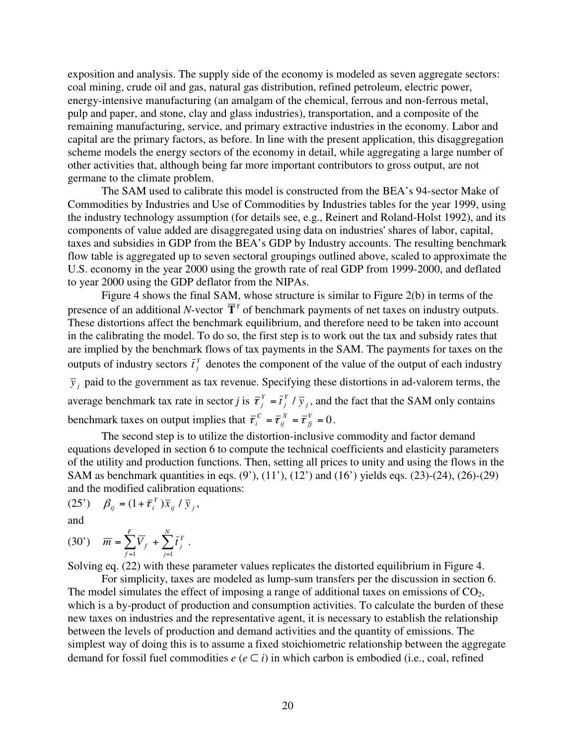exposition and analysis. The supply side of the economy is modeled as seven aggregate sectors: coal mining, crude oil and gas, natural gas distribution, refined petroleum, electric power, energy-intensive manufacturing (an amalgam of the chemical, ferrous and non-ferrous metal, pulp and paper, and stone, clay and glass industries), transportation, and a composite of the remaining manufacturing, service, and primary extractive industries in the economy. Labor and capital are the primary factors, as before. In line with the present application, this disaggregation scheme models the energy sectors of the economy in detail, while aggregating a large number of other activities that, although being far more important contributors to gross output, are not germane to the climate problem.

The SAM used to calibrate this model is constructed from the BEA's 94-sector Make of Commodities by Industries and Use of Commodities by Industries tables for the year 1999, using the industry technology assumption (for details see, e.g., Reinert and Roland-Holst 1992), and its components of value added are disaggregated using data on industries' shares of labor, capital, taxes and subsidies in GDP from the BEA's GDP by Industry accounts. The resulting benchmark flow table is aggregated up to seven sectoral groupings outlined above, scaled to approximate the U.S. economy in the year 2000 using the growth rate of real GDP from 1999-2000, and deflated to year 2000 using the GDP deflator from the NIPAs.

Figure 4 shows the final SAM, whose structure is similar to Figure 2(b) in terms of the presence of an additional *N*-vector $\overline{\mathbf{T}}^Y$ of benchmark payments of net taxes on industry outputs. These distortions affect the benchmark equilibrium, and therefore need to be taken into account in the calibrating the model. To do so, the first step is to work out the tax and subsidy rates that are implied by the benchmark flows of tax payments in the SAM. The payments for taxes on the outputs of industry sectors $\bar{t}_j^Y$ denotes the component of the value of the output of each industry $\bar{y}_j$ paid to the government as tax revenue. Specifying these distortions in ad-valorem terms, the average benchmark tax rate in sector *j* is $\bar{\tau}_j^Y = \bar{t}_j^Y / \bar{y}_j$, and the fact that the SAM only contains benchmark taxes on output implies that $\bar{\tau}_i^C = \bar{\tau}_{ij}^X = \bar{\tau}_{fj}^V = 0$.

The second step is to utilize the distortion-inclusive commodity and factor demand equations developed in section 6 to compute the technical coefficients and elasticity parameters of the utility and production functions. Then, setting all prices to unity and using the flows in the SAM as benchmark quantities in eqs. (9'), (11'), (12') and (16') yields eqs. (23)-(24), (26)-(29) and the modified calibration equations:

$$\text{(25')} \quad \beta_{ij} = (1 + \bar{\tau}_i^Y)\bar{x}_{ij} / \bar{y}_j,$$

and

$$\text{(30')} \quad \overline{m} = \sum_{f=1}^{F} \overline{V}_f + \sum_{j=1}^{N} \bar{t}_j^Y .$$

Solving eq. (22) with these parameter values replicates the distorted equilibrium in Figure 4.

For simplicity, taxes are modeled as lump-sum transfers per the discussion in section 6. The model simulates the effect of imposing a range of additional taxes on emissions of $CO_2$, which is a by-product of production and consumption activities. To calculate the burden of these new taxes on industries and the representative agent, it is necessary to establish the relationship between the levels of production and demand activities and the quantity of emissions. The simplest way of doing this is to assume a fixed stoichiometric relationship between the aggregate demand for fossil fuel commodities *e* ($e \subset i$) in which carbon is embodied (i.e., coal, refined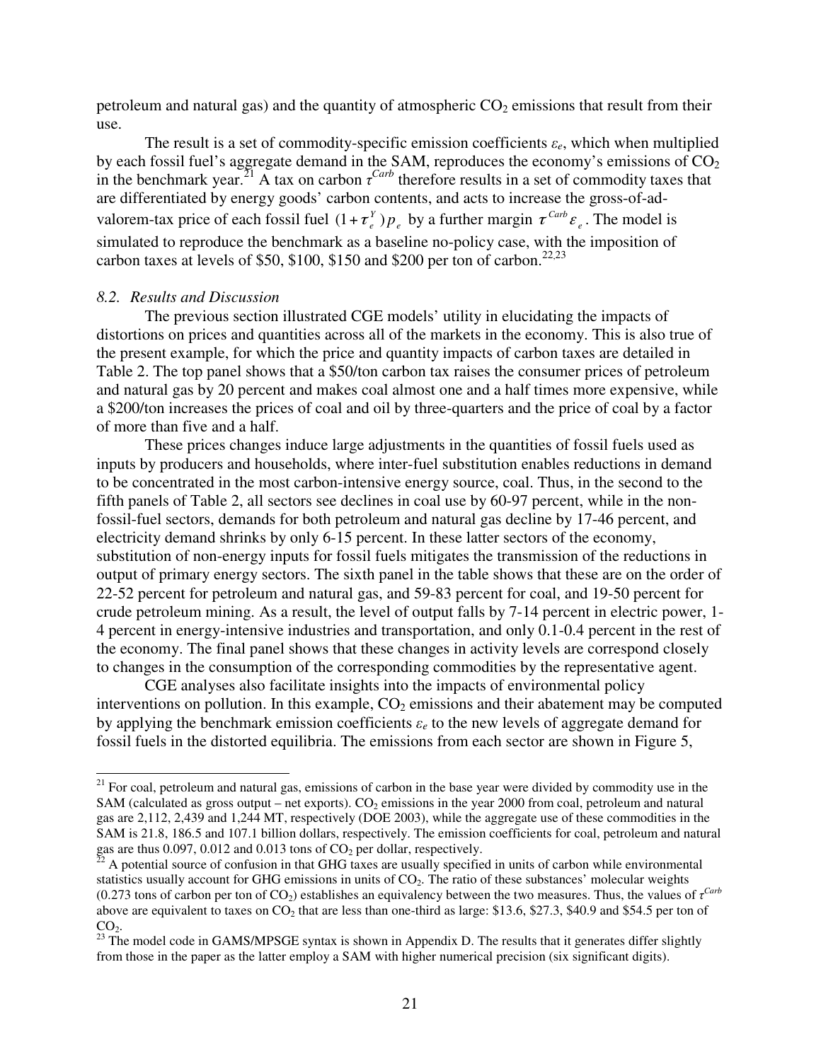petroleum and natural gas) and the quantity of atmospheric $CO_2$ emissions that result from their use.

The result is a set of commodity-specific emission coefficients $\varepsilon_e$, which when multiplied by each fossil fuel's aggregate demand in the SAM, reproduces the economy's emissions of $CO_2$ in the benchmark year.[21] A tax on carbon $\tau^{Carb}$ therefore results in a set of commodity taxes that are differentiated by energy goods' carbon contents, and acts to increase the gross-of-ad-valorem-tax price of each fossil fuel $(1+\tau_e^Y)p_e$ by a further margin $\tau^{Carb}\varepsilon_e$. The model is simulated to reproduce the benchmark as a baseline no-policy case, with the imposition of carbon taxes at levels of \$50, \$100, \$150 and \$200 per ton of carbon.[22,23]

*8.2. Results and Discussion*

The previous section illustrated CGE models' utility in elucidating the impacts of distortions on prices and quantities across all of the markets in the economy. This is also true of the present example, for which the price and quantity impacts of carbon taxes are detailed in Table 2. The top panel shows that a \$50/ton carbon tax raises the consumer prices of petroleum and natural gas by 20 percent and makes coal almost one and a half times more expensive, while a \$200/ton increases the prices of coal and oil by three-quarters and the price of coal by a factor of more than five and a half.

These prices changes induce large adjustments in the quantities of fossil fuels used as inputs by producers and households, where inter-fuel substitution enables reductions in demand to be concentrated in the most carbon-intensive energy source, coal. Thus, in the second to the fifth panels of Table 2, all sectors see declines in coal use by 60-97 percent, while in the non-fossil-fuel sectors, demands for both petroleum and natural gas decline by 17-46 percent, and electricity demand shrinks by only 6-15 percent. In these latter sectors of the economy, substitution of non-energy inputs for fossil fuels mitigates the transmission of the reductions in output of primary energy sectors. The sixth panel in the table shows that these are on the order of 22-52 percent for petroleum and natural gas, and 59-83 percent for coal, and 19-50 percent for crude petroleum mining. As a result, the level of output falls by 7-14 percent in electric power, 1-4 percent in energy-intensive industries and transportation, and only 0.1-0.4 percent in the rest of the economy. The final panel shows that these changes in activity levels are correspond closely to changes in the consumption of the corresponding commodities by the representative agent.

CGE analyses also facilitate insights into the impacts of environmental policy interventions on pollution. In this example, $CO_2$ emissions and their abatement may be computed by applying the benchmark emission coefficients $\varepsilon_e$ to the new levels of aggregate demand for fossil fuels in the distorted equilibria. The emissions from each sector are shown in Figure 5,

---

[21] For coal, petroleum and natural gas, emissions of carbon in the base year were divided by commodity use in the SAM (calculated as gross output – net exports). $CO_2$ emissions in the year 2000 from coal, petroleum and natural gas are 2,112, 2,439 and 1,244 MT, respectively (DOE 2003), while the aggregate use of these commodities in the SAM is 21.8, 186.5 and 107.1 billion dollars, respectively. The emission coefficients for coal, petroleum and natural gas are thus 0.097, 0.012 and 0.013 tons of $CO_2$ per dollar, respectively.

[22] A potential source of confusion in that GHG taxes are usually specified in units of carbon while environmental statistics usually account for GHG emissions in units of $CO_2$. The ratio of these substances' molecular weights (0.273 tons of carbon per ton of $CO_2$) establishes an equivalency between the two measures. Thus, the values of $\tau^{Carb}$ above are equivalent to taxes on $CO_2$ that are less than one-third as large: \$13.6, \$27.3, \$40.9 and \$54.5 per ton of $CO_2$.

[23] The model code in GAMS/MPSGE syntax is shown in Appendix D. The results that it generates differ slightly from those in the paper as the latter employ a SAM with higher numerical precision (six significant digits).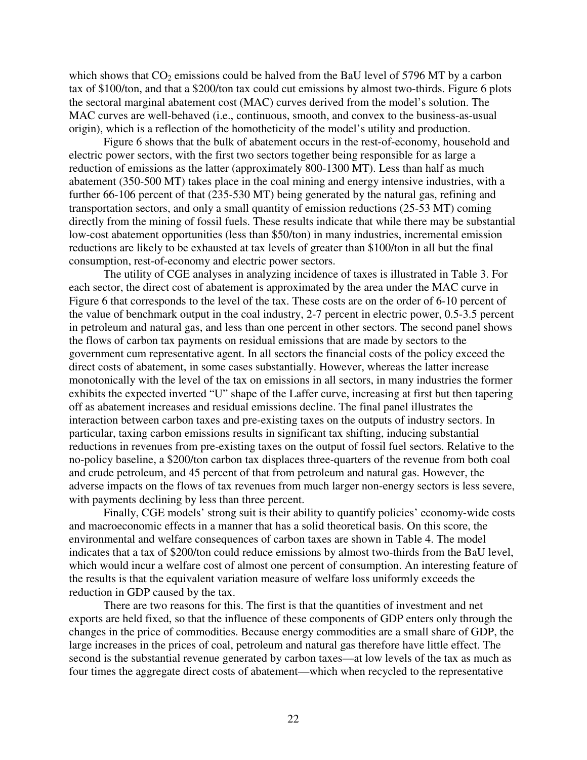which shows that $CO_2$ emissions could be halved from the BaU level of 5796 MT by a carbon tax of \$100/ton, and that a \$200/ton tax could cut emissions by almost two-thirds. Figure 6 plots the sectoral marginal abatement cost (MAC) curves derived from the model's solution. The MAC curves are well-behaved (i.e., continuous, smooth, and convex to the business-as-usual origin), which is a reflection of the homotheticity of the model's utility and production.

Figure 6 shows that the bulk of abatement occurs in the rest-of-economy, household and electric power sectors, with the first two sectors together being responsible for as large a reduction of emissions as the latter (approximately 800-1300 MT). Less than half as much abatement (350-500 MT) takes place in the coal mining and energy intensive industries, with a further 66-106 percent of that (235-530 MT) being generated by the natural gas, refining and transportation sectors, and only a small quantity of emission reductions (25-53 MT) coming directly from the mining of fossil fuels. These results indicate that while there may be substantial low-cost abatement opportunities (less than \$50/ton) in many industries, incremental emission reductions are likely to be exhausted at tax levels of greater than \$100/ton in all but the final consumption, rest-of-economy and electric power sectors.

The utility of CGE analyses in analyzing incidence of taxes is illustrated in Table 3. For each sector, the direct cost of abatement is approximated by the area under the MAC curve in Figure 6 that corresponds to the level of the tax. These costs are on the order of 6-10 percent of the value of benchmark output in the coal industry, 2-7 percent in electric power, 0.5-3.5 percent in petroleum and natural gas, and less than one percent in other sectors. The second panel shows the flows of carbon tax payments on residual emissions that are made by sectors to the government cum representative agent. In all sectors the financial costs of the policy exceed the direct costs of abatement, in some cases substantially. However, whereas the latter increase monotonically with the level of the tax on emissions in all sectors, in many industries the former exhibits the expected inverted "U" shape of the Laffer curve, increasing at first but then tapering off as abatement increases and residual emissions decline. The final panel illustrates the interaction between carbon taxes and pre-existing taxes on the outputs of industry sectors. In particular, taxing carbon emissions results in significant tax shifting, inducing substantial reductions in revenues from pre-existing taxes on the output of fossil fuel sectors. Relative to the no-policy baseline, a \$200/ton carbon tax displaces three-quarters of the revenue from both coal and crude petroleum, and 45 percent of that from petroleum and natural gas. However, the adverse impacts on the flows of tax revenues from much larger non-energy sectors is less severe, with payments declining by less than three percent.

Finally, CGE models' strong suit is their ability to quantify policies' economy-wide costs and macroeconomic effects in a manner that has a solid theoretical basis. On this score, the environmental and welfare consequences of carbon taxes are shown in Table 4. The model indicates that a tax of \$200/ton could reduce emissions by almost two-thirds from the BaU level, which would incur a welfare cost of almost one percent of consumption. An interesting feature of the results is that the equivalent variation measure of welfare loss uniformly exceeds the reduction in GDP caused by the tax.

There are two reasons for this. The first is that the quantities of investment and net exports are held fixed, so that the influence of these components of GDP enters only through the changes in the price of commodities. Because energy commodities are a small share of GDP, the large increases in the prices of coal, petroleum and natural gas therefore have little effect. The second is the substantial revenue generated by carbon taxes—at low levels of the tax as much as four times the aggregate direct costs of abatement—which when recycled to the representative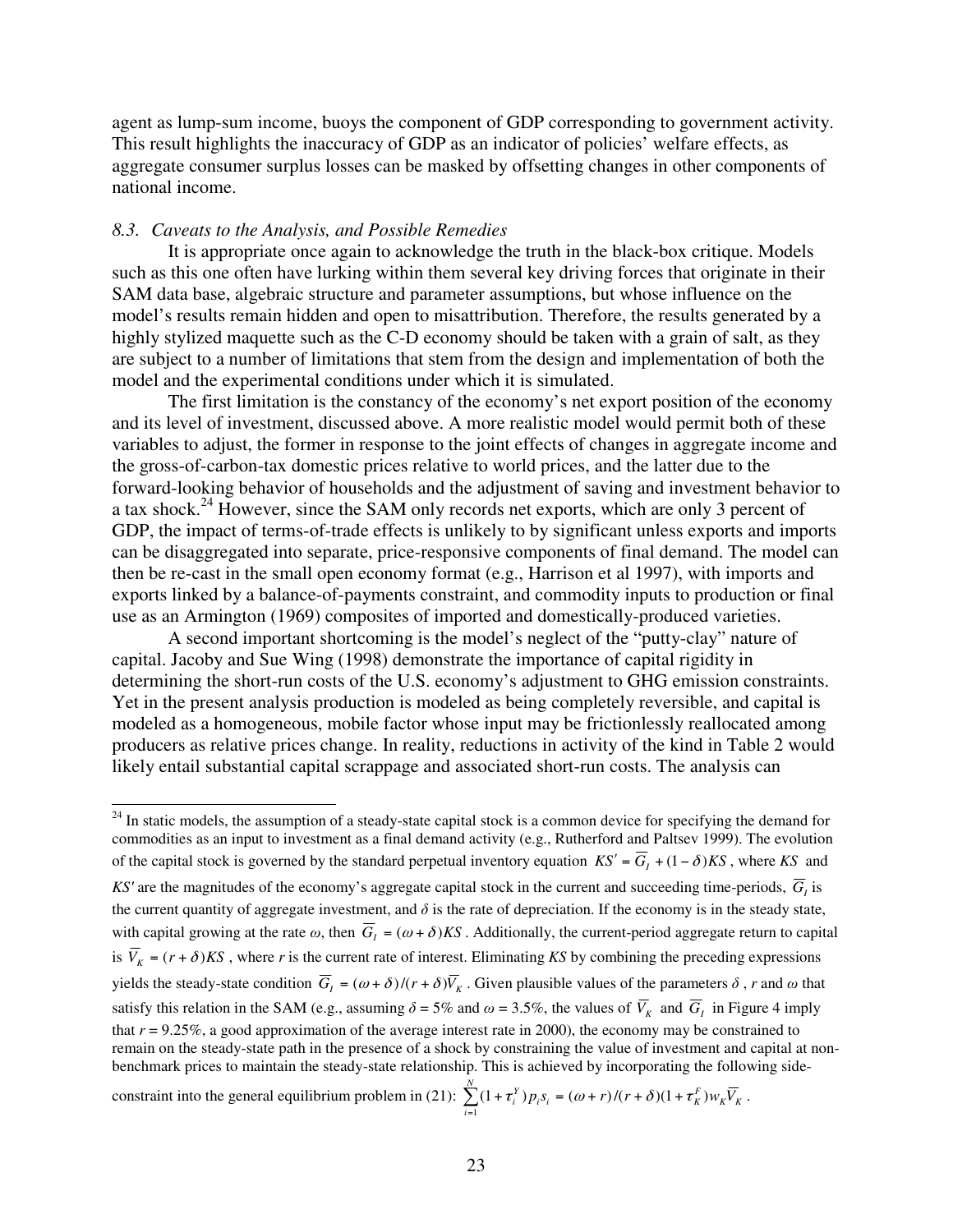agent as lump-sum income, buoys the component of GDP corresponding to government activity. This result highlights the inaccuracy of GDP as an indicator of policies' welfare effects, as aggregate consumer surplus losses can be masked by offsetting changes in other components of national income.

### *8.3. Caveats to the Analysis, and Possible Remedies*

It is appropriate once again to acknowledge the truth in the black-box critique. Models such as this one often have lurking within them several key driving forces that originate in their SAM data base, algebraic structure and parameter assumptions, but whose influence on the model's results remain hidden and open to misattribution. Therefore, the results generated by a highly stylized maquette such as the C-D economy should be taken with a grain of salt, as they are subject to a number of limitations that stem from the design and implementation of both the model and the experimental conditions under which it is simulated.

The first limitation is the constancy of the economy's net export position of the economy and its level of investment, discussed above. A more realistic model would permit both of these variables to adjust, the former in response to the joint effects of changes in aggregate income and the gross-of-carbon-tax domestic prices relative to world prices, and the latter due to the forward-looking behavior of households and the adjustment of saving and investment behavior to a tax shock.[24] However, since the SAM only records net exports, which are only 3 percent of GDP, the impact of terms-of-trade effects is unlikely to by significant unless exports and imports can be disaggregated into separate, price-responsive components of final demand. The model can then be re-cast in the small open economy format (e.g., Harrison et al 1997), with imports and exports linked by a balance-of-payments constraint, and commodity inputs to production or final use as an Armington (1969) composites of imported and domestically-produced varieties.

A second important shortcoming is the model's neglect of the "putty-clay" nature of capital. Jacoby and Sue Wing (1998) demonstrate the importance of capital rigidity in determining the short-run costs of the U.S. economy's adjustment to GHG emission constraints. Yet in the present analysis production is modeled as being completely reversible, and capital is modeled as a homogeneous, mobile factor whose input may be frictionlessly reallocated among producers as relative prices change. In reality, reductions in activity of the kind in Table 2 would likely entail substantial capital scrappage and associated short-run costs. The analysis can

---

[24] In static models, the assumption of a steady-state capital stock is a common device for specifying the demand for commodities as an input to investment as a final demand activity (e.g., Rutherford and Paltsev 1999). The evolution of the capital stock is governed by the standard perpetual inventory equation $KS' = \overline{G}_I + (1-\delta)KS$, where $KS$ and $KS'$ are the magnitudes of the economy's aggregate capital stock in the current and succeeding time-periods, $\overline{G}_I$ is the current quantity of aggregate investment, and $\delta$ is the rate of depreciation. If the economy is in the steady state, with capital growing at the rate $\omega$, then $\overline{G}_I = (\omega + \delta)KS$. Additionally, the current-period aggregate return to capital is $\overline{V}_K = (r+\delta)KS$, where $r$ is the current rate of interest. Eliminating $KS$ by combining the preceding expressions yields the steady-state condition $\overline{G}_I = (\omega+\delta)/(r+\delta)\overline{V}_K$. Given plausible values of the parameters $\delta$, $r$ and $\omega$ that satisfy this relation in the SAM (e.g., assuming $\delta$ = 5% and $\omega$ = 3.5%, the values of $\overline{V}_K$ and $\overline{G}_I$ in Figure 4 imply that $r$ = 9.25%, a good approximation of the average interest rate in 2000), the economy may be constrained to remain on the steady-state path in the presence of a shock by constraining the value of investment and capital at non-benchmark prices to maintain the steady-state relationship. This is achieved by incorporating the following side-constraint into the general equilibrium problem in (21): $\sum_{i=1}^{N}(1+\tau_i^Y)p_i s_i = (\omega+r)/(r+\delta)(1+\tau_K^F)w_K\overline{V}_K$.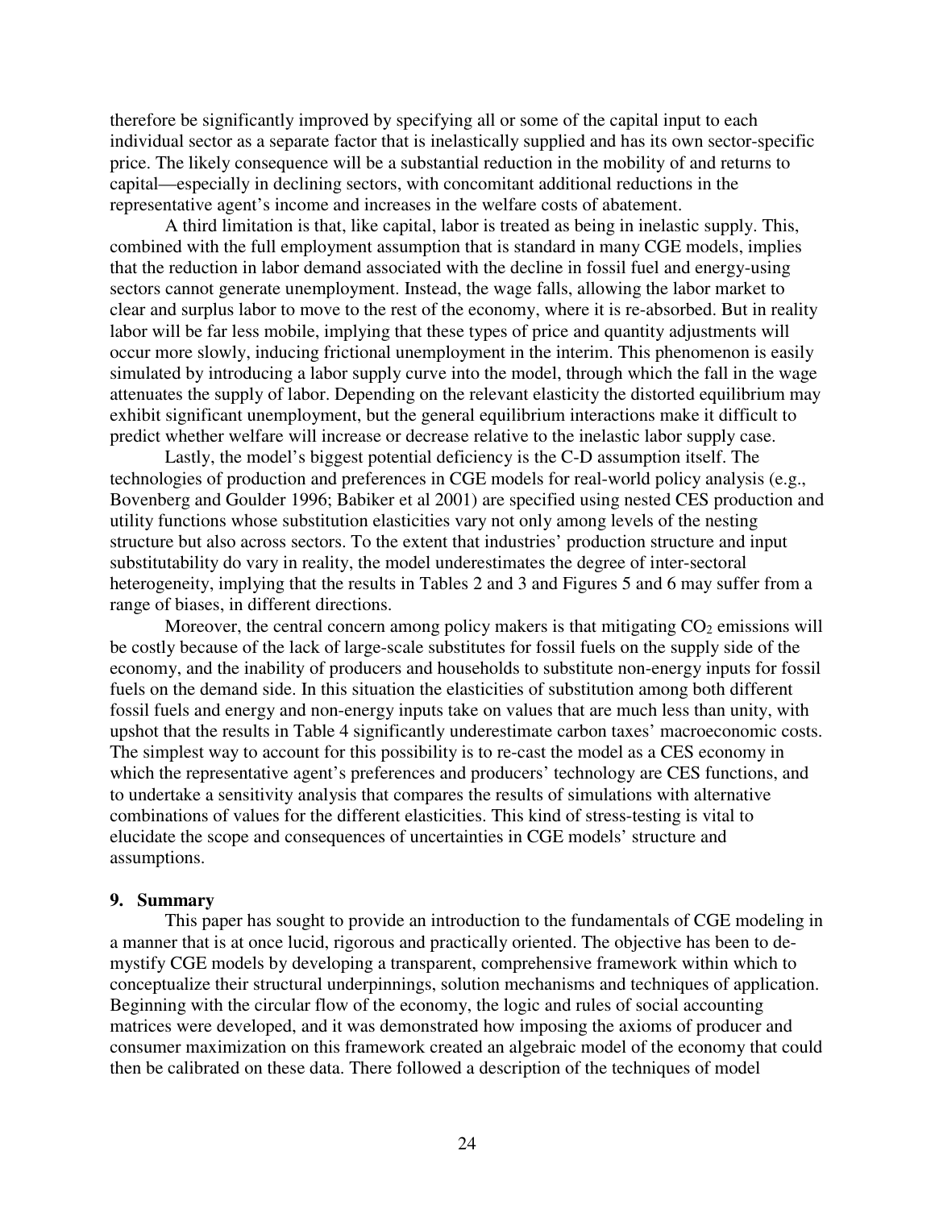therefore be significantly improved by specifying all or some of the capital input to each individual sector as a separate factor that is inelastically supplied and has its own sector-specific price. The likely consequence will be a substantial reduction in the mobility of and returns to capital—especially in declining sectors, with concomitant additional reductions in the representative agent's income and increases in the welfare costs of abatement.

A third limitation is that, like capital, labor is treated as being in inelastic supply. This, combined with the full employment assumption that is standard in many CGE models, implies that the reduction in labor demand associated with the decline in fossil fuel and energy-using sectors cannot generate unemployment. Instead, the wage falls, allowing the labor market to clear and surplus labor to move to the rest of the economy, where it is re-absorbed. But in reality labor will be far less mobile, implying that these types of price and quantity adjustments will occur more slowly, inducing frictional unemployment in the interim. This phenomenon is easily simulated by introducing a labor supply curve into the model, through which the fall in the wage attenuates the supply of labor. Depending on the relevant elasticity the distorted equilibrium may exhibit significant unemployment, but the general equilibrium interactions make it difficult to predict whether welfare will increase or decrease relative to the inelastic labor supply case.

Lastly, the model's biggest potential deficiency is the C-D assumption itself. The technologies of production and preferences in CGE models for real-world policy analysis (e.g., Bovenberg and Goulder 1996; Babiker et al 2001) are specified using nested CES production and utility functions whose substitution elasticities vary not only among levels of the nesting structure but also across sectors. To the extent that industries' production structure and input substitutability do vary in reality, the model underestimates the degree of inter-sectoral heterogeneity, implying that the results in Tables 2 and 3 and Figures 5 and 6 may suffer from a range of biases, in different directions.

Moreover, the central concern among policy makers is that mitigating $CO_2$ emissions will be costly because of the lack of large-scale substitutes for fossil fuels on the supply side of the economy, and the inability of producers and households to substitute non-energy inputs for fossil fuels on the demand side. In this situation the elasticities of substitution among both different fossil fuels and energy and non-energy inputs take on values that are much less than unity, with upshot that the results in Table 4 significantly underestimate carbon taxes' macroeconomic costs. The simplest way to account for this possibility is to re-cast the model as a CES economy in which the representative agent's preferences and producers' technology are CES functions, and to undertake a sensitivity analysis that compares the results of simulations with alternative combinations of values for the different elasticities. This kind of stress-testing is vital to elucidate the scope and consequences of uncertainties in CGE models' structure and assumptions.

## 9. Summary

This paper has sought to provide an introduction to the fundamentals of CGE modeling in a manner that is at once lucid, rigorous and practically oriented. The objective has been to de-mystify CGE models by developing a transparent, comprehensive framework within which to conceptualize their structural underpinnings, solution mechanisms and techniques of application. Beginning with the circular flow of the economy, the logic and rules of social accounting matrices were developed, and it was demonstrated how imposing the axioms of producer and consumer maximization on this framework created an algebraic model of the economy that could then be calibrated on these data. There followed a description of the techniques of model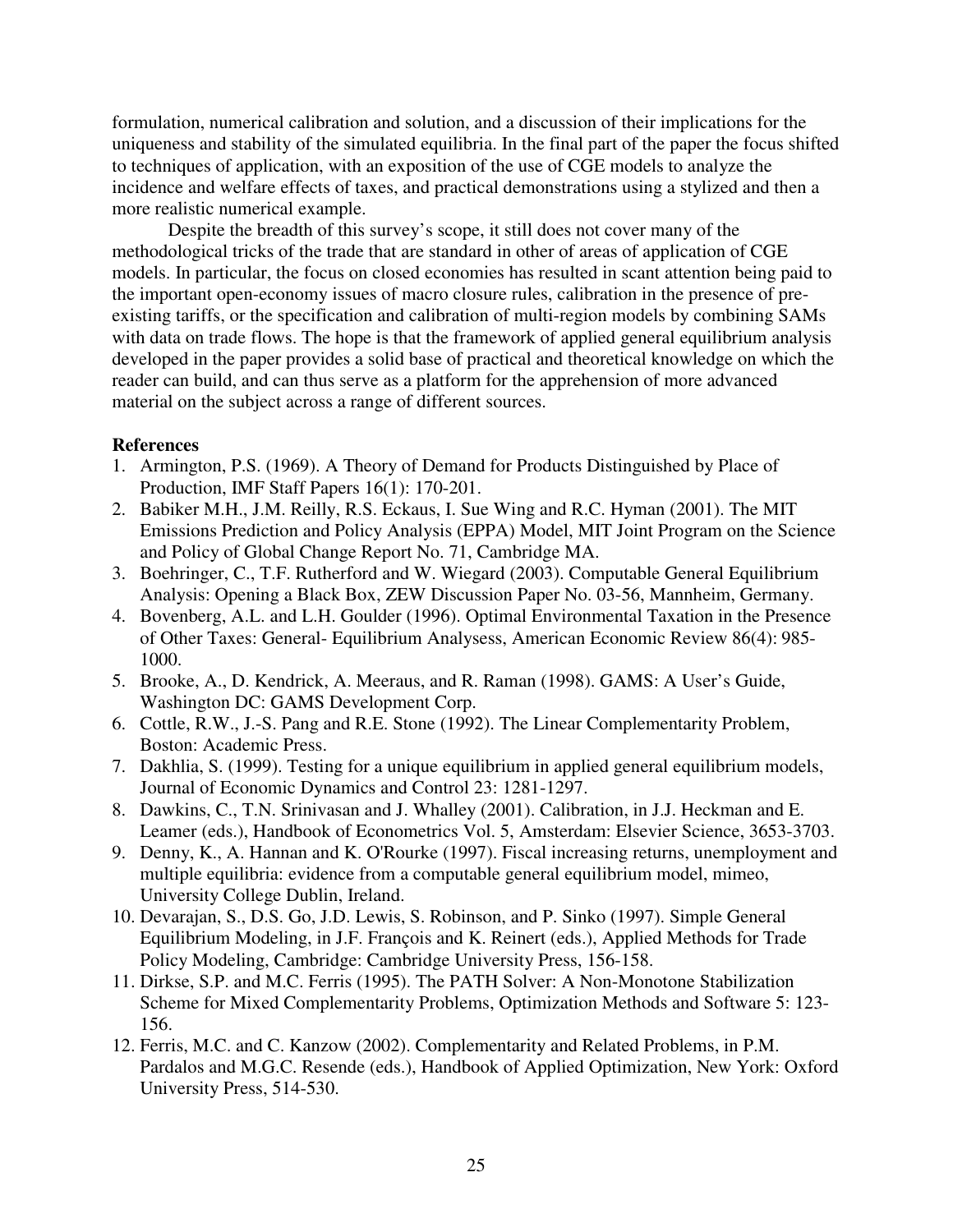formulation, numerical calibration and solution, and a discussion of their implications for the uniqueness and stability of the simulated equilibria. In the final part of the paper the focus shifted to techniques of application, with an exposition of the use of CGE models to analyze the incidence and welfare effects of taxes, and practical demonstrations using a stylized and then a more realistic numerical example.

Despite the breadth of this survey's scope, it still does not cover many of the methodological tricks of the trade that are standard in other of areas of application of CGE models. In particular, the focus on closed economies has resulted in scant attention being paid to the important open-economy issues of macro closure rules, calibration in the presence of pre-existing tariffs, or the specification and calibration of multi-region models by combining SAMs with data on trade flows. The hope is that the framework of applied general equilibrium analysis developed in the paper provides a solid base of practical and theoretical knowledge on which the reader can build, and can thus serve as a platform for the apprehension of more advanced material on the subject across a range of different sources.

**References**

1. Armington, P.S. (1969). A Theory of Demand for Products Distinguished by Place of Production, IMF Staff Papers 16(1): 170-201.
2. Babiker M.H., J.M. Reilly, R.S. Eckaus, I. Sue Wing and R.C. Hyman (2001). The MIT Emissions Prediction and Policy Analysis (EPPA) Model, MIT Joint Program on the Science and Policy of Global Change Report No. 71, Cambridge MA.
3. Boehringer, C., T.F. Rutherford and W. Wiegard (2003). Computable General Equilibrium Analysis: Opening a Black Box, ZEW Discussion Paper No. 03-56, Mannheim, Germany.
4. Bovenberg, A.L. and L.H. Goulder (1996). Optimal Environmental Taxation in the Presence of Other Taxes: General- Equilibrium Analysess, American Economic Review 86(4): 985-1000.
5. Brooke, A., D. Kendrick, A. Meeraus, and R. Raman (1998). GAMS: A User's Guide, Washington DC: GAMS Development Corp.
6. Cottle, R.W., J.-S. Pang and R.E. Stone (1992). The Linear Complementarity Problem, Boston: Academic Press.
7. Dakhlia, S. (1999). Testing for a unique equilibrium in applied general equilibrium models, Journal of Economic Dynamics and Control 23: 1281-1297.
8. Dawkins, C., T.N. Srinivasan and J. Whalley (2001). Calibration, in J.J. Heckman and E. Leamer (eds.), Handbook of Econometrics Vol. 5, Amsterdam: Elsevier Science, 3653-3703.
9. Denny, K., A. Hannan and K. O'Rourke (1997). Fiscal increasing returns, unemployment and multiple equilibria: evidence from a computable general equilibrium model, mimeo, University College Dublin, Ireland.
10. Devarajan, S., D.S. Go, J.D. Lewis, S. Robinson, and P. Sinko (1997). Simple General Equilibrium Modeling, in J.F. François and K. Reinert (eds.), Applied Methods for Trade Policy Modeling, Cambridge: Cambridge University Press, 156-158.
11. Dirkse, S.P. and M.C. Ferris (1995). The PATH Solver: A Non-Monotone Stabilization Scheme for Mixed Complementarity Problems, Optimization Methods and Software 5: 123-156.
12. Ferris, M.C. and C. Kanzow (2002). Complementarity and Related Problems, in P.M. Pardalos and M.G.C. Resende (eds.), Handbook of Applied Optimization, New York: Oxford University Press, 514-530.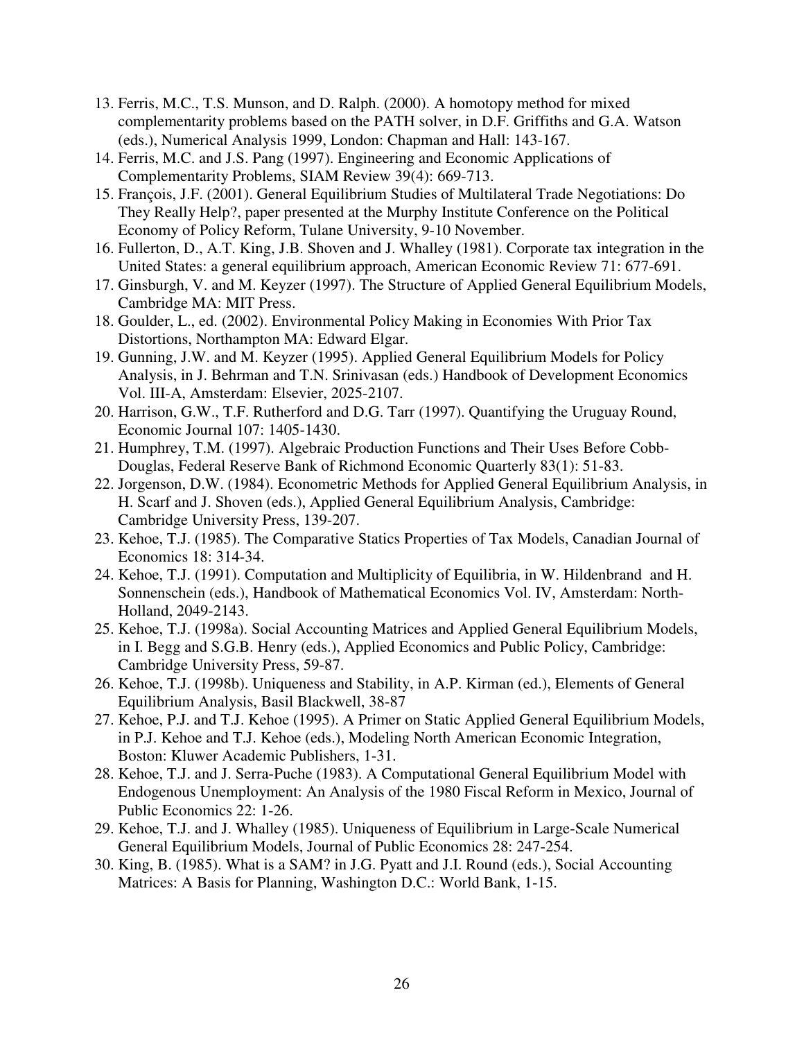13. Ferris, M.C., T.S. Munson, and D. Ralph. (2000). A homotopy method for mixed complementarity problems based on the PATH solver, in D.F. Griffiths and G.A. Watson (eds.), Numerical Analysis 1999, London: Chapman and Hall: 143-167.
14. Ferris, M.C. and J.S. Pang (1997). Engineering and Economic Applications of Complementarity Problems, SIAM Review 39(4): 669-713.
15. François, J.F. (2001). General Equilibrium Studies of Multilateral Trade Negotiations: Do They Really Help?, paper presented at the Murphy Institute Conference on the Political Economy of Policy Reform, Tulane University, 9-10 November.
16. Fullerton, D., A.T. King, J.B. Shoven and J. Whalley (1981). Corporate tax integration in the United States: a general equilibrium approach, American Economic Review 71: 677-691.
17. Ginsburgh, V. and M. Keyzer (1997). The Structure of Applied General Equilibrium Models, Cambridge MA: MIT Press.
18. Goulder, L., ed. (2002). Environmental Policy Making in Economies With Prior Tax Distortions, Northampton MA: Edward Elgar.
19. Gunning, J.W. and M. Keyzer (1995). Applied General Equilibrium Models for Policy Analysis, in J. Behrman and T.N. Srinivasan (eds.) Handbook of Development Economics Vol. III-A, Amsterdam: Elsevier, 2025-2107.
20. Harrison, G.W., T.F. Rutherford and D.G. Tarr (1997). Quantifying the Uruguay Round, Economic Journal 107: 1405-1430.
21. Humphrey, T.M. (1997). Algebraic Production Functions and Their Uses Before Cobb-Douglas, Federal Reserve Bank of Richmond Economic Quarterly 83(1): 51-83.
22. Jorgenson, D.W. (1984). Econometric Methods for Applied General Equilibrium Analysis, in H. Scarf and J. Shoven (eds.), Applied General Equilibrium Analysis, Cambridge: Cambridge University Press, 139-207.
23. Kehoe, T.J. (1985). The Comparative Statics Properties of Tax Models, Canadian Journal of Economics 18: 314-34.
24. Kehoe, T.J. (1991). Computation and Multiplicity of Equilibria, in W. Hildenbrand and H. Sonnenschein (eds.), Handbook of Mathematical Economics Vol. IV, Amsterdam: North-Holland, 2049-2143.
25. Kehoe, T.J. (1998a). Social Accounting Matrices and Applied General Equilibrium Models, in I. Begg and S.G.B. Henry (eds.), Applied Economics and Public Policy, Cambridge: Cambridge University Press, 59-87.
26. Kehoe, T.J. (1998b). Uniqueness and Stability, in A.P. Kirman (ed.), Elements of General Equilibrium Analysis, Basil Blackwell, 38-87
27. Kehoe, P.J. and T.J. Kehoe (1995). A Primer on Static Applied General Equilibrium Models, in P.J. Kehoe and T.J. Kehoe (eds.), Modeling North American Economic Integration, Boston: Kluwer Academic Publishers, 1-31.
28. Kehoe, T.J. and J. Serra-Puche (1983). A Computational General Equilibrium Model with Endogenous Unemployment: An Analysis of the 1980 Fiscal Reform in Mexico, Journal of Public Economics 22: 1-26.
29. Kehoe, T.J. and J. Whalley (1985). Uniqueness of Equilibrium in Large-Scale Numerical General Equilibrium Models, Journal of Public Economics 28: 247-254.
30. King, B. (1985). What is a SAM? in J.G. Pyatt and J.I. Round (eds.), Social Accounting Matrices: A Basis for Planning, Washington D.C.: World Bank, 1-15.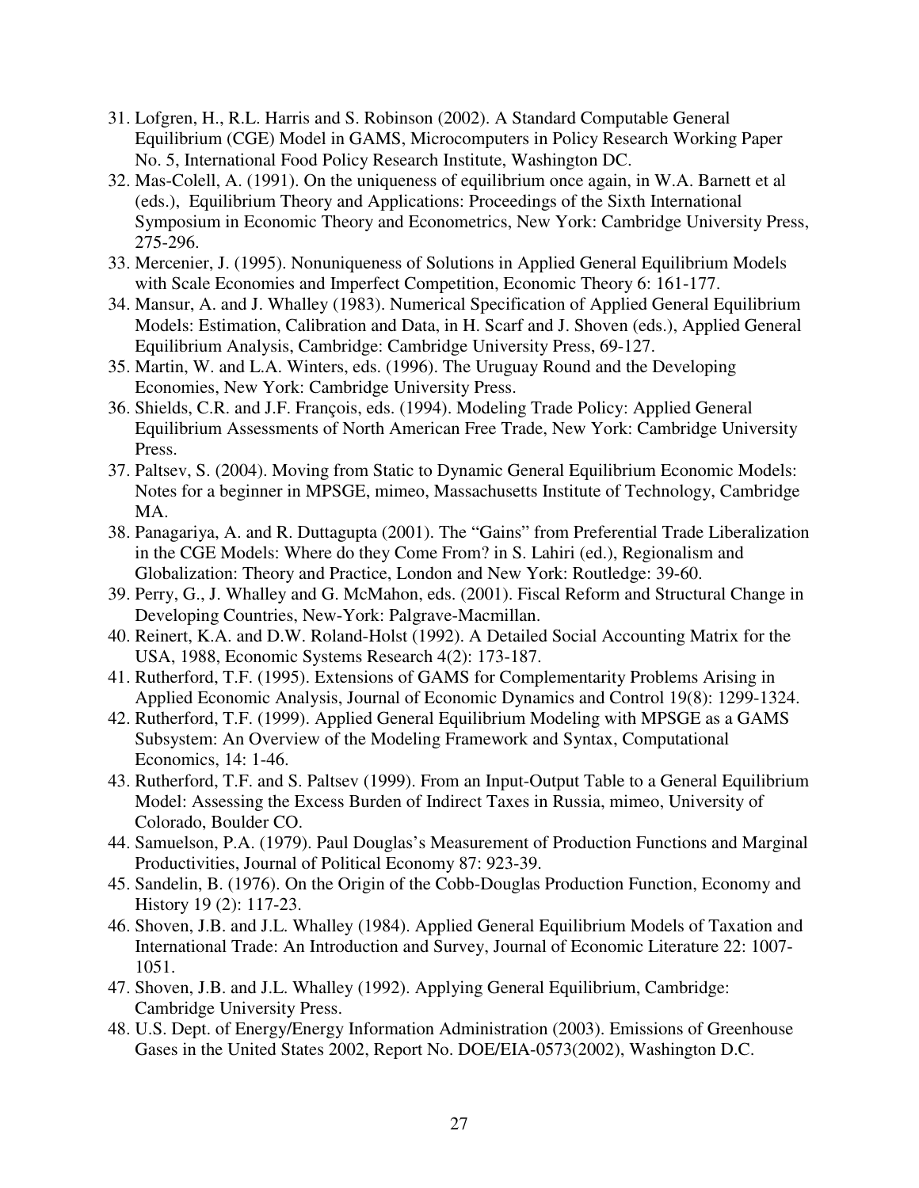31. Lofgren, H., R.L. Harris and S. Robinson (2002). A Standard Computable General Equilibrium (CGE) Model in GAMS, Microcomputers in Policy Research Working Paper No. 5, International Food Policy Research Institute, Washington DC.
32. Mas-Colell, A. (1991). On the uniqueness of equilibrium once again, in W.A. Barnett et al (eds.), Equilibrium Theory and Applications: Proceedings of the Sixth International Symposium in Economic Theory and Econometrics, New York: Cambridge University Press, 275-296.
33. Mercenier, J. (1995). Nonuniqueness of Solutions in Applied General Equilibrium Models with Scale Economies and Imperfect Competition, Economic Theory 6: 161-177.
34. Mansur, A. and J. Whalley (1983). Numerical Specification of Applied General Equilibrium Models: Estimation, Calibration and Data, in H. Scarf and J. Shoven (eds.), Applied General Equilibrium Analysis, Cambridge: Cambridge University Press, 69-127.
35. Martin, W. and L.A. Winters, eds. (1996). The Uruguay Round and the Developing Economies, New York: Cambridge University Press.
36. Shields, C.R. and J.F. François, eds. (1994). Modeling Trade Policy: Applied General Equilibrium Assessments of North American Free Trade, New York: Cambridge University Press.
37. Paltsev, S. (2004). Moving from Static to Dynamic General Equilibrium Economic Models: Notes for a beginner in MPSGE, mimeo, Massachusetts Institute of Technology, Cambridge MA.
38. Panagariya, A. and R. Duttagupta (2001). The "Gains" from Preferential Trade Liberalization in the CGE Models: Where do they Come From? in S. Lahiri (ed.), Regionalism and Globalization: Theory and Practice, London and New York: Routledge: 39-60.
39. Perry, G., J. Whalley and G. McMahon, eds. (2001). Fiscal Reform and Structural Change in Developing Countries, New-York: Palgrave-Macmillan.
40. Reinert, K.A. and D.W. Roland-Holst (1992). A Detailed Social Accounting Matrix for the USA, 1988, Economic Systems Research 4(2): 173-187.
41. Rutherford, T.F. (1995). Extensions of GAMS for Complementarity Problems Arising in Applied Economic Analysis, Journal of Economic Dynamics and Control 19(8): 1299-1324.
42. Rutherford, T.F. (1999). Applied General Equilibrium Modeling with MPSGE as a GAMS Subsystem: An Overview of the Modeling Framework and Syntax, Computational Economics, 14: 1-46.
43. Rutherford, T.F. and S. Paltsev (1999). From an Input-Output Table to a General Equilibrium Model: Assessing the Excess Burden of Indirect Taxes in Russia, mimeo, University of Colorado, Boulder CO.
44. Samuelson, P.A. (1979). Paul Douglas's Measurement of Production Functions and Marginal Productivities, Journal of Political Economy 87: 923-39.
45. Sandelin, B. (1976). On the Origin of the Cobb-Douglas Production Function, Economy and History 19 (2): 117-23.
46. Shoven, J.B. and J.L. Whalley (1984). Applied General Equilibrium Models of Taxation and International Trade: An Introduction and Survey, Journal of Economic Literature 22: 1007-1051.
47. Shoven, J.B. and J.L. Whalley (1992). Applying General Equilibrium, Cambridge: Cambridge University Press.
48. U.S. Dept. of Energy/Energy Information Administration (2003). Emissions of Greenhouse Gases in the United States 2002, Report No. DOE/EIA-0573(2002), Washington D.C.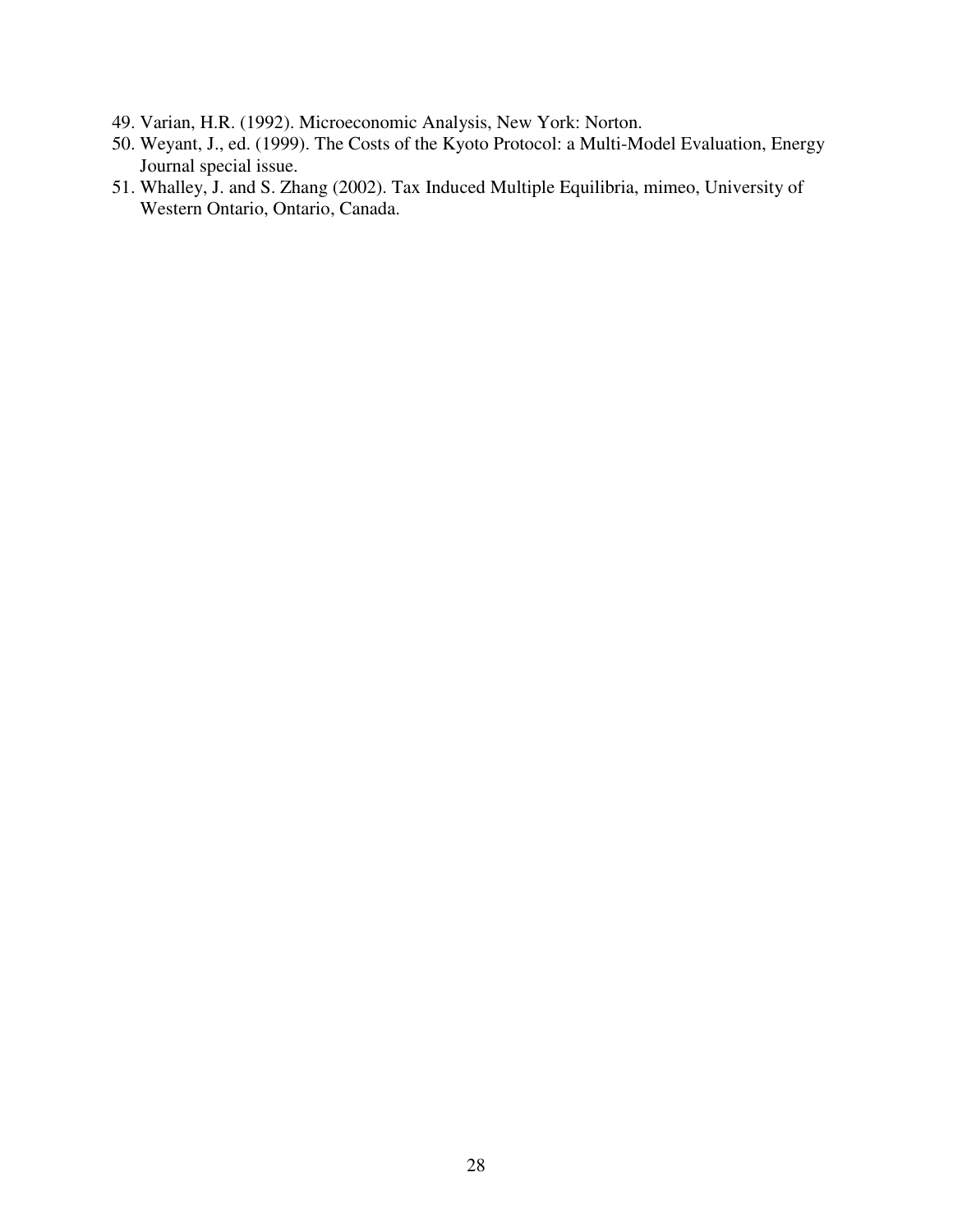49. Varian, H.R. (1992). Microeconomic Analysis, New York: Norton.
50. Weyant, J., ed. (1999). The Costs of the Kyoto Protocol: a Multi-Model Evaluation, Energy Journal special issue.
51. Whalley, J. and S. Zhang (2002). Tax Induced Multiple Equilibria, mimeo, University of Western Ontario, Ontario, Canada.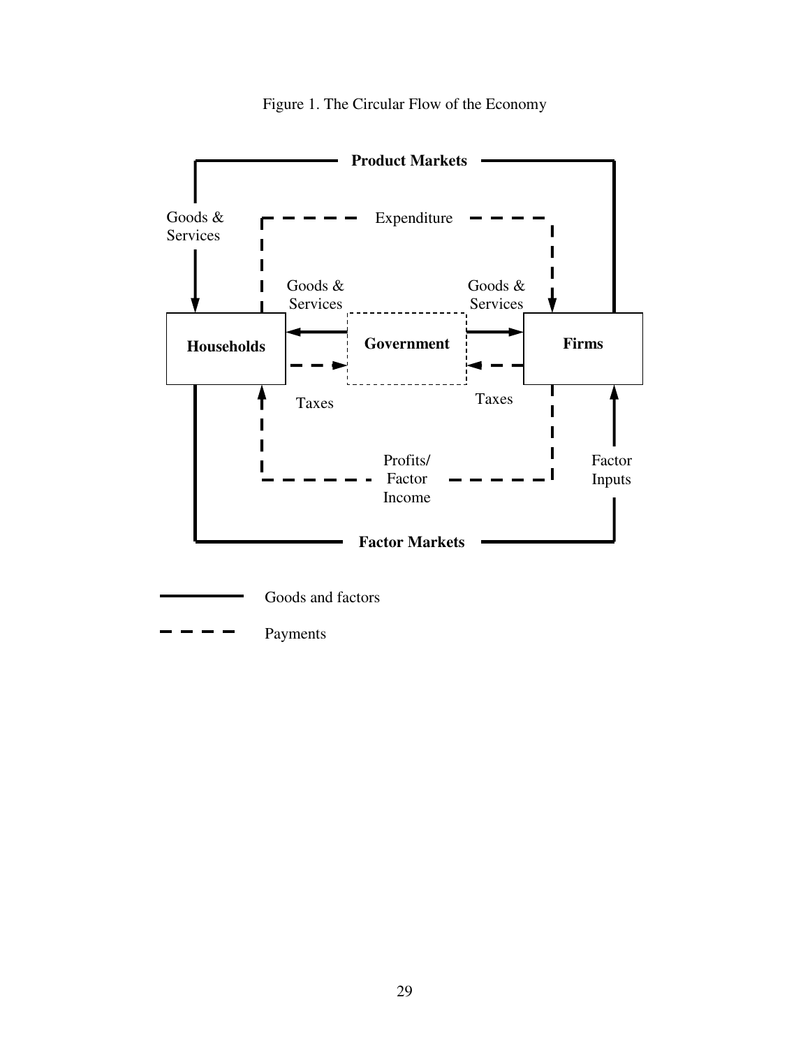Figure 1. The Circular Flow of the Economy

**Product Markets**

Goods & Services

Expenditure

Goods & Services

Goods & Services

**Households**

**Government**

**Firms**

Taxes

Taxes

Profits/ Factor Income

Factor Inputs

**Factor Markets**

Goods and factors

Payments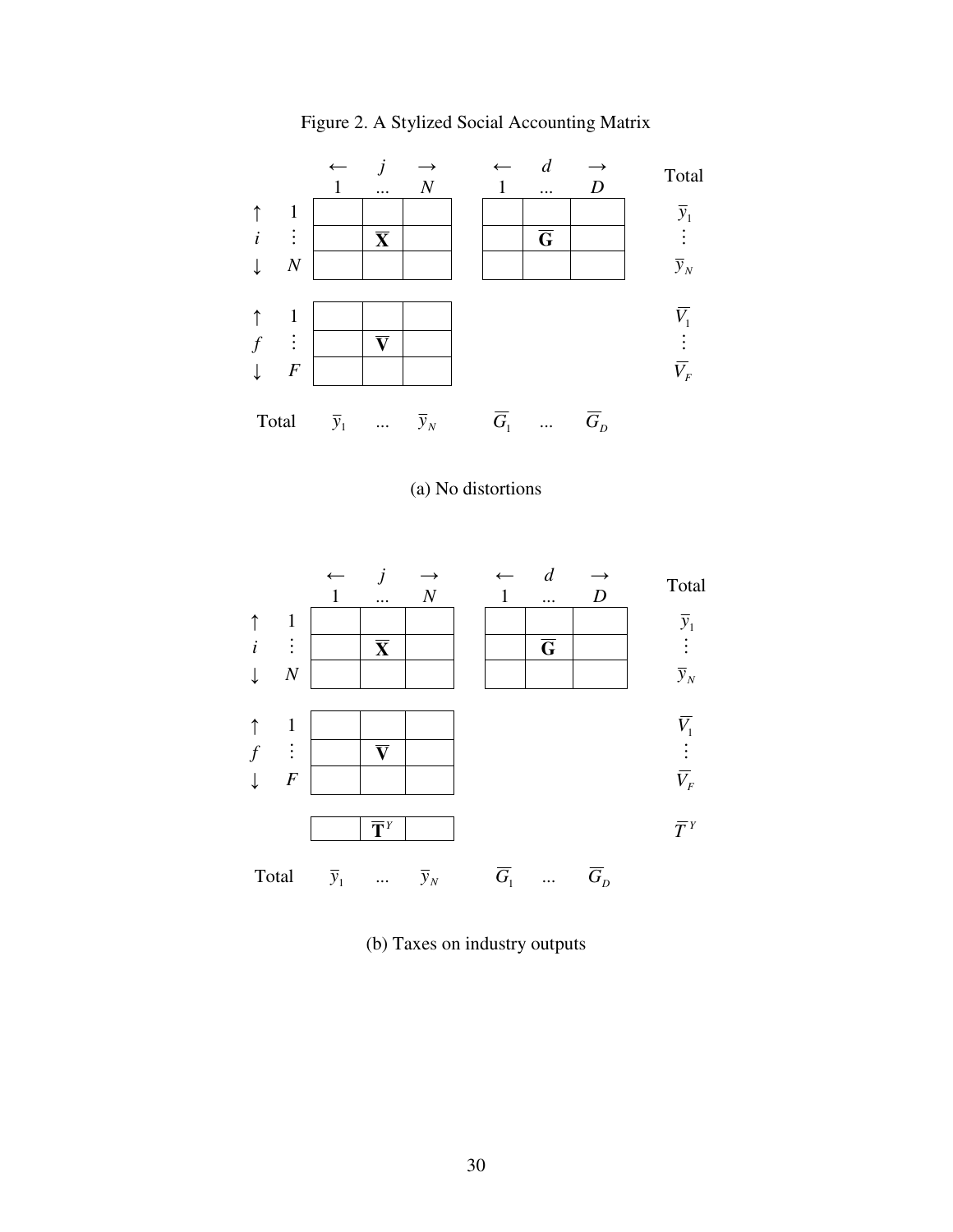Figure 2. A Stylized Social Accounting Matrix

| | | ← | $j$ | → | ← | $d$ | → | Total |
|---|---|---|---|---|---|---|---|---|
| | | 1 | ... | $N$ | 1 | ... | $D$ | |
| ↑ | 1 | | | | | | | $\bar{y}_1$ |
| $i$ | ⋮ | | $\bar{\mathbf{X}}$ | | | $\bar{\mathbf{G}}$ | | ⋮ |
| ↓ | $N$ | | | | | | | $\bar{y}_N$ |
| ↑ | 1 | | | | | | | $\bar{V}_1$ |
| $f$ | ⋮ | | $\bar{\mathbf{V}}$ | | | | | ⋮ |
| ↓ | $F$ | | | | | | | $\bar{V}_F$ |
| Total | | $\bar{y}_1$ | ... | $\bar{y}_N$ | $\bar{G}_1$ | ... | $\bar{G}_D$ | |

(a) No distortions

| | | ← | $j$ | → | ← | $d$ | → | Total |
|---|---|---|---|---|---|---|---|---|
| | | 1 | ... | $N$ | 1 | ... | $D$ | |
| ↑ | 1 | | | | | | | $\bar{y}_1$ |
| $i$ | ⋮ | | $\bar{\mathbf{X}}$ | | | $\bar{\mathbf{G}}$ | | ⋮ |
| ↓ | $N$ | | | | | | | $\bar{y}_N$ |
| ↑ | 1 | | | | | | | $\bar{V}_1$ |
| $f$ | ⋮ | | $\bar{\mathbf{V}}$ | | | | | ⋮ |
| ↓ | $F$ | | | | | | | $\bar{V}_F$ |
| | | | $\bar{\mathbf{T}}^Y$ | | | | | $\bar{T}^Y$ |
| Total | | $\bar{y}_1$ | ... | $\bar{y}_N$ | $\bar{G}_1$ | ... | $\bar{G}_D$ | |

(b) Taxes on industry outputs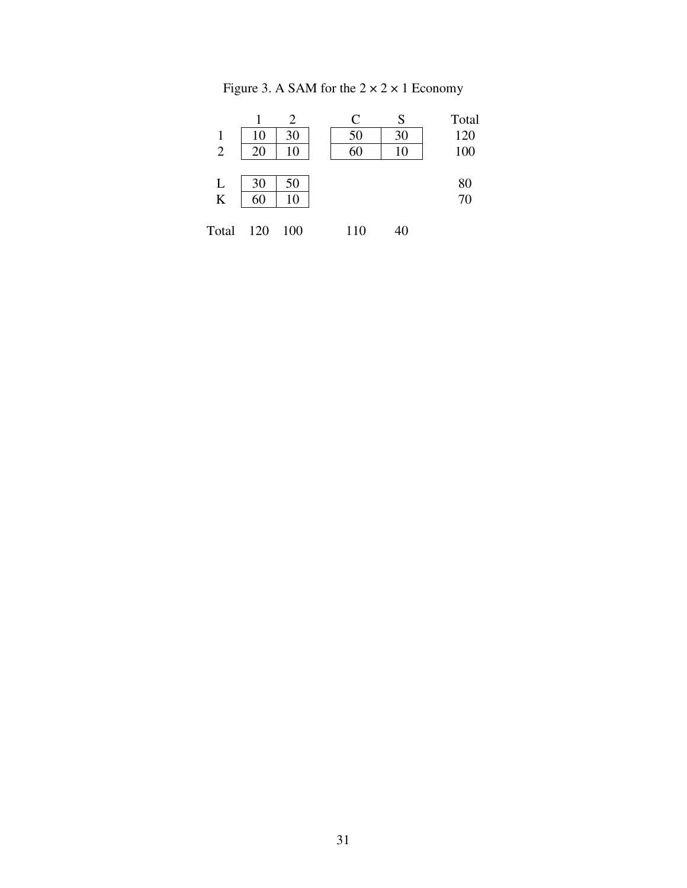Figure 3. A SAM for the $2 \times 2 \times 1$ Economy

| | 1 | 2 | C | S | Total |
|---|---|---|---|---|---|
| 1 | 10 | 30 | 50 | 30 | 120 |
| 2 | 20 | 10 | 60 | 10 | 100 |
| L | 30 | 50 | | | 80 |
| K | 60 | 10 | | | 70 |
| Total | 120 | 100 | 110 | 40 | |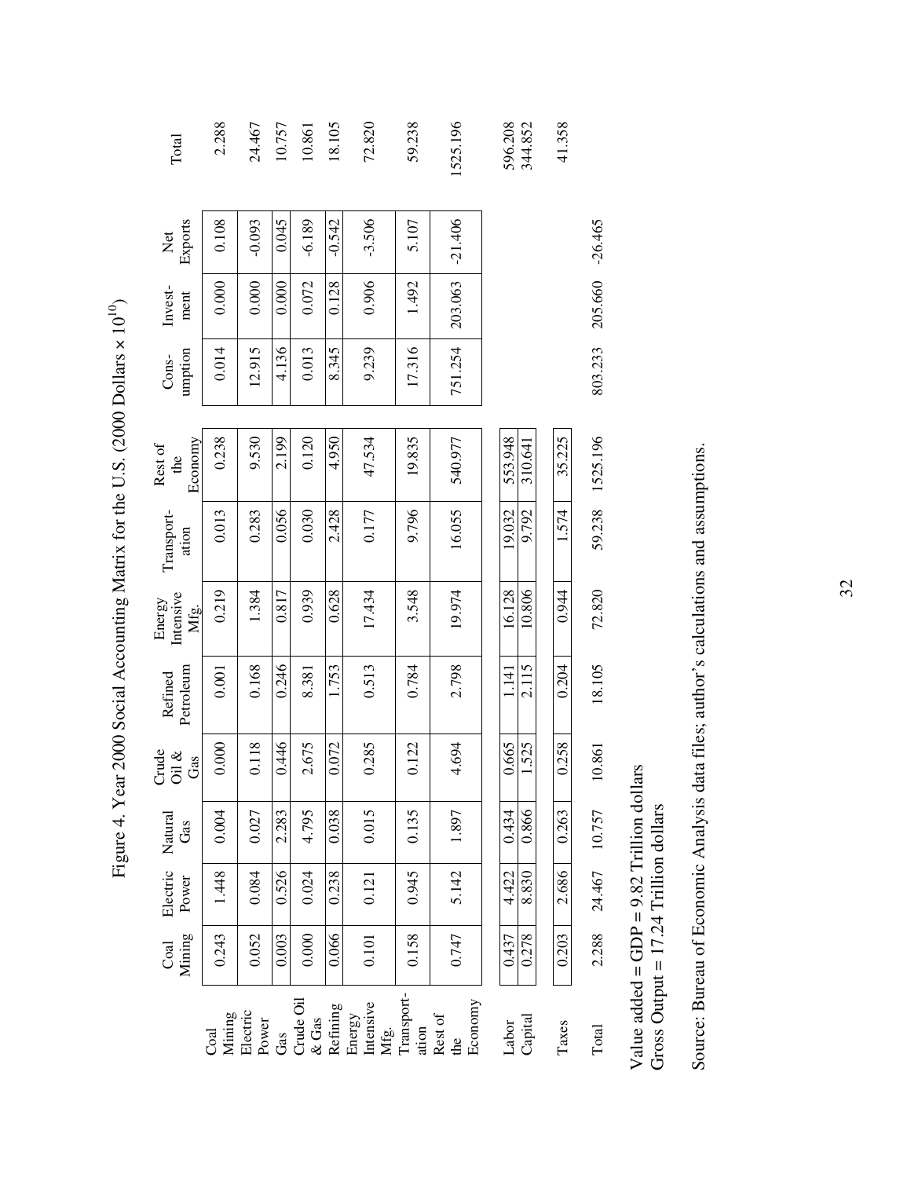# Figure 4. Year 2000 Social Accounting Matrix for the U.S. (2000 Dollars × $10^{10}$)

| | Coal Mining | Electric Power | Natural Gas | Crude Oil & Gas | Refined Petroleum | Energy Intensive Mfg. | Transport-ation | Rest of the Economy | Cons-umption | Invest-ment | Net Exports | Total |
|---|---|---|---|---|---|---|---|---|---|---|---|---|
| Coal Mining | 0.243 | 1.448 | 0.004 | 0.000 | 0.001 | 0.219 | 0.013 | 0.238 | 0.014 | 0.000 | 0.108 | 2.288 |
| Electric Power | 0.052 | 0.084 | 0.027 | 0.118 | 0.168 | 1.384 | 0.283 | 9.530 | 12.915 | 0.000 | -0.093 | 24.467 |
| Gas | 0.003 | 0.526 | 2.283 | 0.446 | 0.246 | 0.817 | 0.056 | 2.199 | 4.136 | 0.000 | 0.045 | 10.757 |
| Crude Oil & Gas | 0.000 | 0.024 | 4.795 | 2.675 | 8.381 | 0.939 | 0.030 | 0.120 | 0.013 | 0.072 | -6.189 | 10.861 |
| Refining | 0.066 | 0.238 | 0.038 | 0.072 | 1.753 | 0.628 | 2.428 | 4.950 | 8.345 | 0.128 | -0.542 | 18.105 |
| Energy Intensive Mfg. | 0.101 | 0.121 | 0.015 | 0.285 | 0.513 | 17.434 | 0.177 | 47.534 | 9.239 | 0.906 | -3.506 | 72.820 |
| Transport-ation | 0.158 | 0.945 | 0.135 | 0.122 | 0.784 | 3.548 | 9.796 | 19.835 | 17.316 | 1.492 | 5.107 | 59.238 |
| Rest of the Economy | 0.747 | 5.142 | 1.897 | 4.694 | 2.798 | 19.974 | 16.055 | 540.977 | 751.254 | 203.063 | -21.406 | 1525.196 |
| Labor | 0.437 | 4.422 | 0.434 | 0.665 | 1.141 | 16.128 | 19.032 | 553.948 | | | | 596.208 |
| Capital | 0.278 | 8.830 | 0.866 | 1.525 | 2.115 | 10.806 | 9.792 | 310.641 | | | | 344.852 |
| Taxes | 0.203 | 2.686 | 0.263 | 0.258 | 0.204 | 0.944 | 1.574 | 35.225 | | | | 41.358 |
| Total | 2.288 | 24.467 | 10.757 | 10.861 | 18.105 | 72.820 | 59.238 | 1525.196 | 803.233 | 205.660 | -26.465 | |

Value added = GDP = 9.82 Trillion dollars
Gross Output = 17.24 Trillion dollars

Source: Bureau of Economic Analysis data files; author's calculations and assumptions.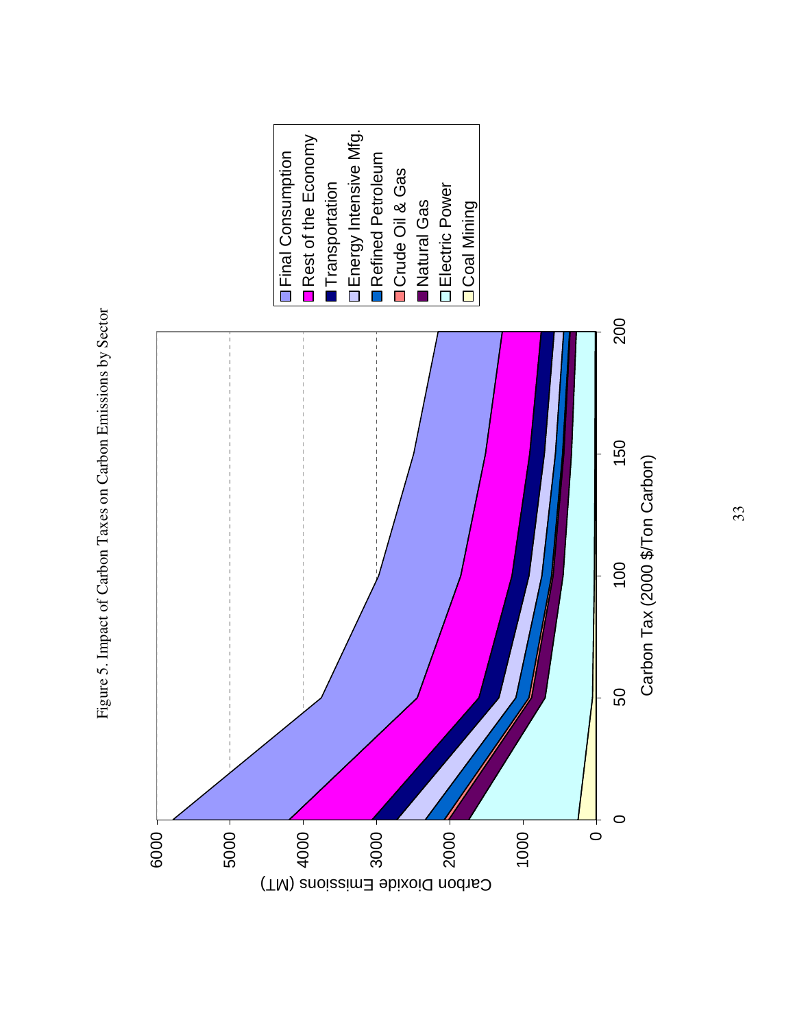Figure 5. Impact of Carbon Taxes on Carbon Emissions by Sector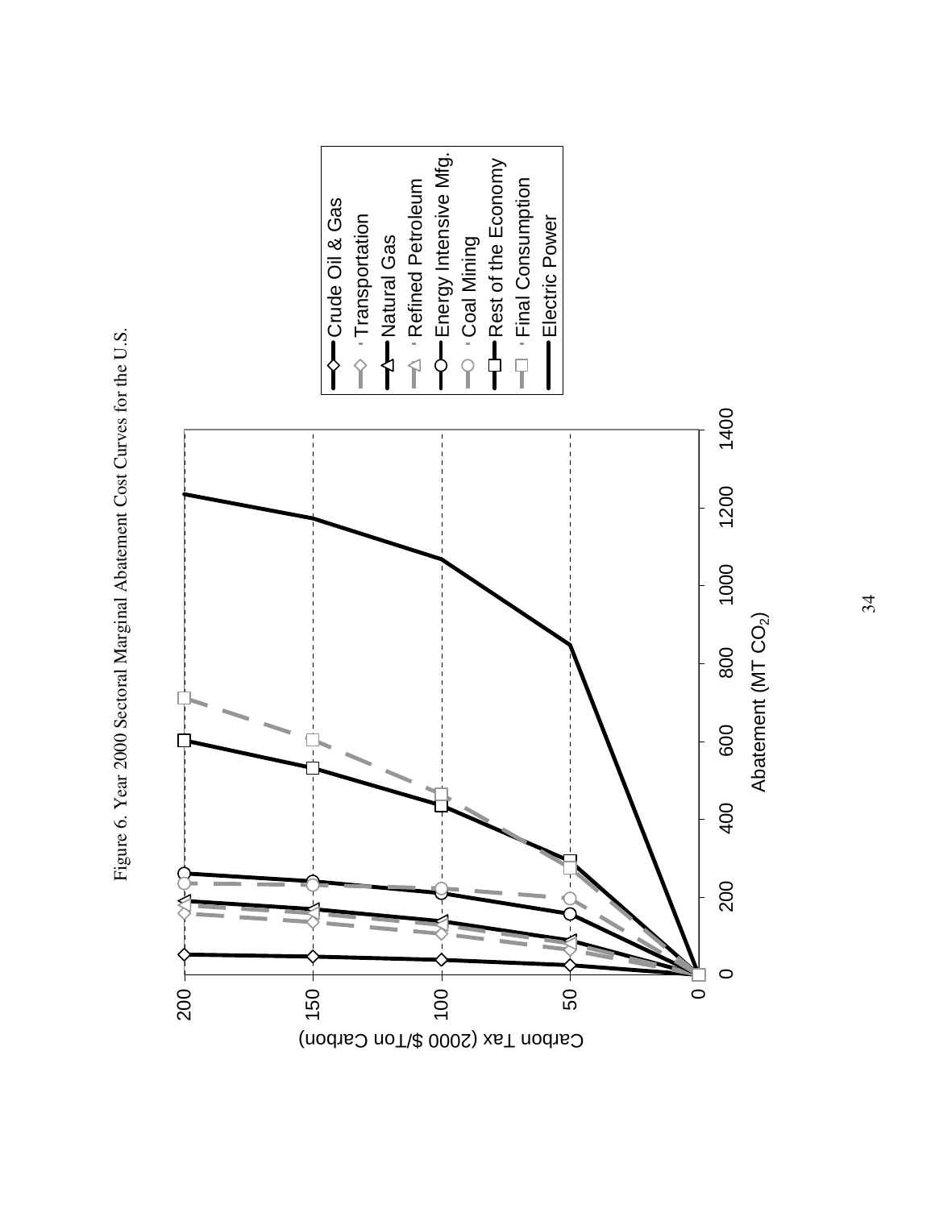Figure 6. Year 2000 Sectoral Marginal Abatement Cost Curves for the U.S.

Carbon Tax (2000 $/Ton Carbon)

Abatement (MT $CO_2$)

- Crude Oil & Gas
- Transportation
- Natural Gas
- Refined Petroleum
- Energy Intensive Mfg.
- Coal Mining
- Rest of the Economy
- Final Consumption
- Electric Power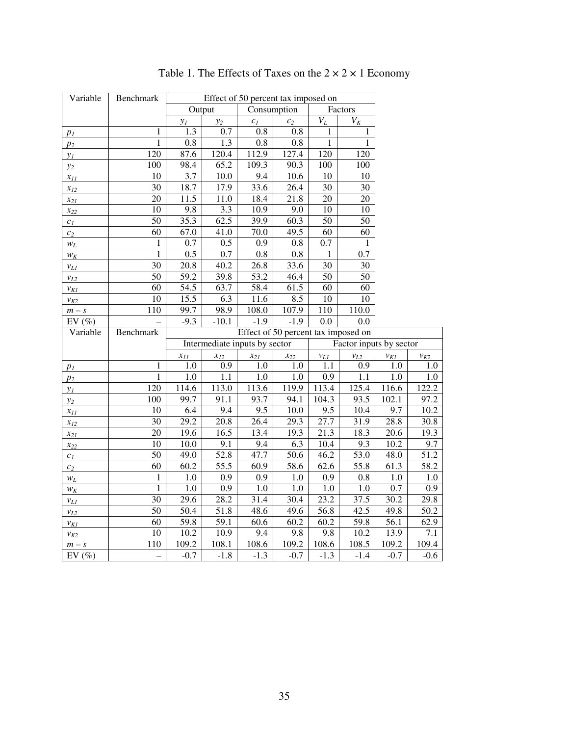# Table 1. The Effects of Taxes on the $2 \times 2 \times 1$ Economy

| Variable | Benchmark | Effect of 50 percent tax imposed on | | | | | |
|---|---|---|---|---|---|---|---|
| | | Output | | Consumption | | Factors | |
| | | $y_1$ | $y_2$ | $c_1$ | $c_2$ | $V_L$ | $V_K$ |
| $p_1$ | 1 | 1.3 | 0.7 | 0.8 | 0.8 | 1 | 1 |
| $p_2$ | 1 | 0.8 | 1.3 | 0.8 | 0.8 | 1 | 1 |
| $y_1$ | 120 | 87.6 | 120.4 | 112.9 | 127.4 | 120 | 120 |
| $y_2$ | 100 | 98.4 | 65.2 | 109.3 | 90.3 | 100 | 100 |
| $x_{11}$ | 10 | 3.7 | 10.0 | 9.4 | 10.6 | 10 | 10 |
| $x_{12}$ | 30 | 18.7 | 17.9 | 33.6 | 26.4 | 30 | 30 |
| $x_{21}$ | 20 | 11.5 | 11.0 | 18.4 | 21.8 | 20 | 20 |
| $x_{22}$ | 10 | 9.8 | 3.3 | 10.9 | 9.0 | 10 | 10 |
| $c_1$ | 50 | 35.3 | 62.5 | 39.9 | 60.3 | 50 | 50 |
| $c_2$ | 60 | 67.0 | 41.0 | 70.0 | 49.5 | 60 | 60 |
| $w_L$ | 1 | 0.7 | 0.5 | 0.9 | 0.8 | 0.7 | 1 |
| $w_K$ | 1 | 0.5 | 0.7 | 0.8 | 0.8 | 1 | 0.7 |
| $v_{L1}$ | 30 | 20.8 | 40.2 | 26.8 | 33.6 | 30 | 30 |
| $v_{L2}$ | 50 | 59.2 | 39.8 | 53.2 | 46.4 | 50 | 50 |
| $v_{K1}$ | 60 | 54.5 | 63.7 | 58.4 | 61.5 | 60 | 60 |
| $v_{K2}$ | 10 | 15.5 | 6.3 | 11.6 | 8.5 | 10 | 10 |
| $m - s$ | 110 | 99.7 | 98.9 | 108.0 | 107.9 | 110 | 110.0 |
| EV (%) | – | -9.3 | -10.1 | -1.9 | -1.9 | 0.0 | 0.0 |

| Variable | Benchmark | Effect of 50 percent tax imposed on | | | | | | | |
|---|---|---|---|---|---|---|---|---|---|
| | | Intermediate inputs by sector | | | | Factor inputs by sector | | | |
| | | $x_{11}$ | $x_{12}$ | $x_{21}$ | $x_{22}$ | $v_{L1}$ | $v_{L2}$ | $v_{K1}$ | $v_{K2}$ |
| $p_1$ | 1 | 1.0 | 0.9 | 1.0 | 1.0 | 1.1 | 0.9 | 1.0 | 1.0 |
| $p_2$ | 1 | 1.0 | 1.1 | 1.0 | 1.0 | 0.9 | 1.1 | 1.0 | 1.0 |
| $y_1$ | 120 | 114.6 | 113.0 | 113.6 | 119.9 | 113.4 | 125.4 | 116.6 | 122.2 |
| $y_2$ | 100 | 99.7 | 91.1 | 93.7 | 94.1 | 104.3 | 93.5 | 102.1 | 97.2 |
| $x_{11}$ | 10 | 6.4 | 9.4 | 9.5 | 10.0 | 9.5 | 10.4 | 9.7 | 10.2 |
| $x_{12}$ | 30 | 29.2 | 20.8 | 26.4 | 29.3 | 27.7 | 31.9 | 28.8 | 30.8 |
| $x_{21}$ | 20 | 19.6 | 16.5 | 13.4 | 19.3 | 21.3 | 18.3 | 20.6 | 19.3 |
| $x_{22}$ | 10 | 10.0 | 9.1 | 9.4 | 6.3 | 10.4 | 9.3 | 10.2 | 9.7 |
| $c_1$ | 50 | 49.0 | 52.8 | 47.7 | 50.6 | 46.2 | 53.0 | 48.0 | 51.2 |
| $c_2$ | 60 | 60.2 | 55.5 | 60.9 | 58.6 | 62.6 | 55.8 | 61.3 | 58.2 |
| $w_L$ | 1 | 1.0 | 0.9 | 0.9 | 1.0 | 0.9 | 0.8 | 1.0 | 1.0 |
| $w_K$ | 1 | 1.0 | 0.9 | 1.0 | 1.0 | 1.0 | 1.0 | 0.7 | 0.9 |
| $v_{L1}$ | 30 | 29.6 | 28.2 | 31.4 | 30.4 | 23.2 | 37.5 | 30.2 | 29.8 |
| $v_{L2}$ | 50 | 50.4 | 51.8 | 48.6 | 49.6 | 56.8 | 42.5 | 49.8 | 50.2 |
| $v_{K1}$ | 60 | 59.8 | 59.1 | 60.6 | 60.2 | 60.2 | 59.8 | 56.1 | 62.9 |
| $v_{K2}$ | 10 | 10.2 | 10.9 | 9.4 | 9.8 | 9.8 | 10.2 | 13.9 | 7.1 |
| $m - s$ | 110 | 109.2 | 108.1 | 108.6 | 109.2 | 108.6 | 108.5 | 109.2 | 109.4 |
| EV (%) | – | -0.7 | -1.8 | -1.3 | -0.7 | -1.3 | -1.4 | -0.7 | -0.6 |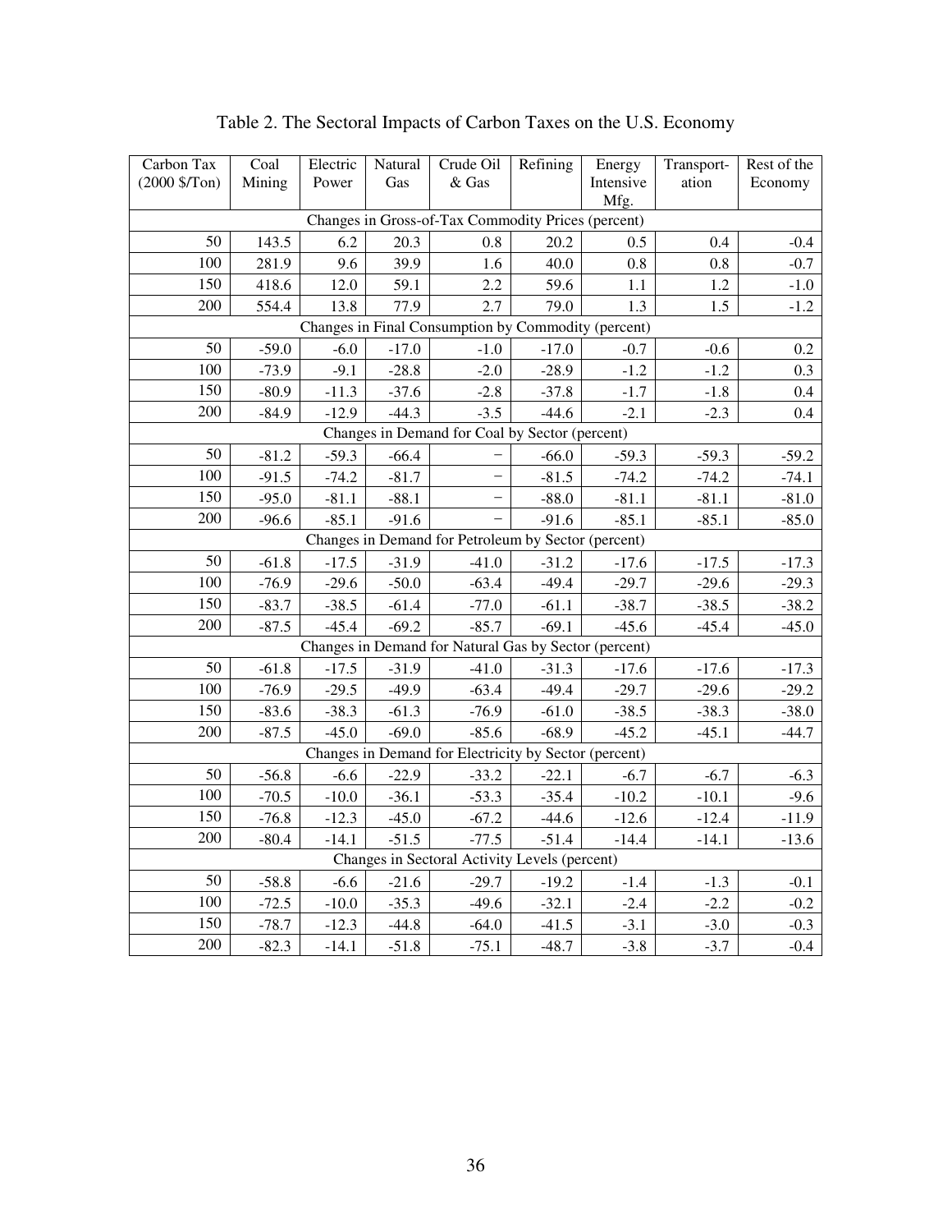Table 2. The Sectoral Impacts of Carbon Taxes on the U.S. Economy

| Carbon Tax (2000 $/Ton) | Coal Mining | Electric Power | Natural Gas | Crude Oil & Gas | Refining | Energy Intensive Mfg. | Transport-ation | Rest of the Economy |
|---|---|---|---|---|---|---|---|---|
| Changes in Gross-of-Tax Commodity Prices (percent) | | | | | | | | |
| 50 | 143.5 | 6.2 | 20.3 | 0.8 | 20.2 | 0.5 | 0.4 | -0.4 |
| 100 | 281.9 | 9.6 | 39.9 | 1.6 | 40.0 | 0.8 | 0.8 | -0.7 |
| 150 | 418.6 | 12.0 | 59.1 | 2.2 | 59.6 | 1.1 | 1.2 | -1.0 |
| 200 | 554.4 | 13.8 | 77.9 | 2.7 | 79.0 | 1.3 | 1.5 | -1.2 |
| Changes in Final Consumption by Commodity (percent) | | | | | | | | |
| 50 | -59.0 | -6.0 | -17.0 | -1.0 | -17.0 | -0.7 | -0.6 | 0.2 |
| 100 | -73.9 | -9.1 | -28.8 | -2.0 | -28.9 | -1.2 | -1.2 | 0.3 |
| 150 | -80.9 | -11.3 | -37.6 | -2.8 | -37.8 | -1.7 | -1.8 | 0.4 |
| 200 | -84.9 | -12.9 | -44.3 | -3.5 | -44.6 | -2.1 | -2.3 | 0.4 |
| Changes in Demand for Coal by Sector (percent) | | | | | | | | |
| 50 | -81.2 | -59.3 | -66.4 | – | -66.0 | -59.3 | -59.3 | -59.2 |
| 100 | -91.5 | -74.2 | -81.7 | – | -81.5 | -74.2 | -74.2 | -74.1 |
| 150 | -95.0 | -81.1 | -88.1 | – | -88.0 | -81.1 | -81.1 | -81.0 |
| 200 | -96.6 | -85.1 | -91.6 | – | -91.6 | -85.1 | -85.1 | -85.0 |
| Changes in Demand for Petroleum by Sector (percent) | | | | | | | | |
| 50 | -61.8 | -17.5 | -31.9 | -41.0 | -31.2 | -17.6 | -17.5 | -17.3 |
| 100 | -76.9 | -29.6 | -50.0 | -63.4 | -49.4 | -29.7 | -29.6 | -29.3 |
| 150 | -83.7 | -38.5 | -61.4 | -77.0 | -61.1 | -38.7 | -38.5 | -38.2 |
| 200 | -87.5 | -45.4 | -69.2 | -85.7 | -69.1 | -45.6 | -45.4 | -45.0 |
| Changes in Demand for Natural Gas by Sector (percent) | | | | | | | | |
| 50 | -61.8 | -17.5 | -31.9 | -41.0 | -31.3 | -17.6 | -17.6 | -17.3 |
| 100 | -76.9 | -29.5 | -49.9 | -63.4 | -49.4 | -29.7 | -29.6 | -29.2 |
| 150 | -83.6 | -38.3 | -61.3 | -76.9 | -61.0 | -38.5 | -38.3 | -38.0 |
| 200 | -87.5 | -45.0 | -69.0 | -85.6 | -68.9 | -45.2 | -45.1 | -44.7 |
| Changes in Demand for Electricity by Sector (percent) | | | | | | | | |
| 50 | -56.8 | -6.6 | -22.9 | -33.2 | -22.1 | -6.7 | -6.7 | -6.3 |
| 100 | -70.5 | -10.0 | -36.1 | -53.3 | -35.4 | -10.2 | -10.1 | -9.6 |
| 150 | -76.8 | -12.3 | -45.0 | -67.2 | -44.6 | -12.6 | -12.4 | -11.9 |
| 200 | -80.4 | -14.1 | -51.5 | -77.5 | -51.4 | -14.4 | -14.1 | -13.6 |
| Changes in Sectoral Activity Levels (percent) | | | | | | | | |
| 50 | -58.8 | -6.6 | -21.6 | -29.7 | -19.2 | -1.4 | -1.3 | -0.1 |
| 100 | -72.5 | -10.0 | -35.3 | -49.6 | -32.1 | -2.4 | -2.2 | -0.2 |
| 150 | -78.7 | -12.3 | -44.8 | -64.0 | -41.5 | -3.1 | -3.0 | -0.3 |
| 200 | -82.3 | -14.1 | -51.8 | -75.1 | -48.7 | -3.8 | -3.7 | -0.4 |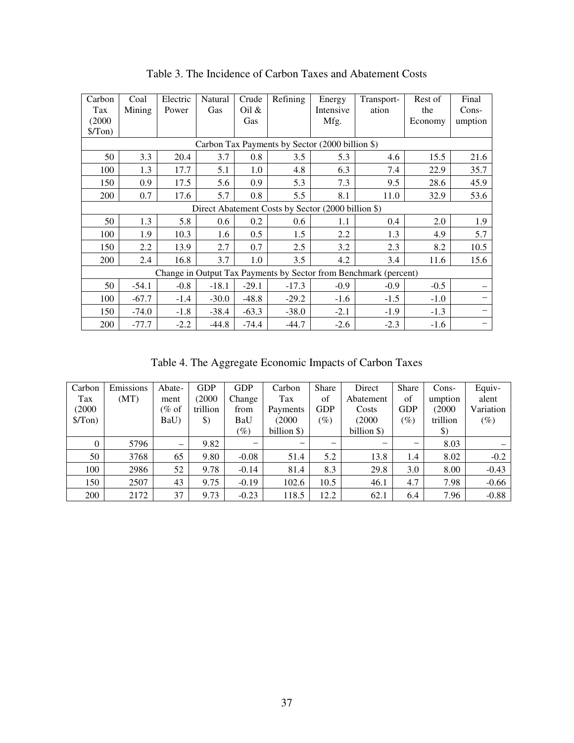Table 3. The Incidence of Carbon Taxes and Abatement Costs

| Carbon Tax (2000 $/Ton) | Coal Mining | Electric Power | Natural Gas | Crude Oil & Gas | Refining | Energy Intensive Mfg. | Transport-ation | Rest of the Economy | Final Cons-umption |
|---|---|---|---|---|---|---|---|---|---|
| Carbon Tax Payments by Sector (2000 billion $) | | | | | | | | | |
| 50 | 3.3 | 20.4 | 3.7 | 0.8 | 3.5 | 5.3 | 4.6 | 15.5 | 21.6 |
| 100 | 1.3 | 17.7 | 5.1 | 1.0 | 4.8 | 6.3 | 7.4 | 22.9 | 35.7 |
| 150 | 0.9 | 17.5 | 5.6 | 0.9 | 5.3 | 7.3 | 9.5 | 28.6 | 45.9 |
| 200 | 0.7 | 17.6 | 5.7 | 0.8 | 5.5 | 8.1 | 11.0 | 32.9 | 53.6 |
| Direct Abatement Costs by Sector (2000 billion $) | | | | | | | | | |
| 50 | 1.3 | 5.8 | 0.6 | 0.2 | 0.6 | 1.1 | 0.4 | 2.0 | 1.9 |
| 100 | 1.9 | 10.3 | 1.6 | 0.5 | 1.5 | 2.2 | 1.3 | 4.9 | 5.7 |
| 150 | 2.2 | 13.9 | 2.7 | 0.7 | 2.5 | 3.2 | 2.3 | 8.2 | 10.5 |
| 200 | 2.4 | 16.8 | 3.7 | 1.0 | 3.5 | 4.2 | 3.4 | 11.6 | 15.6 |
| Change in Output Tax Payments by Sector from Benchmark (percent) | | | | | | | | | |
| 50 | -54.1 | -0.8 | -18.1 | -29.1 | -17.3 | -0.9 | -0.9 | -0.5 | – |
| 100 | -67.7 | -1.4 | -30.0 | -48.8 | -29.2 | -1.6 | -1.5 | -1.0 | – |
| 150 | -74.0 | -1.8 | -38.4 | -63.3 | -38.0 | -2.1 | -1.9 | -1.3 | – |
| 200 | -77.7 | -2.2 | -44.8 | -74.4 | -44.7 | -2.6 | -2.3 | -1.6 | – |

Table 4. The Aggregate Economic Impacts of Carbon Taxes

| Carbon Tax (2000 $/Ton) | Emissions (MT) | Abate-ment (% of BaU) | GDP (2000 trillion $) | GDP Change from BaU (%) | Carbon Tax Payments (2000 billion $) | Share of GDP (%) | Direct Abatement Costs (2000 billion $) | Share of GDP (%) | Cons-umption (2000 trillion $) | Equiv-alent Variation (%) |
|---|---|---|---|---|---|---|---|---|---|---|
| 0 | 5796 | – | 9.82 | – | – | – | – | – | 8.03 | – |
| 50 | 3768 | 65 | 9.80 | -0.08 | 51.4 | 5.2 | 13.8 | 1.4 | 8.02 | -0.2 |
| 100 | 2986 | 52 | 9.78 | -0.14 | 81.4 | 8.3 | 29.8 | 3.0 | 8.00 | -0.43 |
| 150 | 2507 | 43 | 9.75 | -0.19 | 102.6 | 10.5 | 46.1 | 4.7 | 7.98 | -0.66 |
| 200 | 2172 | 37 | 9.73 | -0.23 | 118.5 | 12.2 | 62.1 | 6.4 | 7.96 | -0.88 |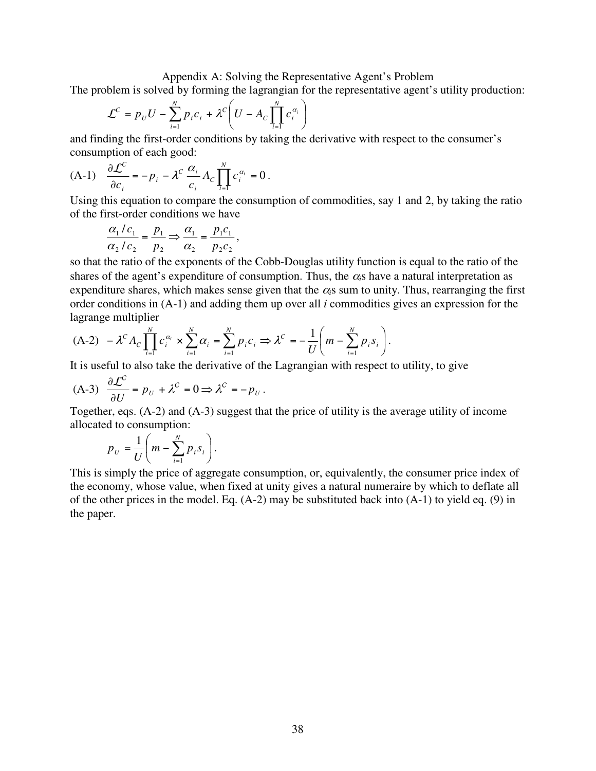# Appendix A: Solving the Representative Agent's Problem

The problem is solved by forming the lagrangian for the representative agent's utility production:

$$\mathcal{L}^C = p_U U - \sum_{i=1}^{N} p_i c_i + \lambda^C \left( U - A_C \prod_{i=1}^{N} c_i^{\alpha_i} \right)$$

and finding the first-order conditions by taking the derivative with respect to the consumer's consumption of each good:

$$\text{(A-1)} \quad \frac{\partial \mathcal{L}^C}{\partial c_i} = -p_i - \lambda^C \frac{\alpha_i}{c_i} A_C \prod_{i=1}^{N} c_i^{\alpha_i} = 0 .$$

Using this equation to compare the consumption of commodities, say 1 and 2, by taking the ratio of the first-order conditions we have

$$\frac{\alpha_1 / c_1}{\alpha_2 / c_2} = \frac{p_1}{p_2} \Rightarrow \frac{\alpha_1}{\alpha_2} = \frac{p_1 c_1}{p_2 c_2} ,$$

so that the ratio of the exponents of the Cobb-Douglas utility function is equal to the ratio of the shares of the agent's expenditure of consumption. Thus, the $\alpha_i$s have a natural interpretation as expenditure shares, which makes sense given that the $\alpha_i$s sum to unity. Thus, rearranging the first order conditions in (A-1) and adding them up over all *i* commodities gives an expression for the lagrange multiplier

$$\text{(A-2)} \quad -\lambda^C A_C \prod_{i=1}^{N} c_i^{\alpha_i} \times \sum_{i=1}^{N} \alpha_i = \sum_{i=1}^{N} p_i c_i \Rightarrow \lambda^C = -\frac{1}{U} \left( m - \sum_{i=1}^{N} p_i s_i \right) .$$

It is useful to also take the derivative of the Lagrangian with respect to utility, to give

$$\text{(A-3)} \quad \frac{\partial \mathcal{L}^C}{\partial U} = p_U + \lambda^C = 0 \Rightarrow \lambda^C = -p_U .$$

Together, eqs. (A-2) and (A-3) suggest that the price of utility is the average utility of income allocated to consumption:

$$p_U = \frac{1}{U} \left( m - \sum_{i=1}^{N} p_i s_i \right) .$$

This is simply the price of aggregate consumption, or, equivalently, the consumer price index of the economy, whose value, when fixed at unity gives a natural numeraire by which to deflate all of the other prices in the model. Eq. (A-2) may be substituted back into (A-1) to yield eq. (9) in the paper.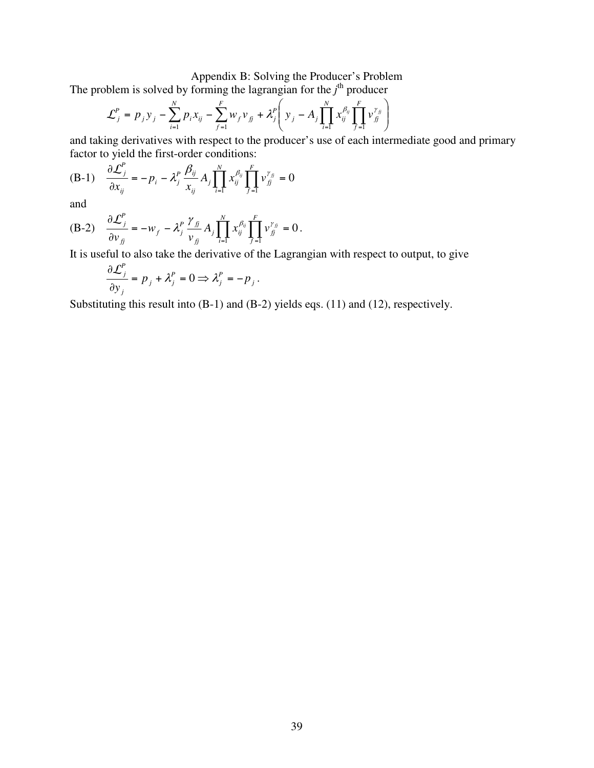# Appendix B: Solving the Producer's Problem

The problem is solved by forming the lagrangian for the $j^{\text{th}}$ producer

$$\mathcal{L}_j^P = p_j y_j - \sum_{i=1}^{N} p_i x_{ij} - \sum_{f=1}^{F} w_f v_{fj} + \lambda_j^P \left( y_j - A_j \prod_{i=1}^{N} x_{ij}^{\beta_{ij}} \prod_{f=1}^{F} v_{fj}^{\gamma_{fj}} \right)$$

and taking derivatives with respect to the producer's use of each intermediate good and primary factor to yield the first-order conditions:

$$\text{(B-1)} \quad \frac{\partial \mathcal{L}_j^P}{\partial x_{ij}} = -p_i - \lambda_j^P \frac{\beta_{ij}}{x_{ij}} A_j \prod_{i=1}^{N} x_{ij}^{\beta_{ij}} \prod_{f=1}^{F} v_{fj}^{\gamma_{fj}} = 0$$

and

$$\text{(B-2)} \quad \frac{\partial \mathcal{L}_j^P}{\partial v_{fj}} = -w_f - \lambda_j^P \frac{\gamma_{fj}}{v_{fj}} A_j \prod_{i=1}^{N} x_{ij}^{\beta_{ij}} \prod_{f=1}^{F} v_{fj}^{\gamma_{fj}} = 0.$$

It is useful to also take the derivative of the Lagrangian with respect to output, to give

$$\frac{\partial \mathcal{L}_j^P}{\partial y_j} = p_j + \lambda_j^P = 0 \Rightarrow \lambda_j^P = -p_j.$$

Substituting this result into (B-1) and (B-2) yields eqs. (11) and (12), respectively.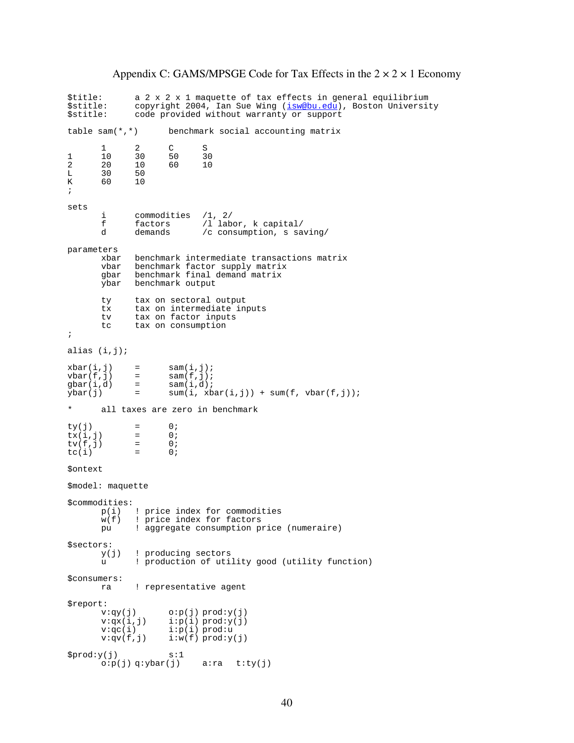# Appendix C: GAMS/MPSGE Code for Tax Effects in the $2 \times 2 \times 1$ Economy

```
$title:      a 2 x 2 x 1 maquette of tax effects in general equilibrium
$stitle:     copyright 2004, Ian Sue Wing (isw@bu.edu), Boston University
$stitle:     code provided without warranty or support

table sam(*,*)      benchmark social accounting matrix

      1      2      C      S
1     10     30     50     30
2     20     10     60     10
L     30     50
K     60     10
;

sets
      i      commodities  /1, 2/
      f      factors      /l labor, k capital/
      d      demands      /c consumption, s saving/

parameters
      xbar   benchmark intermediate transactions matrix
      vbar   benchmark factor supply matrix
      gbar   benchmark final demand matrix
      ybar   benchmark output

      ty     tax on sectoral output
      tx     tax on intermediate inputs
      tv     tax on factor inputs
      tc     tax on consumption
;

alias (i,j);

xbar(i,j)    =      sam(i,j);
vbar(f,j)    =      sam(f,j);
gbar(i,d)    =      sam(i,d);
ybar(j)      =      sum(i, xbar(i,j)) + sum(f, vbar(f,j));

*      all taxes are zero in benchmark

ty(j)        =      0;
tx(i,j)      =      0;
tv(f,j)      =      0;
tc(i)        =      0;

$ontext

$model: maquette

$commodities:
      p(i)   ! price index for commodities
      w(f)   ! price index for factors
      pu     ! aggregate consumption price (numeraire)

$sectors:
      y(j)   ! producing sectors
      u      ! production of utility good (utility function)

$consumers:
      ra     ! representative agent

$report:
      v:qy(j)       o:p(j) prod:y(j)
      v:qx(i,j)     i:p(i) prod:y(j)
      v:qc(i)       i:p(i) prod:u
      v:qv(f,j)     i:w(f) prod:y(j)

$prod:y(j)          s:1
      o:p(j) q:ybar(j)    a:ra   t:ty(j)
```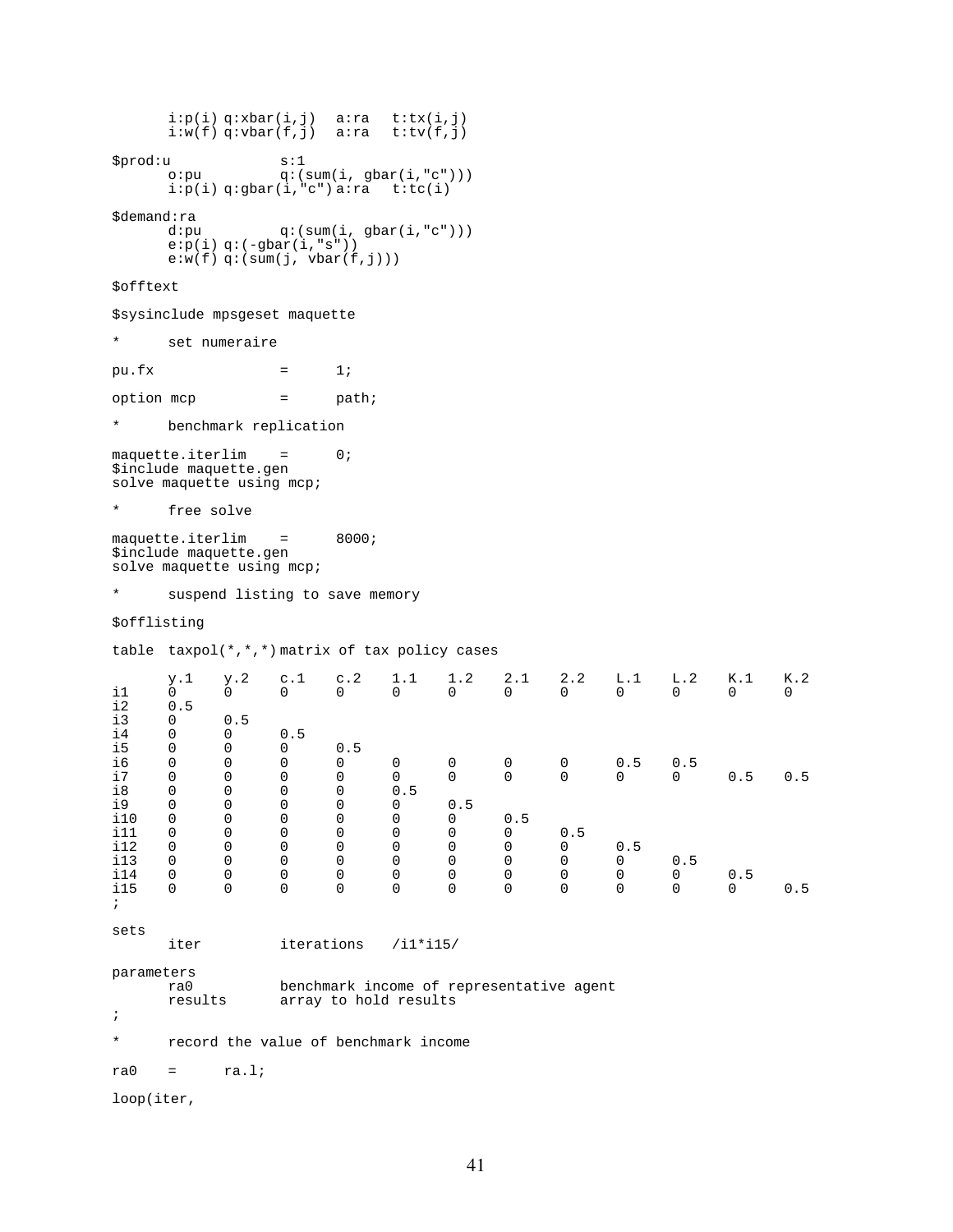```
      i:p(i) q:xbar(i,j)  a:ra   t:tx(i,j)
      i:w(f) q:vbar(f,j)  a:ra   t:tv(f,j)

$prod:u             s:1
      o:pu          q:(sum(i, gbar(i,"c")))
      i:p(i) q:gbar(i,"c") a:ra   t:tc(i)

$demand:ra
      d:pu          q:(sum(i, gbar(i,"c")))
      e:p(i) q:(-gbar(i,"s"))
      e:w(f) q:(sum(j, vbar(f,j)))

$offtext

$sysinclude mpsgeset maquette

*     set numeraire

pu.fx               =     1;

option mcp          =     path;

*     benchmark replication

maquette.iterlim    =     0;
$include maquette.gen
solve maquette using mcp;

*     free solve

maquette.iterlim    =     8000;
$include maquette.gen
solve maquette using mcp;

*     suspend listing to save memory

$offlisting

table  taxpol(*,*,*) matrix of tax policy cases

      y.1   y.2   c.1   c.2   1.1   1.2   2.1   2.2   L.1   L.2   K.1   K.2
i1    0     0     0     0     0     0     0     0     0     0     0     0
i2    0.5
i3    0     0.5
i4    0     0     0.5
i5    0     0     0     0.5
i6    0     0     0     0     0     0     0     0     0.5   0.5
i7    0     0     0     0     0     0     0     0     0     0     0.5   0.5
i8    0     0     0     0     0.5
i9    0     0     0     0     0     0.5
i10   0     0     0     0     0     0     0.5
i11   0     0     0     0     0     0     0     0.5
i12   0     0     0     0     0     0     0     0     0.5
i13   0     0     0     0     0     0     0     0     0     0.5
i14   0     0     0     0     0     0     0     0     0     0     0.5
i15   0     0     0     0     0     0     0     0     0     0     0     0.5
;

sets
      iter          iterations   /i1*i15/

parameters
      ra0           benchmark income of representative agent
      results       array to hold results
;

*     record the value of benchmark income

ra0   =     ra.l;

loop(iter,
```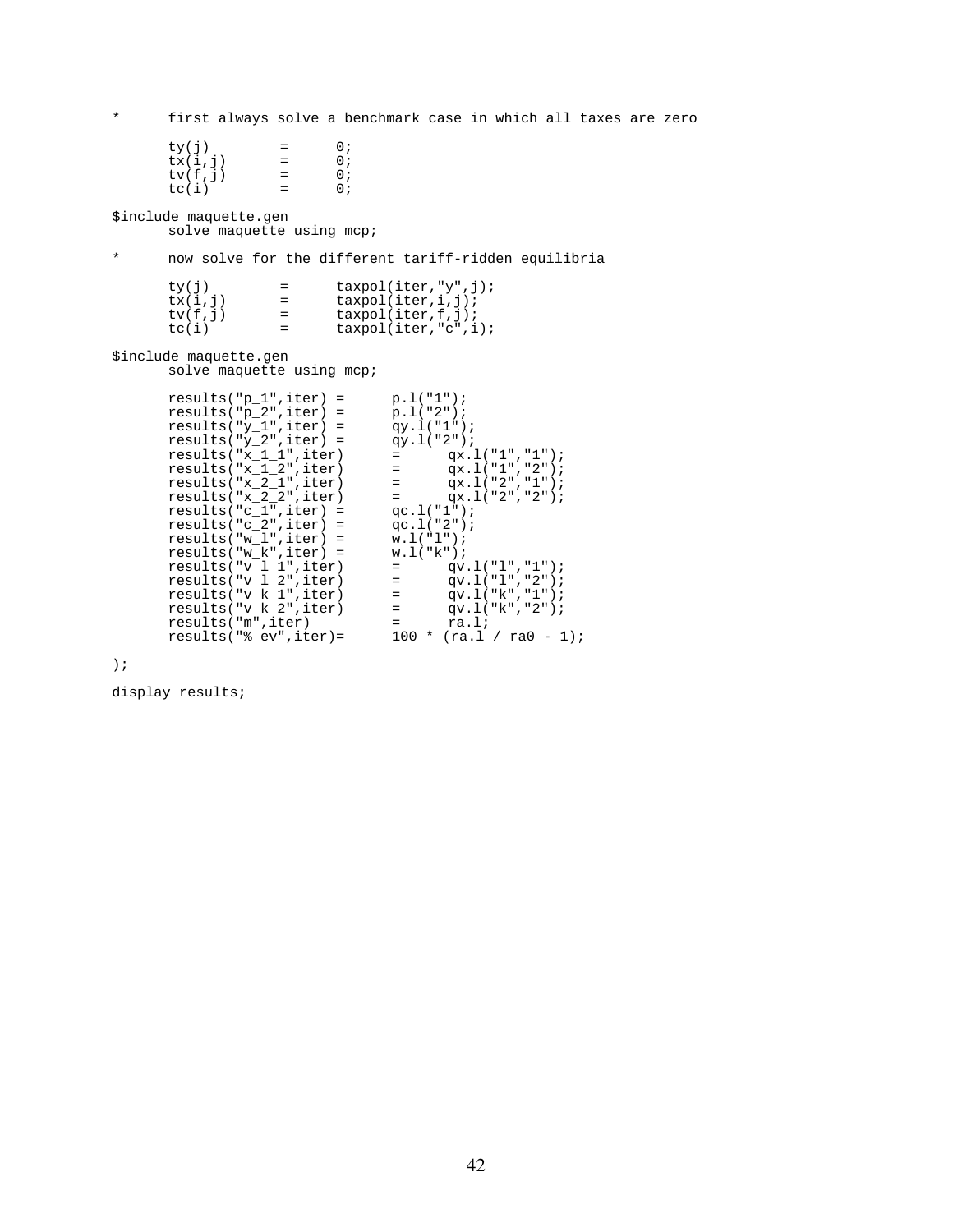```
*      first always solve a benchmark case in which all taxes are zero

       ty(j)        =      0;
       tx(i,j)      =      0;
       tv(f,j)      =      0;
       tc(i)        =      0;

$include maquette.gen
       solve maquette using mcp;

*      now solve for the different tariff-ridden equilibria

       ty(j)        =      taxpol(iter,"y",j);
       tx(i,j)      =      taxpol(iter,i,j);
       tv(f,j)      =      taxpol(iter,f,j);
       tc(i)        =      taxpol(iter,"c",i);

$include maquette.gen
       solve maquette using mcp;

       results("p_1",iter) =      p.l("1");
       results("p_2",iter) =      p.l("2");
       results("y_1",iter) =      qy.l("1");
       results("y_2",iter) =      qy.l("2");
       results("x_1_1",iter)      =      qx.l("1","1");
       results("x_1_2",iter)      =      qx.l("1","2");
       results("x_2_1",iter)      =      qx.l("2","1");
       results("x_2_2",iter)      =      qx.l("2","2");
       results("c_1",iter) =      qc.l("1");
       results("c_2",iter) =      qc.l("2");
       results("w_l",iter) =      w.l("l");
       results("w_k",iter) =      w.l("k");
       results("v_l_1",iter)      =      qv.l("l","1");
       results("v_l_2",iter)      =      qv.l("l","2");
       results("v_k_1",iter)      =      qv.l("k","1");
       results("v_k_2",iter)      =      qv.l("k","2");
       results("m",iter)          =      ra.l;
       results("% ev",iter)=      100 * (ra.l / ra0 - 1);

);

display results;
```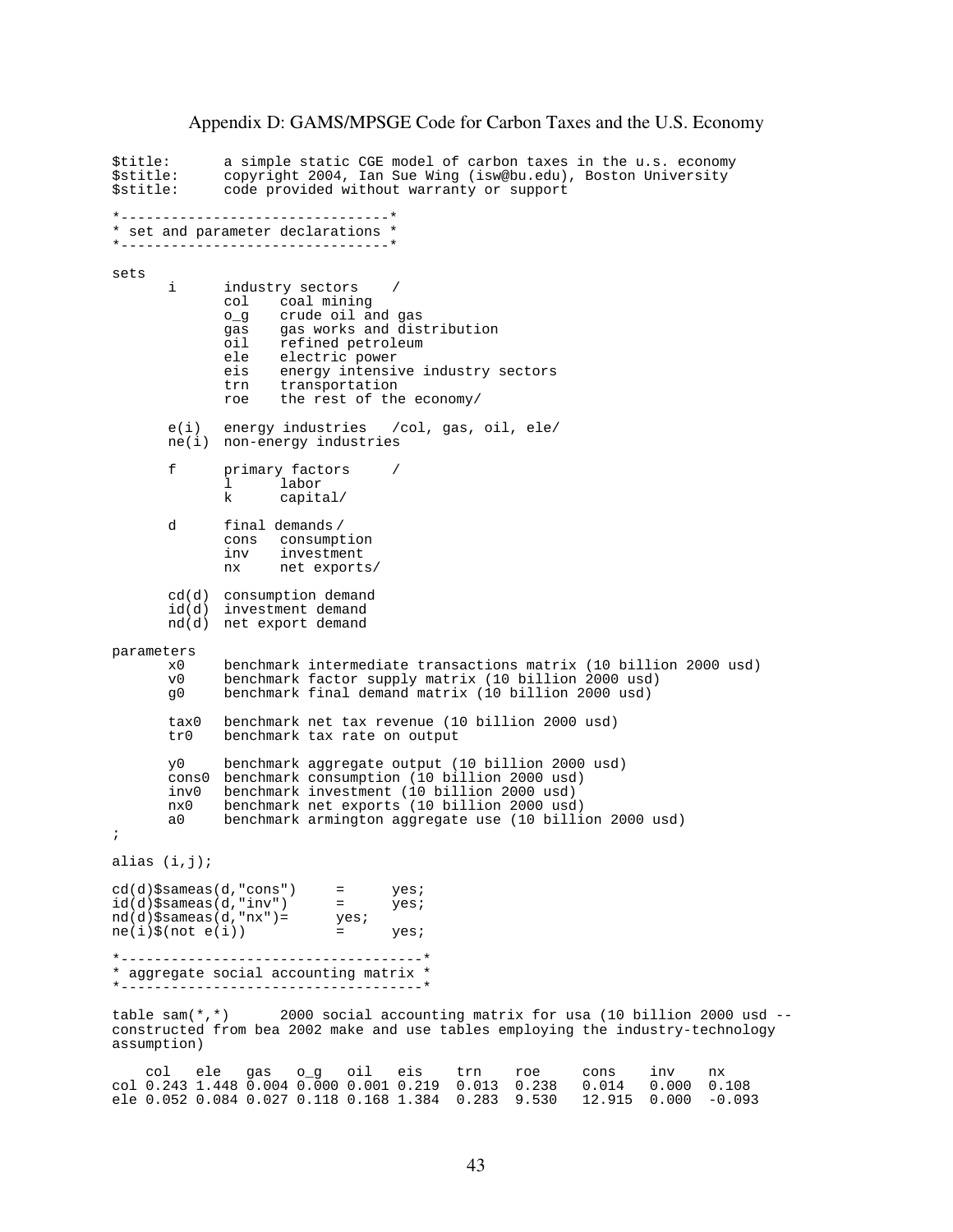# Appendix D: GAMS/MPSGE Code for Carbon Taxes and the U.S. Economy

```
$title:      a simple static CGE model of carbon taxes in the u.s. economy
$stitle:     copyright 2004, Ian Sue Wing (isw@bu.edu), Boston University
$stitle:     code provided without warranty or support

*--------------------------------*
* set and parameter declarations *
*--------------------------------*

sets
      i      industry sectors    /
             col    coal mining
             o_g    crude oil and gas
             gas    gas works and distribution
             oil    refined petroleum
             ele    electric power
             eis    energy intensive industry sectors
             trn    transportation
             roe    the rest of the economy/

      e(i)   energy industries   /col, gas, oil, ele/
      ne(i)  non-energy industries

      f      primary factors     /
             l      labor
             k      capital/

      d      final demands /
             cons   consumption
             inv    investment
             nx     net exports/

      cd(d)  consumption demand
      id(d)  investment demand
      nd(d)  net export demand

parameters
      x0     benchmark intermediate transactions matrix (10 billion 2000 usd)
      v0     benchmark factor supply matrix (10 billion 2000 usd)
      g0     benchmark final demand matrix (10 billion 2000 usd)

      tax0   benchmark net tax revenue (10 billion 2000 usd)
      tr0    benchmark tax rate on output

      y0     benchmark aggregate output (10 billion 2000 usd)
      cons0  benchmark consumption (10 billion 2000 usd)
      inv0   benchmark investment (10 billion 2000 usd)
      nx0    benchmark net exports (10 billion 2000 usd)
      a0     benchmark armington aggregate use (10 billion 2000 usd)
;

alias (i,j);

cd(d)$sameas(d,"cons")     =      yes;
id(d)$sameas(d,"inv")      =      yes;
nd(d)$sameas(d,"nx")=      yes;
ne(i)$(not e(i))           =      yes;

*------------------------------------*
* aggregate social accounting matrix *
*------------------------------------*

table sam(*,*)      2000 social accounting matrix for usa (10 billion 2000 usd --
constructed from bea 2002 make and use tables employing the industry-technology
assumption)

    col   ele   gas   o_g   oil   eis    trn    roe     cons    inv    nx
col 0.243 1.448 0.004 0.000 0.001 0.219  0.013  0.238   0.014   0.000  0.108
ele 0.052 0.084 0.027 0.118 0.168 1.384  0.283  9.530   12.915  0.000  -0.093
```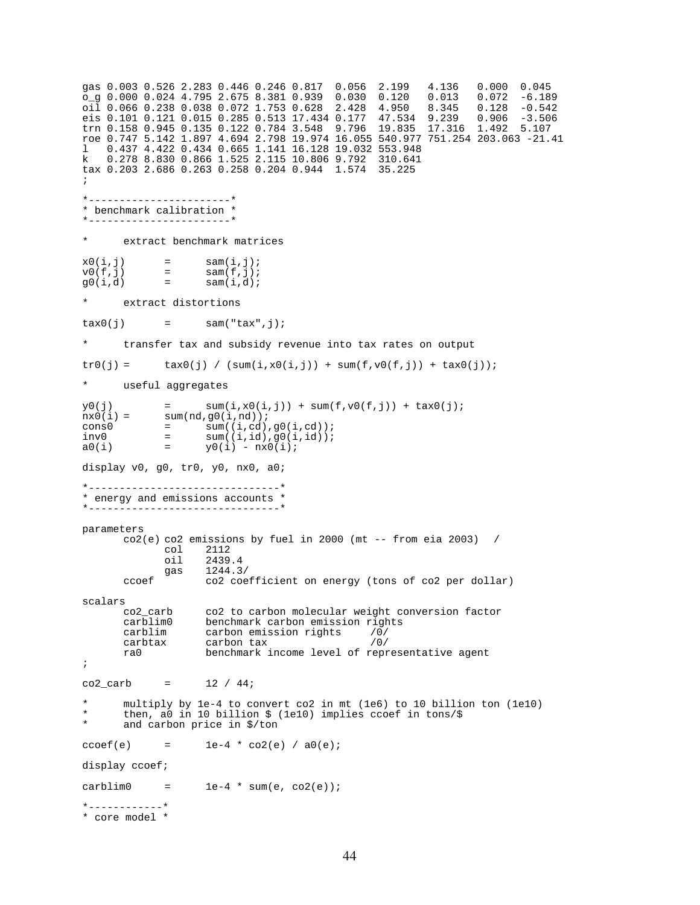```
gas 0.003 0.526 2.283 0.446 0.246 0.817  0.056  2.199   4.136   0.000  0.045
o_g 0.000 0.024 4.795 2.675 8.381 0.939  0.030  0.120   0.013   0.072  -6.189
oil 0.066 0.238 0.038 0.072 1.753 0.628  2.428  4.950   8.345   0.128  -0.542
eis 0.101 0.121 0.015 0.285 0.513 17.434 0.177  47.534  9.239   0.906  -3.506
trn 0.158 0.945 0.135 0.122 0.784 3.548  9.796  19.835  17.316  1.492  5.107
roe 0.747 5.142 1.897 4.694 2.798 19.974 16.055 540.977 751.254 203.063 -21.41
l   0.437 4.422 0.434 0.665 1.141 16.128 19.032 553.948
k   0.278 8.830 0.866 1.525 2.115 10.806 9.792  310.641
tax 0.203 2.686 0.263 0.258 0.204 0.944  1.574  35.225
;

*-----------------------*
* benchmark calibration *
*-----------------------*

*       extract benchmark matrices

x0(i,j)         =       sam(i,j);
v0(f,j)         =       sam(f,j);
g0(i,d)         =       sam(i,d);

*       extract distortions

tax0(j)         =       sam("tax",j);

*       transfer tax and subsidy revenue into tax rates on output

tr0(j) =        tax0(j) / (sum(i,x0(i,j)) + sum(f,v0(f,j)) + tax0(j));

*       useful aggregates

y0(j)           =       sum(i,x0(i,j)) + sum(f,v0(f,j)) + tax0(j);
nx0(i) =        sum(nd,g0(i,nd));
cons0           =       sum((i,cd),g0(i,cd));
inv0            =       sum((i,id),g0(i,id));
a0(i)           =       y0(i) - nx0(i);

display v0, g0, tr0, y0, nx0, a0;

*-------------------------------*
* energy and emissions accounts *
*-------------------------------*

parameters
        co2(e) co2 emissions by fuel in 2000 (mt -- from eia 2003)  /
                col     2112
                oil     2439.4
                gas     1244.3/
        ccoef           co2 coefficient on energy (tons of co2 per dollar)

scalars
        co2_carb        co2 to carbon molecular weight conversion factor
        carblim0        benchmark carbon emission rights
        carblim         carbon emission rights      /0/
        carbtax         carbon tax                  /0/
        ra0             benchmark income level of representative agent
;

co2_carb        =       12 / 44;

*       multiply by 1e-4 to convert co2 in mt (1e6) to 10 billion ton (1e10)
*       then, a0 in 10 billion $ (1e10) implies ccoef in tons/$
*       and carbon price in $/ton

ccoef(e)        =       1e-4 * co2(e) / a0(e);

display ccoef;

carblim0        =       1e-4 * sum(e, co2(e));

*------------*
* core model *
```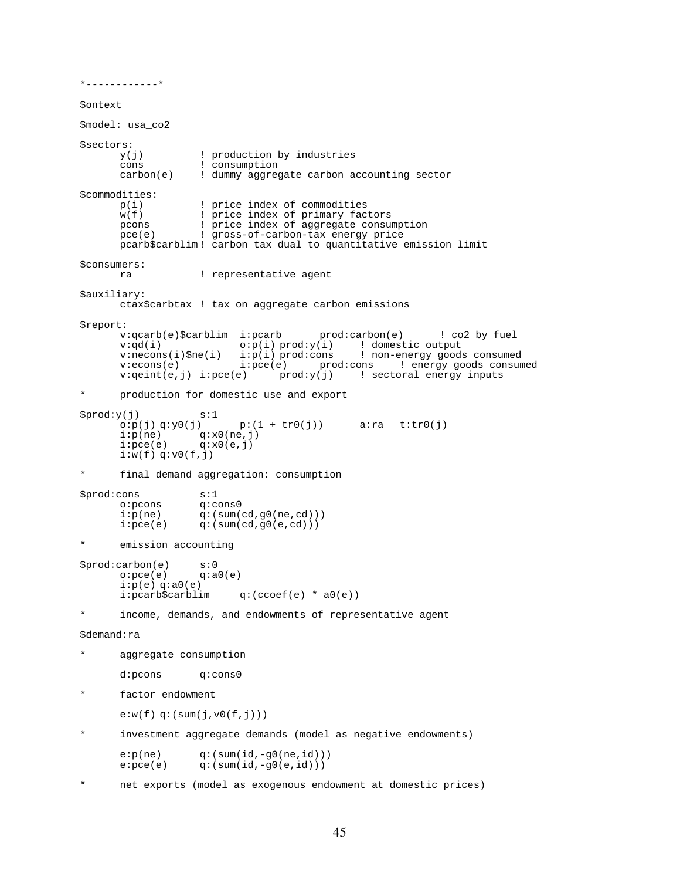```
*------------*

$ontext

$model: usa_co2

$sectors:
      y(j)          ! production by industries
      cons          ! consumption
      carbon(e)     ! dummy aggregate carbon accounting sector

$commodities:
      p(i)          ! price index of commodities
      w(f)          ! price index of primary factors
      pcons         ! price index of aggregate consumption
      pce(e)        ! gross-of-carbon-tax energy price
      pcarb$carblim ! carbon tax dual to quantitative emission limit

$consumers:
      ra            ! representative agent

$auxiliary:
      ctax$carbtax  ! tax on aggregate carbon emissions

$report:
      v:qcarb(e)$carblim  i:pcarb      prod:carbon(e)      ! co2 by fuel
      v:qd(i)             o:p(i) prod:y(i)     ! domestic output
      v:necons(i)$ne(i)   i:p(i) prod:cons     ! non-energy goods consumed
      v:econs(e)          i:pce(e)      prod:cons     ! energy goods consumed
      v:qeint(e,j) i:pce(e)      prod:y(j)     ! sectoral energy inputs

*     production for domestic use and export

$prod:y(j)          s:1
      o:p(j) q:y0(j)       p:(1 + tr0(j))      a:ra   t:tr0(j)
      i:p(ne)       q:x0(ne,j)
      i:pce(e)      q:x0(e,j)
      i:w(f) q:v0(f,j)

*     final demand aggregation: consumption

$prod:cons          s:1
      o:pcons       q:cons0
      i:p(ne)       q:(sum(cd,g0(ne,cd)))
      i:pce(e)      q:(sum(cd,g0(e,cd)))

*     emission accounting

$prod:carbon(e)     s:0
      o:pce(e)      q:a0(e)
      i:p(e) q:a0(e)
      i:pcarb$carblim      q:(ccoef(e) * a0(e))

*     income, demands, and endowments of representative agent

$demand:ra

*     aggregate consumption

      d:pcons       q:cons0

*     factor endowment

      e:w(f) q:(sum(j,v0(f,j)))

*     investment aggregate demands (model as negative endowments)

      e:p(ne)       q:(sum(id,-g0(ne,id)))
      e:pce(e)      q:(sum(id,-g0(e,id)))

*     net exports (model as exogenous endowment at domestic prices)
```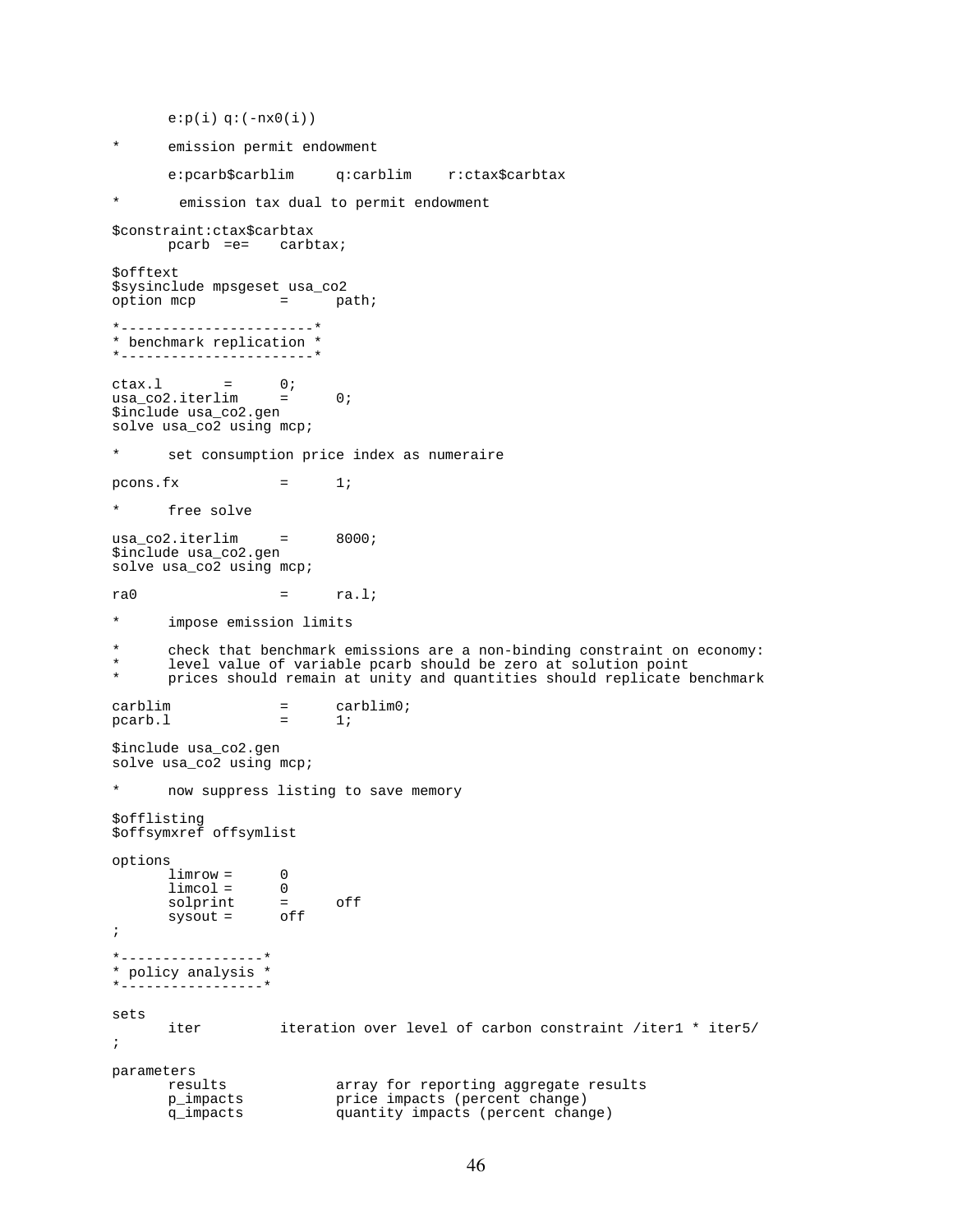```
      e:p(i) q:(-nx0(i))

*      emission permit endowment

      e:pcarb$carblim     q:carblim    r:ctax$carbtax

*       emission tax dual to permit endowment

$constraint:ctax$carbtax
      pcarb  =e=    carbtax;

$offtext
$sysinclude mpsgeset usa_co2
option mcp          =      path;

*-----------------------*
* benchmark replication *
*-----------------------*

ctax.l       =      0;
usa_co2.iterlim     =      0;
$include usa_co2.gen
solve usa_co2 using mcp;

*      set consumption price index as numeraire

pcons.fx           =      1;

*      free solve

usa_co2.iterlim     =      8000;
$include usa_co2.gen
solve usa_co2 using mcp;

ra0                =      ra.l;

*      impose emission limits

*      check that benchmark emissions are a non-binding constraint on economy:
*      level value of variable pcarb should be zero at solution point
*      prices should remain at unity and quantities should replicate benchmark

carblim            =      carblim0;
pcarb.l            =      1;

$include usa_co2.gen
solve usa_co2 using mcp;

*      now suppress listing to save memory

$offlisting
$offsymxref offsymlist

options
      limrow =      0
      limcol =      0
      solprint      =      off
      sysout =      off
;

*-----------------*
* policy analysis *
*-----------------*

sets
      iter         iteration over level of carbon constraint /iter1 * iter5/
;

parameters
      results             array for reporting aggregate results
      p_impacts           price impacts (percent change)
      q_impacts           quantity impacts (percent change)
```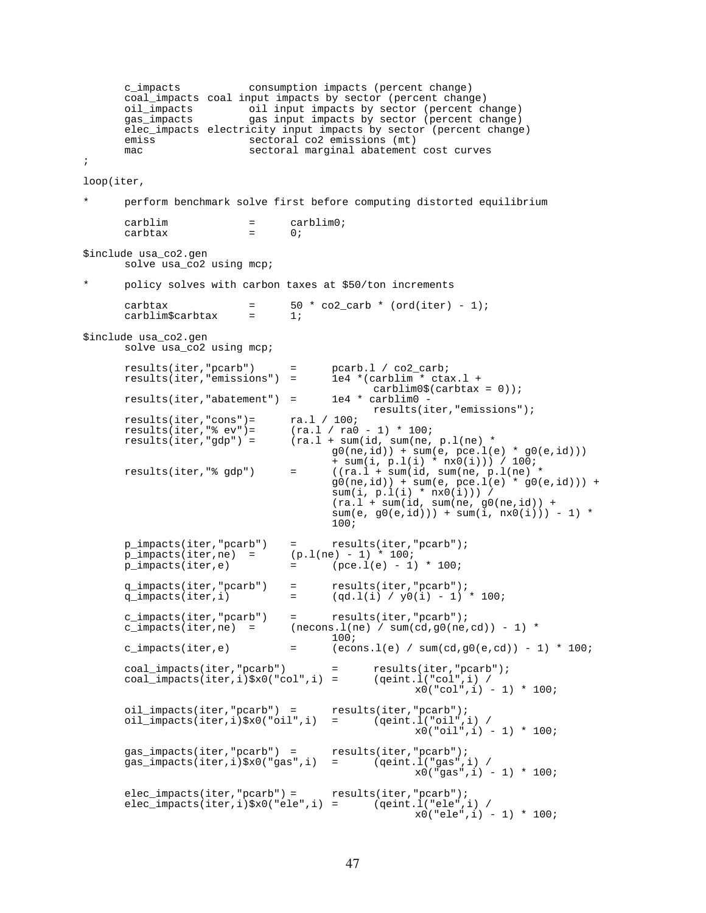```
      c_impacts           consumption impacts (percent change)
      coal_impacts  coal input impacts by sector (percent change)
      oil_impacts         oil input impacts by sector (percent change)
      gas_impacts         gas input impacts by sector (percent change)
      elec_impacts  electricity input impacts by sector (percent change)
      emiss               sectoral co2 emissions (mt)
      mac                 sectoral marginal abatement cost curves
;

loop(iter,

*     perform benchmark solve first before computing distorted equilibrium

      carblim             =      carblim0;
      carbtax             =      0;

$include usa_co2.gen
      solve usa_co2 using mcp;

*     policy solves with carbon taxes at $50/ton increments

      carbtax             =      50 * co2_carb * (ord(iter) - 1);
      carblim$carbtax     =      1;

$include usa_co2.gen
      solve usa_co2 using mcp;

      results(iter,"pcarb")      =      pcarb.l / co2_carb;
      results(iter,"emissions")  =      1e4 *(carblim * ctax.l +
                                               carblim0$(carbtax = 0));
      results(iter,"abatement")  =      1e4 * carblim0 -
                                               results(iter,"emissions");
      results(iter,"cons")=      ra.l / 100;
      results(iter,"% ev")=      (ra.l / ra0 - 1) * 100;
      results(iter,"gdp") =      (ra.l + sum(id, sum(ne, p.l(ne) *
                                        g0(ne,id)) + sum(e, pce.l(e) * g0(e,id)))
                                        + sum(i, p.l(i) * nx0(i))) / 100;
      results(iter,"% gdp")      =      ((ra.l + sum(id, sum(ne, p.l(ne) *
                                        g0(ne,id)) + sum(e, pce.l(e) * g0(e,id))) +
                                        sum(i, p.l(i) * nx0(i))) /
                                        (ra.l + sum(id, sum(ne, g0(ne,id)) +
                                        sum(e, g0(e,id))) + sum(i, nx0(i))) - 1) *
                                        100;

      p_impacts(iter,"pcarb")    =      results(iter,"pcarb");
      p_impacts(iter,ne)  =      (p.l(ne) - 1) * 100;
      p_impacts(iter,e)          =      (pce.l(e) - 1) * 100;

      q_impacts(iter,"pcarb")    =      results(iter,"pcarb");
      q_impacts(iter,i)          =      (qd.l(i) / y0(i) - 1) * 100;

      c_impacts(iter,"pcarb")    =      results(iter,"pcarb");
      c_impacts(iter,ne)  =      (necons.l(ne) / sum(cd,g0(ne,cd)) - 1) *
                                        100;
      c_impacts(iter,e)          =      (econs.l(e) / sum(cd,g0(e,cd)) - 1) * 100;

      coal_impacts(iter,"pcarb")        =      results(iter,"pcarb");
      coal_impacts(iter,i)$x0("col",i) =      (qeint.l("col",i) /
                                                      x0("col",i) - 1) * 100;

      oil_impacts(iter,"pcarb")  =      results(iter,"pcarb");
      oil_impacts(iter,i)$x0("oil",i)  =      (qeint.l("oil",i) /
                                                      x0("oil",i) - 1) * 100;

      gas_impacts(iter,"pcarb")  =      results(iter,"pcarb");
      gas_impacts(iter,i)$x0("gas",i)  =      (qeint.l("gas",i) /
                                                      x0("gas",i) - 1) * 100;

      elec_impacts(iter,"pcarb") =      results(iter,"pcarb");
      elec_impacts(iter,i)$x0("ele",i) =      (qeint.l("ele",i) /
                                                      x0("ele",i) - 1) * 100;
```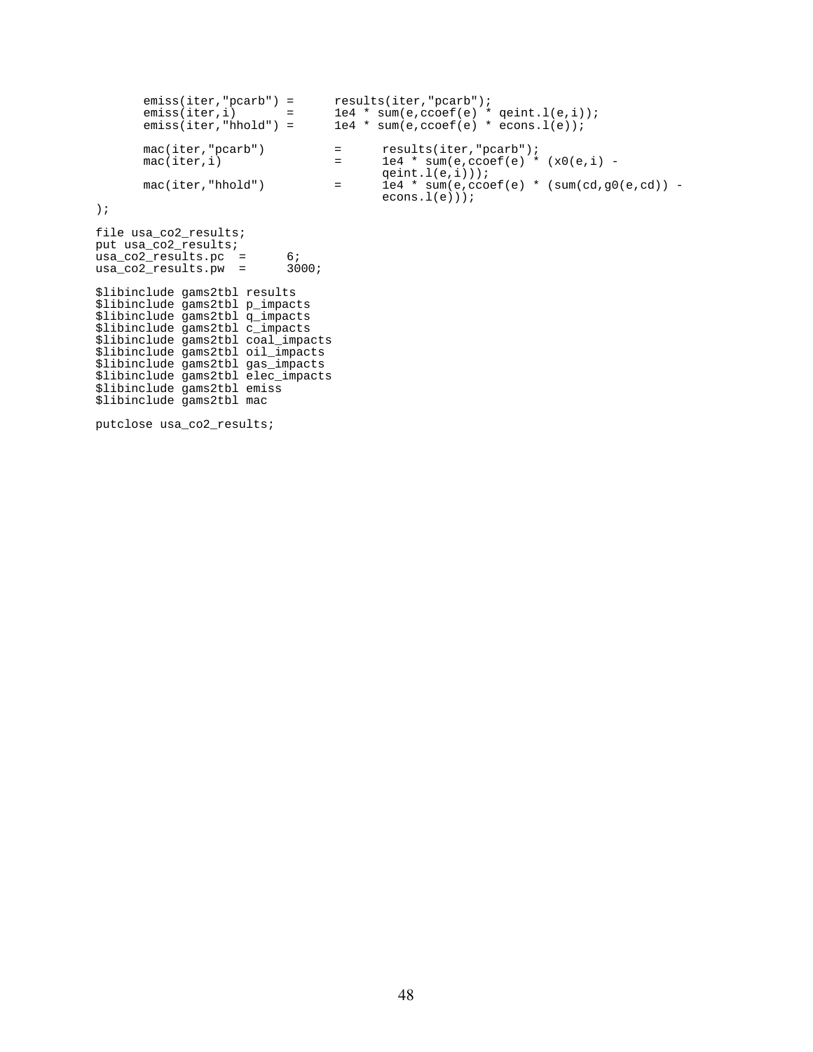```
      emiss(iter,"pcarb") =      results(iter,"pcarb");
      emiss(iter,i)       =      1e4 * sum(e,ccoef(e) * qeint.l(e,i));
      emiss(iter,"hhold") =      1e4 * sum(e,ccoef(e) * econs.l(e));

      mac(iter,"pcarb")          =      results(iter,"pcarb");
      mac(iter,i)                =      1e4 * sum(e,ccoef(e) * (x0(e,i) -
                                        qeint.l(e,i)));
      mac(iter,"hhold")          =      1e4 * sum(e,ccoef(e) * (sum(cd,g0(e,cd)) -
                                        econs.l(e)));
);

file usa_co2_results;
put usa_co2_results;
usa_co2_results.pc  =      6;
usa_co2_results.pw  =      3000;

$libinclude gams2tbl results
$libinclude gams2tbl p_impacts
$libinclude gams2tbl q_impacts
$libinclude gams2tbl c_impacts
$libinclude gams2tbl coal_impacts
$libinclude gams2tbl oil_impacts
$libinclude gams2tbl gas_impacts
$libinclude gams2tbl elec_impacts
$libinclude gams2tbl emiss
$libinclude gams2tbl mac

putclose usa_co2_results;
```